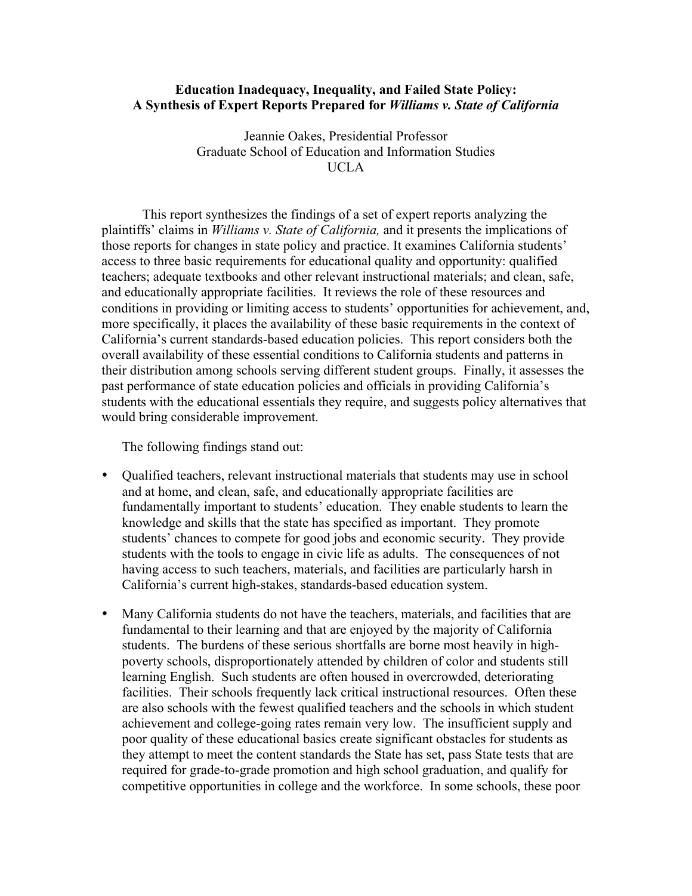# Education Inadequacy, Inequality, and Failed State Policy: A Synthesis of Expert Reports Prepared for *Williams v. State of California*

Jeannie Oakes, Presidential Professor
Graduate School of Education and Information Studies
UCLA

This report synthesizes the findings of a set of expert reports analyzing the plaintiffs' claims in *Williams v. State of California,* and it presents the implications of those reports for changes in state policy and practice. It examines California students' access to three basic requirements for educational quality and opportunity: qualified teachers; adequate textbooks and other relevant instructional materials; and clean, safe, and educationally appropriate facilities. It reviews the role of these resources and conditions in providing or limiting access to students' opportunities for achievement, and, more specifically, it places the availability of these basic requirements in the context of California's current standards-based education policies. This report considers both the overall availability of these essential conditions to California students and patterns in their distribution among schools serving different student groups. Finally, it assesses the past performance of state education policies and officials in providing California's students with the educational essentials they require, and suggests policy alternatives that would bring considerable improvement.

The following findings stand out:

- Qualified teachers, relevant instructional materials that students may use in school and at home, and clean, safe, and educationally appropriate facilities are fundamentally important to students' education. They enable students to learn the knowledge and skills that the state has specified as important. They promote students' chances to compete for good jobs and economic security. They provide students with the tools to engage in civic life as adults. The consequences of not having access to such teachers, materials, and facilities are particularly harsh in California's current high-stakes, standards-based education system.

- Many California students do not have the teachers, materials, and facilities that are fundamental to their learning and that are enjoyed by the majority of California students. The burdens of these serious shortfalls are borne most heavily in high-poverty schools, disproportionately attended by children of color and students still learning English. Such students are often housed in overcrowded, deteriorating facilities. Their schools frequently lack critical instructional resources. Often these are also schools with the fewest qualified teachers and the schools in which student achievement and college-going rates remain very low. The insufficient supply and poor quality of these educational basics create significant obstacles for students as they attempt to meet the content standards the State has set, pass State tests that are required for grade-to-grade promotion and high school graduation, and qualify for competitive opportunities in college and the workforce. In some schools, these poor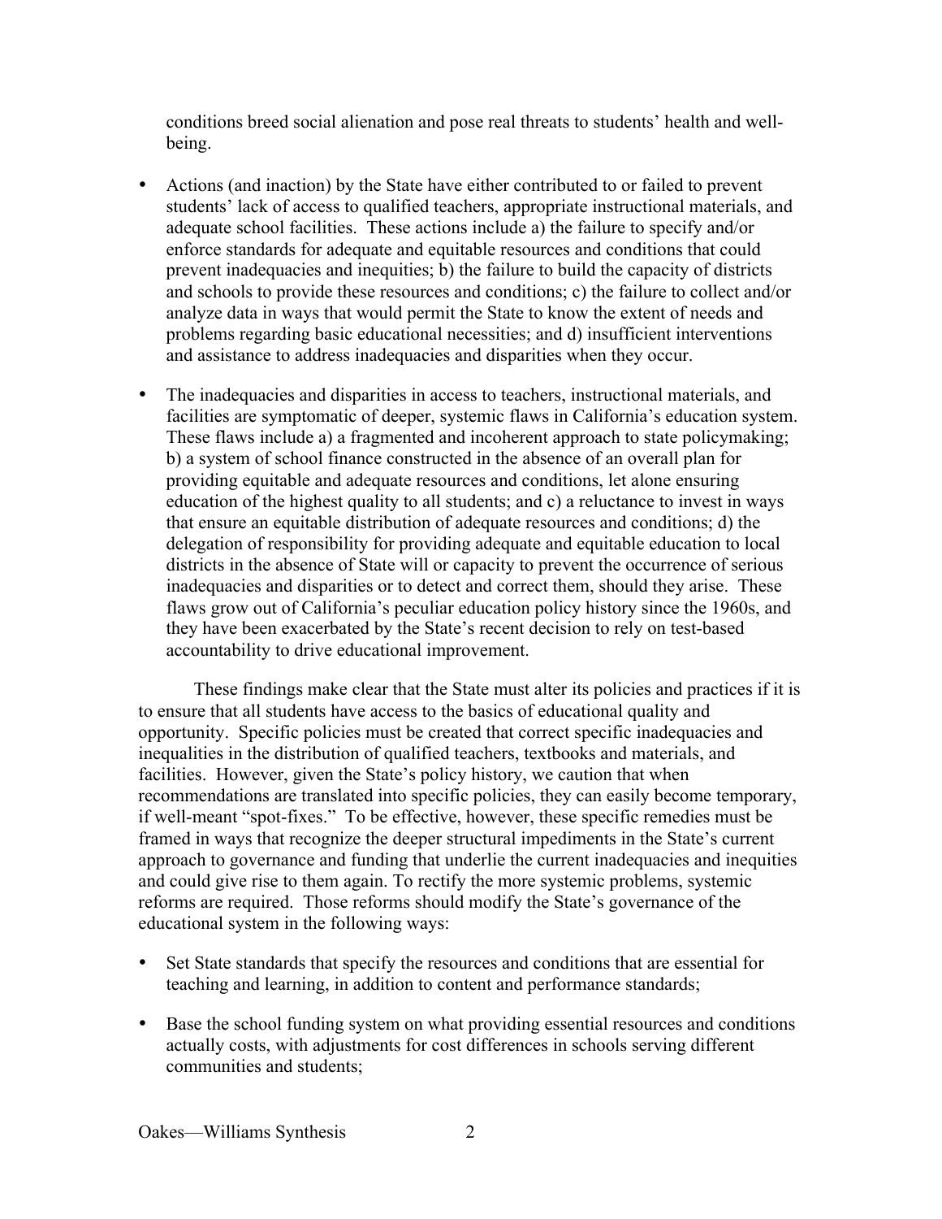conditions breed social alienation and pose real threats to students' health and well-being.

- Actions (and inaction) by the State have either contributed to or failed to prevent students' lack of access to qualified teachers, appropriate instructional materials, and adequate school facilities. These actions include a) the failure to specify and/or enforce standards for adequate and equitable resources and conditions that could prevent inadequacies and inequities; b) the failure to build the capacity of districts and schools to provide these resources and conditions; c) the failure to collect and/or analyze data in ways that would permit the State to know the extent of needs and problems regarding basic educational necessities; and d) insufficient interventions and assistance to address inadequacies and disparities when they occur.

- The inadequacies and disparities in access to teachers, instructional materials, and facilities are symptomatic of deeper, systemic flaws in California's education system. These flaws include a) a fragmented and incoherent approach to state policymaking; b) a system of school finance constructed in the absence of an overall plan for providing equitable and adequate resources and conditions, let alone ensuring education of the highest quality to all students; and c) a reluctance to invest in ways that ensure an equitable distribution of adequate resources and conditions; d) the delegation of responsibility for providing adequate and equitable education to local districts in the absence of State will or capacity to prevent the occurrence of serious inadequacies and disparities or to detect and correct them, should they arise. These flaws grow out of California's peculiar education policy history since the 1960s, and they have been exacerbated by the State's recent decision to rely on test-based accountability to drive educational improvement.

These findings make clear that the State must alter its policies and practices if it is to ensure that all students have access to the basics of educational quality and opportunity. Specific policies must be created that correct specific inadequacies and inequalities in the distribution of qualified teachers, textbooks and materials, and facilities. However, given the State's policy history, we caution that when recommendations are translated into specific policies, they can easily become temporary, if well-meant "spot-fixes." To be effective, however, these specific remedies must be framed in ways that recognize the deeper structural impediments in the State's current approach to governance and funding that underlie the current inadequacies and inequities and could give rise to them again. To rectify the more systemic problems, systemic reforms are required. Those reforms should modify the State's governance of the educational system in the following ways:

- Set State standards that specify the resources and conditions that are essential for teaching and learning, in addition to content and performance standards;

- Base the school funding system on what providing essential resources and conditions actually costs, with adjustments for cost differences in schools serving different communities and students;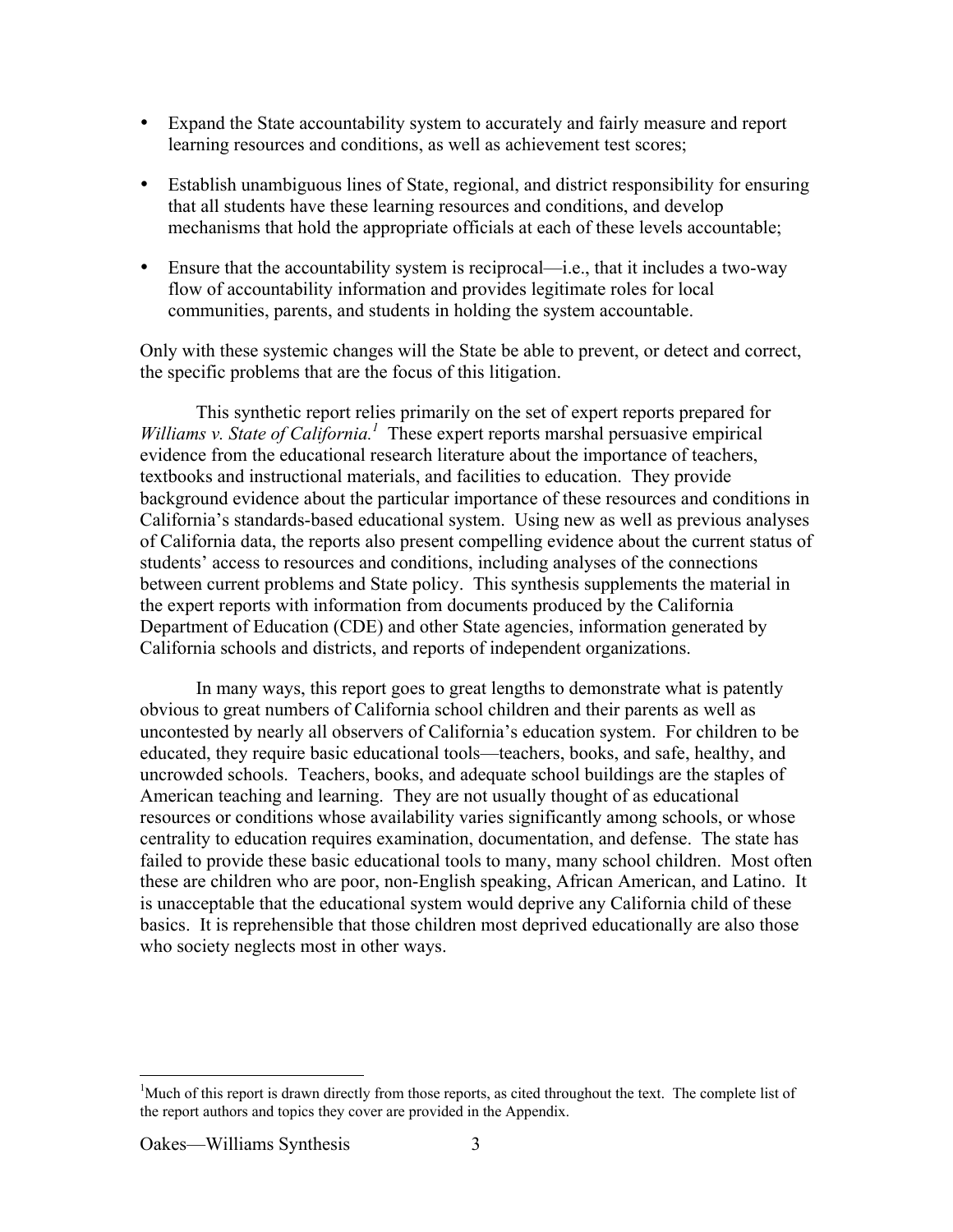- Expand the State accountability system to accurately and fairly measure and report learning resources and conditions, as well as achievement test scores;
- Establish unambiguous lines of State, regional, and district responsibility for ensuring that all students have these learning resources and conditions, and develop mechanisms that hold the appropriate officials at each of these levels accountable;
- Ensure that the accountability system is reciprocal—i.e., that it includes a two-way flow of accountability information and provides legitimate roles for local communities, parents, and students in holding the system accountable.

Only with these systemic changes will the State be able to prevent, or detect and correct, the specific problems that are the focus of this litigation.

This synthetic report relies primarily on the set of expert reports prepared for *Williams v. State of California.*[1] These expert reports marshal persuasive empirical evidence from the educational research literature about the importance of teachers, textbooks and instructional materials, and facilities to education. They provide background evidence about the particular importance of these resources and conditions in California's standards-based educational system. Using new as well as previous analyses of California data, the reports also present compelling evidence about the current status of students' access to resources and conditions, including analyses of the connections between current problems and State policy. This synthesis supplements the material in the expert reports with information from documents produced by the California Department of Education (CDE) and other State agencies, information generated by California schools and districts, and reports of independent organizations.

In many ways, this report goes to great lengths to demonstrate what is patently obvious to great numbers of California school children and their parents as well as uncontested by nearly all observers of California's education system. For children to be educated, they require basic educational tools—teachers, books, and safe, healthy, and uncrowded schools. Teachers, books, and adequate school buildings are the staples of American teaching and learning. They are not usually thought of as educational resources or conditions whose availability varies significantly among schools, or whose centrality to education requires examination, documentation, and defense. The state has failed to provide these basic educational tools to many, many school children. Most often these are children who are poor, non-English speaking, African American, and Latino. It is unacceptable that the educational system would deprive any California child of these basics. It is reprehensible that those children most deprived educationally are also those who society neglects most in other ways.

[1]Much of this report is drawn directly from those reports, as cited throughout the text. The complete list of the report authors and topics they cover are provided in the Appendix.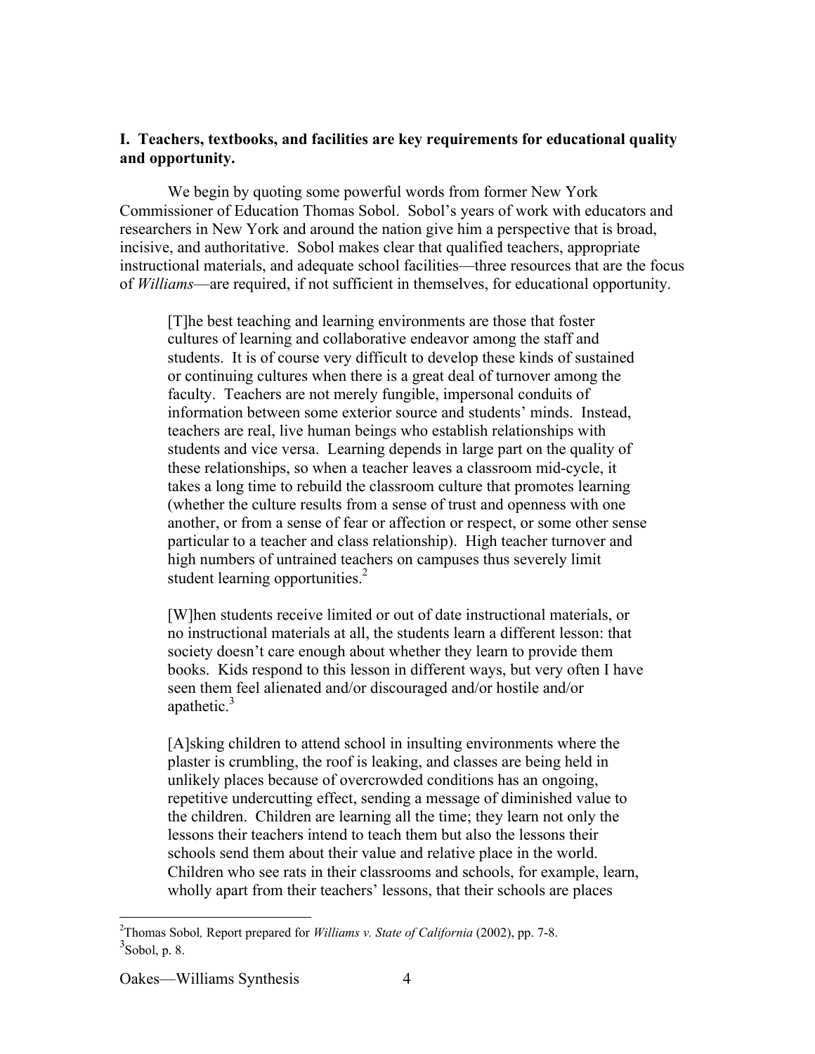**I. Teachers, textbooks, and facilities are key requirements for educational quality and opportunity.**

We begin by quoting some powerful words from former New York Commissioner of Education Thomas Sobol. Sobol's years of work with educators and researchers in New York and around the nation give him a perspective that is broad, incisive, and authoritative. Sobol makes clear that qualified teachers, appropriate instructional materials, and adequate school facilities—three resources that are the focus of *Williams*—are required, if not sufficient in themselves, for educational opportunity.

> [T]he best teaching and learning environments are those that foster cultures of learning and collaborative endeavor among the staff and students. It is of course very difficult to develop these kinds of sustained or continuing cultures when there is a great deal of turnover among the faculty. Teachers are not merely fungible, impersonal conduits of information between some exterior source and students' minds. Instead, teachers are real, live human beings who establish relationships with students and vice versa. Learning depends in large part on the quality of these relationships, so when a teacher leaves a classroom mid-cycle, it takes a long time to rebuild the classroom culture that promotes learning (whether the culture results from a sense of trust and openness with one another, or from a sense of fear or affection or respect, or some other sense particular to a teacher and class relationship). High teacher turnover and high numbers of untrained teachers on campuses thus severely limit student learning opportunities.[2]

> [W]hen students receive limited or out of date instructional materials, or no instructional materials at all, the students learn a different lesson: that society doesn't care enough about whether they learn to provide them books. Kids respond to this lesson in different ways, but very often I have seen them feel alienated and/or discouraged and/or hostile and/or apathetic.[3]

> [A]sking children to attend school in insulting environments where the plaster is crumbling, the roof is leaking, and classes are being held in unlikely places because of overcrowded conditions has an ongoing, repetitive undercutting effect, sending a message of diminished value to the children. Children are learning all the time; they learn not only the lessons their teachers intend to teach them but also the lessons their schools send them about their value and relative place in the world. Children who see rats in their classrooms and schools, for example, learn, wholly apart from their teachers' lessons, that their schools are places

---

[2] Thomas Sobol, Report prepared for *Williams v. State of California* (2002), pp. 7-8.

[3] Sobol, p. 8.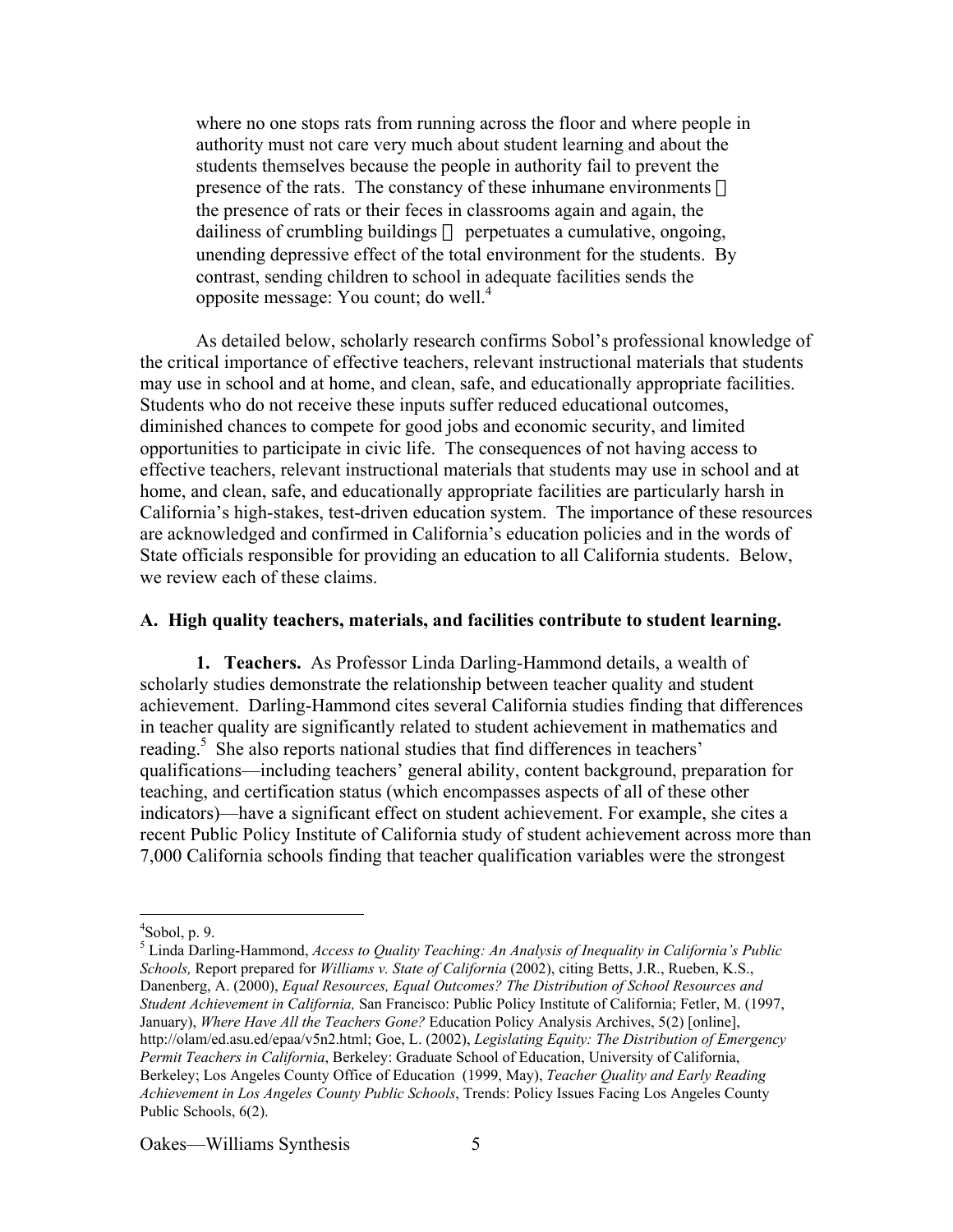> where no one stops rats from running across the floor and where people in authority must not care very much about student learning and about the students themselves because the people in authority fail to prevent the presence of the rats. The constancy of these inhumane environments  the presence of rats or their feces in classrooms again and again, the dailiness of crumbling buildings  perpetuates a cumulative, ongoing, unending depressive effect of the total environment for the students. By contrast, sending children to school in adequate facilities sends the opposite message: You count; do well.[4]

As detailed below, scholarly research confirms Sobol's professional knowledge of the critical importance of effective teachers, relevant instructional materials that students may use in school and at home, and clean, safe, and educationally appropriate facilities. Students who do not receive these inputs suffer reduced educational outcomes, diminished chances to compete for good jobs and economic security, and limited opportunities to participate in civic life. The consequences of not having access to effective teachers, relevant instructional materials that students may use in school and at home, and clean, safe, and educationally appropriate facilities are particularly harsh in California's high-stakes, test-driven education system. The importance of these resources are acknowledged and confirmed in California's education policies and in the words of State officials responsible for providing an education to all California students. Below, we review each of these claims.

### A. High quality teachers, materials, and facilities contribute to student learning.

**1. Teachers.** As Professor Linda Darling-Hammond details, a wealth of scholarly studies demonstrate the relationship between teacher quality and student achievement. Darling-Hammond cites several California studies finding that differences in teacher quality are significantly related to student achievement in mathematics and reading.[5] She also reports national studies that find differences in teachers' qualifications—including teachers' general ability, content background, preparation for teaching, and certification status (which encompasses aspects of all of these other indicators)—have a significant effect on student achievement. For example, she cites a recent Public Policy Institute of California study of student achievement across more than 7,000 California schools finding that teacher qualification variables were the strongest

---

[4] Sobol, p. 9.

[5] Linda Darling-Hammond, *Access to Quality Teaching: An Analysis of Inequality in California's Public Schools,* Report prepared for *Williams v. State of California* (2002), citing Betts, J.R., Rueben, K.S., Danenberg, A. (2000), *Equal Resources, Equal Outcomes? The Distribution of School Resources and Student Achievement in California,* San Francisco: Public Policy Institute of California; Fetler, M. (1997, January), *Where Have All the Teachers Gone?* Education Policy Analysis Archives, 5(2) [online], http://olam/ed.asu.ed/epaa/v5n2.html; Goe, L. (2002), *Legislating Equity: The Distribution of Emergency Permit Teachers in California*, Berkeley: Graduate School of Education, University of California, Berkeley; Los Angeles County Office of Education (1999, May), *Teacher Quality and Early Reading Achievement in Los Angeles County Public Schools*, Trends: Policy Issues Facing Los Angeles County Public Schools, 6(2).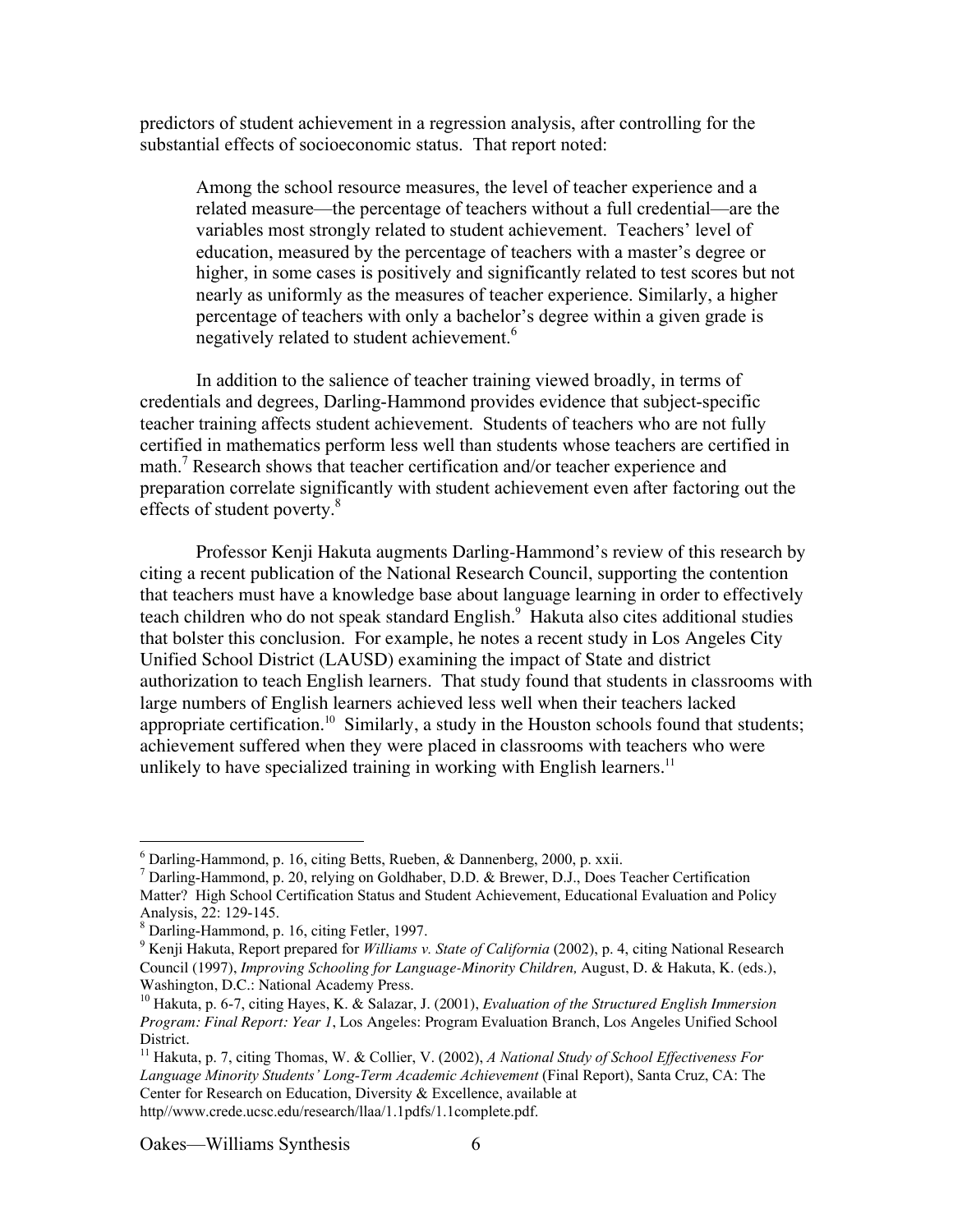predictors of student achievement in a regression analysis, after controlling for the substantial effects of socioeconomic status. That report noted:

> Among the school resource measures, the level of teacher experience and a related measure—the percentage of teachers without a full credential—are the variables most strongly related to student achievement. Teachers' level of education, measured by the percentage of teachers with a master's degree or higher, in some cases is positively and significantly related to test scores but not nearly as uniformly as the measures of teacher experience. Similarly, a higher percentage of teachers with only a bachelor's degree within a given grade is negatively related to student achievement.[6]

In addition to the salience of teacher training viewed broadly, in terms of credentials and degrees, Darling-Hammond provides evidence that subject-specific teacher training affects student achievement. Students of teachers who are not fully certified in mathematics perform less well than students whose teachers are certified in math.[7] Research shows that teacher certification and/or teacher experience and preparation correlate significantly with student achievement even after factoring out the effects of student poverty.[8]

Professor Kenji Hakuta augments Darling-Hammond's review of this research by citing a recent publication of the National Research Council, supporting the contention that teachers must have a knowledge base about language learning in order to effectively teach children who do not speak standard English.[9] Hakuta also cites additional studies that bolster this conclusion. For example, he notes a recent study in Los Angeles City Unified School District (LAUSD) examining the impact of State and district authorization to teach English learners. That study found that students in classrooms with large numbers of English learners achieved less well when their teachers lacked appropriate certification.[10] Similarly, a study in the Houston schools found that students; achievement suffered when they were placed in classrooms with teachers who were unlikely to have specialized training in working with English learners.[11]

---

[6] Darling-Hammond, p. 16, citing Betts, Rueben, & Dannenberg, 2000, p. xxii.

[7] Darling-Hammond, p. 20, relying on Goldhaber, D.D. & Brewer, D.J., Does Teacher Certification Matter? High School Certification Status and Student Achievement, Educational Evaluation and Policy Analysis, 22: 129-145.

[8] Darling-Hammond, p. 16, citing Fetler, 1997.

[9] Kenji Hakuta, Report prepared for *Williams v. State of California* (2002), p. 4, citing National Research Council (1997), *Improving Schooling for Language-Minority Children,* August, D. & Hakuta, K. (eds.), Washington, D.C.: National Academy Press.

[10] Hakuta, p. 6-7, citing Hayes, K. & Salazar, J. (2001), *Evaluation of the Structured English Immersion Program: Final Report: Year 1*, Los Angeles: Program Evaluation Branch, Los Angeles Unified School District.

[11] Hakuta, p. 7, citing Thomas, W. & Collier, V. (2002), *A National Study of School Effectiveness For Language Minority Students' Long-Term Academic Achievement* (Final Report), Santa Cruz, CA: The Center for Research on Education, Diversity & Excellence, available at http//www.crede.ucsc.edu/research/llaa/1.1pdfs/1.1complete.pdf.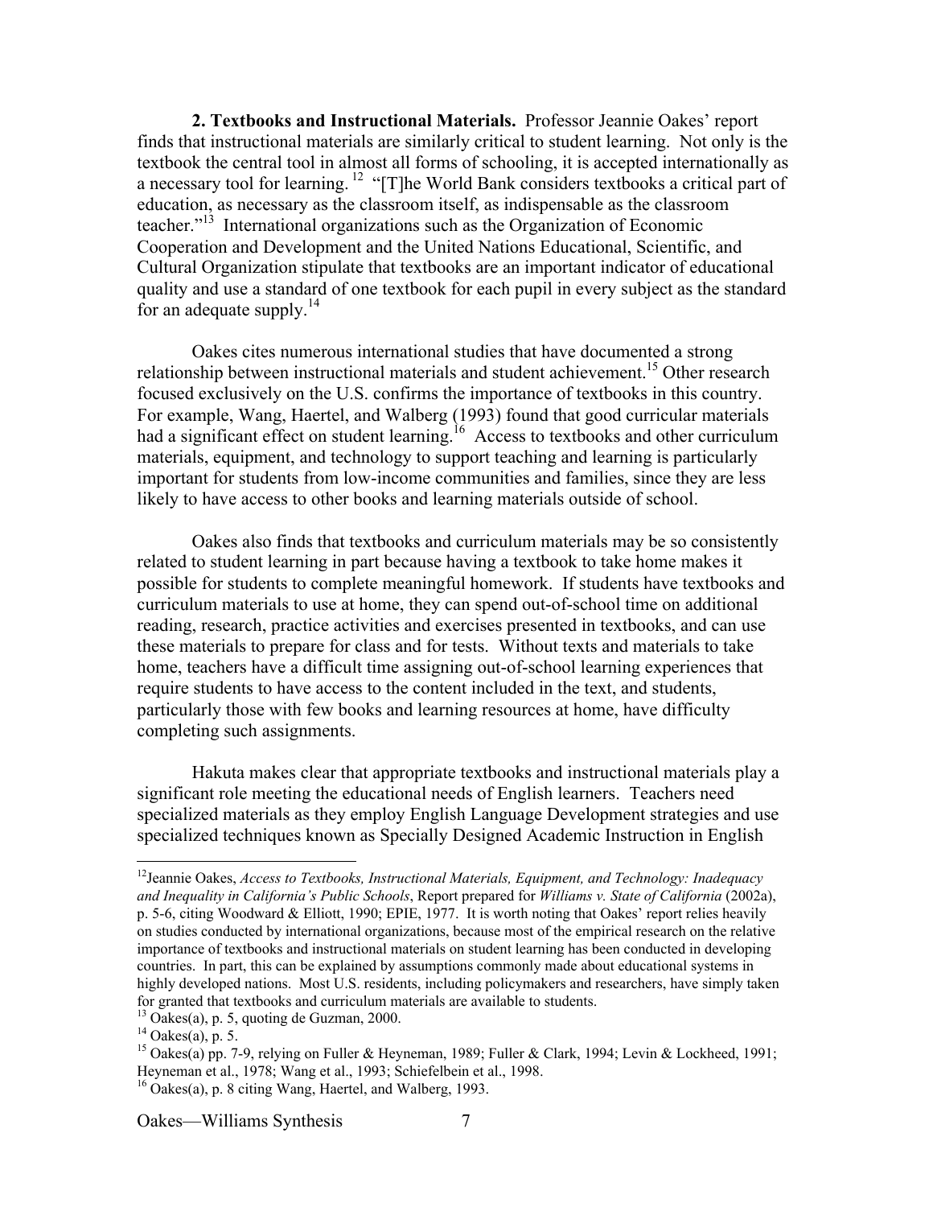**2. Textbooks and Instructional Materials.** Professor Jeannie Oakes' report finds that instructional materials are similarly critical to student learning. Not only is the textbook the central tool in almost all forms of schooling, it is accepted internationally as a necessary tool for learning.[12] "[T]he World Bank considers textbooks a critical part of education, as necessary as the classroom itself, as indispensable as the classroom teacher."[13] International organizations such as the Organization of Economic Cooperation and Development and the United Nations Educational, Scientific, and Cultural Organization stipulate that textbooks are an important indicator of educational quality and use a standard of one textbook for each pupil in every subject as the standard for an adequate supply.[14]

Oakes cites numerous international studies that have documented a strong relationship between instructional materials and student achievement.[15] Other research focused exclusively on the U.S. confirms the importance of textbooks in this country. For example, Wang, Haertel, and Walberg (1993) found that good curricular materials had a significant effect on student learning.[16] Access to textbooks and other curriculum materials, equipment, and technology to support teaching and learning is particularly important for students from low-income communities and families, since they are less likely to have access to other books and learning materials outside of school.

Oakes also finds that textbooks and curriculum materials may be so consistently related to student learning in part because having a textbook to take home makes it possible for students to complete meaningful homework. If students have textbooks and curriculum materials to use at home, they can spend out-of-school time on additional reading, research, practice activities and exercises presented in textbooks, and can use these materials to prepare for class and for tests. Without texts and materials to take home, teachers have a difficult time assigning out-of-school learning experiences that require students to have access to the content included in the text, and students, particularly those with few books and learning resources at home, have difficulty completing such assignments.

Hakuta makes clear that appropriate textbooks and instructional materials play a significant role meeting the educational needs of English learners. Teachers need specialized materials as they employ English Language Development strategies and use specialized techniques known as Specially Designed Academic Instruction in English

---

[12] Jeannie Oakes, *Access to Textbooks, Instructional Materials, Equipment, and Technology: Inadequacy and Inequality in California's Public Schools*, Report prepared for *Williams v. State of California* (2002a), p. 5-6, citing Woodward & Elliott, 1990; EPIE, 1977. It is worth noting that Oakes' report relies heavily on studies conducted by international organizations, because most of the empirical research on the relative importance of textbooks and instructional materials on student learning has been conducted in developing countries. In part, this can be explained by assumptions commonly made about educational systems in highly developed nations. Most U.S. residents, including policymakers and researchers, have simply taken for granted that textbooks and curriculum materials are available to students.

[13] Oakes(a), p. 5, quoting de Guzman, 2000.

[14] Oakes(a), p. 5.

[15] Oakes(a) pp. 7-9, relying on Fuller & Heyneman, 1989; Fuller & Clark, 1994; Levin & Lockheed, 1991; Heyneman et al., 1978; Wang et al., 1993; Schiefelbein et al., 1998.

[16] Oakes(a), p. 8 citing Wang, Haertel, and Walberg, 1993.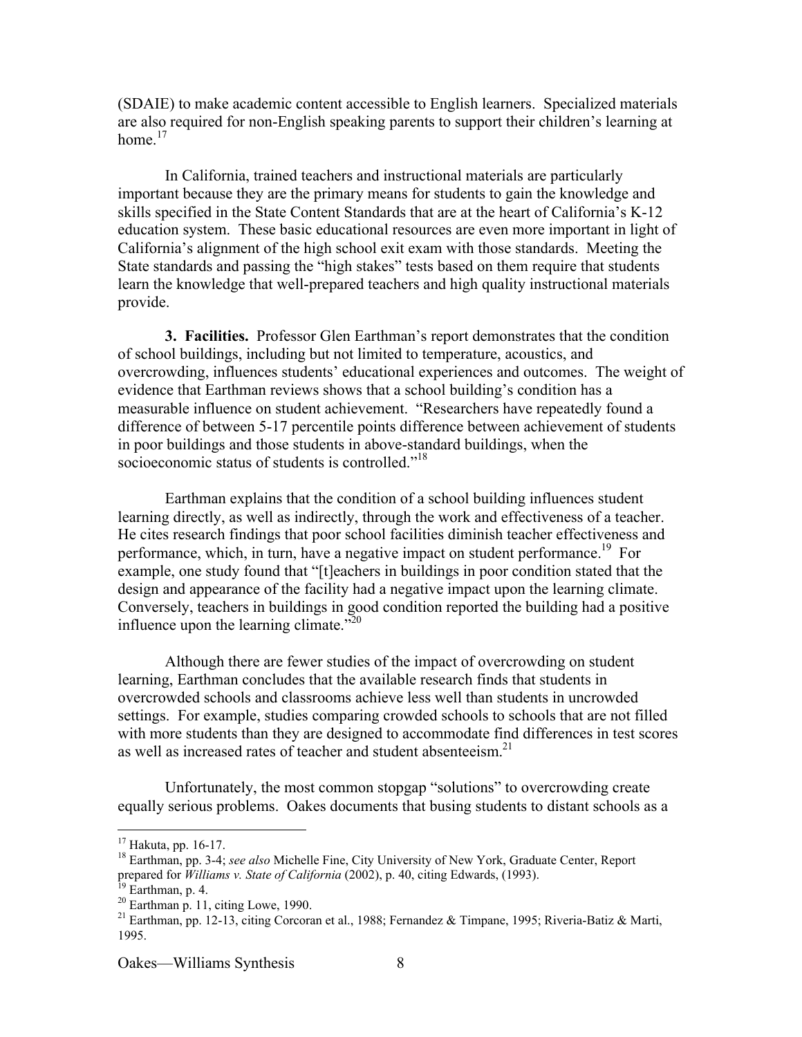(SDAIE) to make academic content accessible to English learners. Specialized materials are also required for non-English speaking parents to support their children's learning at home.[17]

In California, trained teachers and instructional materials are particularly important because they are the primary means for students to gain the knowledge and skills specified in the State Content Standards that are at the heart of California's K-12 education system. These basic educational resources are even more important in light of California's alignment of the high school exit exam with those standards. Meeting the State standards and passing the "high stakes" tests based on them require that students learn the knowledge that well-prepared teachers and high quality instructional materials provide.

**3. Facilities.** Professor Glen Earthman's report demonstrates that the condition of school buildings, including but not limited to temperature, acoustics, and overcrowding, influences students' educational experiences and outcomes. The weight of evidence that Earthman reviews shows that a school building's condition has a measurable influence on student achievement. "Researchers have repeatedly found a difference of between 5-17 percentile points difference between achievement of students in poor buildings and those students in above-standard buildings, when the socioeconomic status of students is controlled."[18]

Earthman explains that the condition of a school building influences student learning directly, as well as indirectly, through the work and effectiveness of a teacher. He cites research findings that poor school facilities diminish teacher effectiveness and performance, which, in turn, have a negative impact on student performance.[19] For example, one study found that "[t]eachers in buildings in poor condition stated that the design and appearance of the facility had a negative impact upon the learning climate. Conversely, teachers in buildings in good condition reported the building had a positive influence upon the learning climate."[20]

Although there are fewer studies of the impact of overcrowding on student learning, Earthman concludes that the available research finds that students in overcrowded schools and classrooms achieve less well than students in uncrowded settings. For example, studies comparing crowded schools to schools that are not filled with more students than they are designed to accommodate find differences in test scores as well as increased rates of teacher and student absenteeism.[21]

Unfortunately, the most common stopgap "solutions" to overcrowding create equally serious problems. Oakes documents that busing students to distant schools as a

---

[17] Hakuta, pp. 16-17.

[18] Earthman, pp. 3-4; *see also* Michelle Fine, City University of New York, Graduate Center, Report prepared for *Williams v. State of California* (2002), p. 40, citing Edwards, (1993).

[19] Earthman, p. 4.

[20] Earthman p. 11, citing Lowe, 1990.

[21] Earthman, pp. 12-13, citing Corcoran et al., 1988; Fernandez & Timpane, 1995; Riveria-Batiz & Marti, 1995.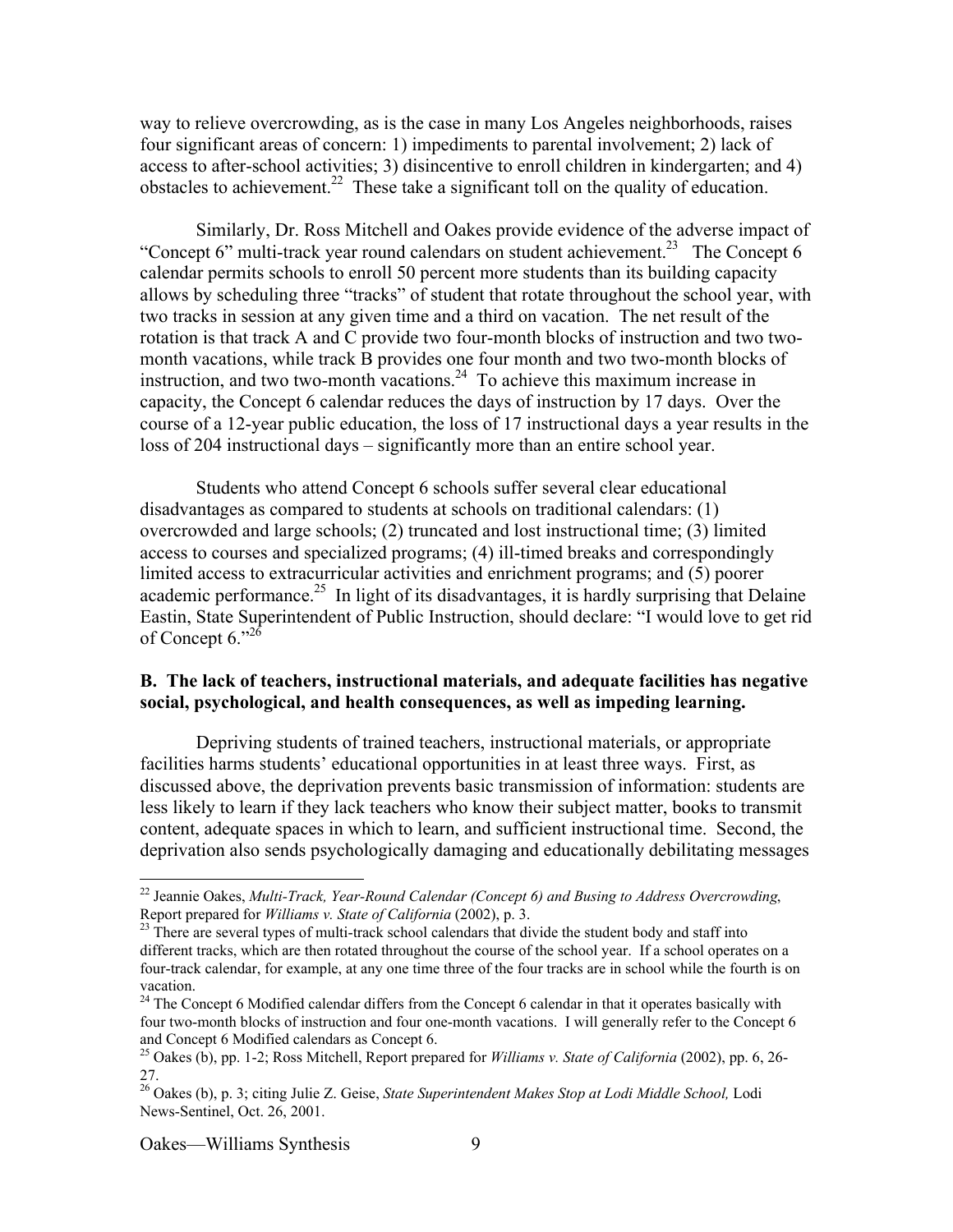way to relieve overcrowding, as is the case in many Los Angeles neighborhoods, raises four significant areas of concern: 1) impediments to parental involvement; 2) lack of access to after-school activities; 3) disincentive to enroll children in kindergarten; and 4) obstacles to achievement.[22] These take a significant toll on the quality of education.

Similarly, Dr. Ross Mitchell and Oakes provide evidence of the adverse impact of "Concept 6" multi-track year round calendars on student achievement.[23] The Concept 6 calendar permits schools to enroll 50 percent more students than its building capacity allows by scheduling three "tracks" of student that rotate throughout the school year, with two tracks in session at any given time and a third on vacation. The net result of the rotation is that track A and C provide two four-month blocks of instruction and two two-month vacations, while track B provides one four month and two two-month blocks of instruction, and two two-month vacations.[24] To achieve this maximum increase in capacity, the Concept 6 calendar reduces the days of instruction by 17 days. Over the course of a 12-year public education, the loss of 17 instructional days a year results in the loss of 204 instructional days – significantly more than an entire school year.

Students who attend Concept 6 schools suffer several clear educational disadvantages as compared to students at schools on traditional calendars: (1) overcrowded and large schools; (2) truncated and lost instructional time; (3) limited access to courses and specialized programs; (4) ill-timed breaks and correspondingly limited access to extracurricular activities and enrichment programs; and (5) poorer academic performance.[25] In light of its disadvantages, it is hardly surprising that Delaine Eastin, State Superintendent of Public Instruction, should declare: "I would love to get rid of Concept 6."[26]

### B. The lack of teachers, instructional materials, and adequate facilities has negative social, psychological, and health consequences, as well as impeding learning.

Depriving students of trained teachers, instructional materials, or appropriate facilities harms students' educational opportunities in at least three ways. First, as discussed above, the deprivation prevents basic transmission of information: students are less likely to learn if they lack teachers who know their subject matter, books to transmit content, adequate spaces in which to learn, and sufficient instructional time. Second, the deprivation also sends psychologically damaging and educationally debilitating messages

---

[22] Jeannie Oakes, *Multi-Track, Year-Round Calendar (Concept 6) and Busing to Address Overcrowding*, Report prepared for *Williams v. State of California* (2002), p. 3.

[23] There are several types of multi-track school calendars that divide the student body and staff into different tracks, which are then rotated throughout the course of the school year. If a school operates on a four-track calendar, for example, at any one time three of the four tracks are in school while the fourth is on vacation.

[24] The Concept 6 Modified calendar differs from the Concept 6 calendar in that it operates basically with four two-month blocks of instruction and four one-month vacations. I will generally refer to the Concept 6 and Concept 6 Modified calendars as Concept 6.

[25] Oakes (b), pp. 1-2; Ross Mitchell, Report prepared for *Williams v. State of California* (2002), pp. 6, 26-27.

[26] Oakes (b), p. 3; citing Julie Z. Geise, *State Superintendent Makes Stop at Lodi Middle School,* Lodi News-Sentinel, Oct. 26, 2001.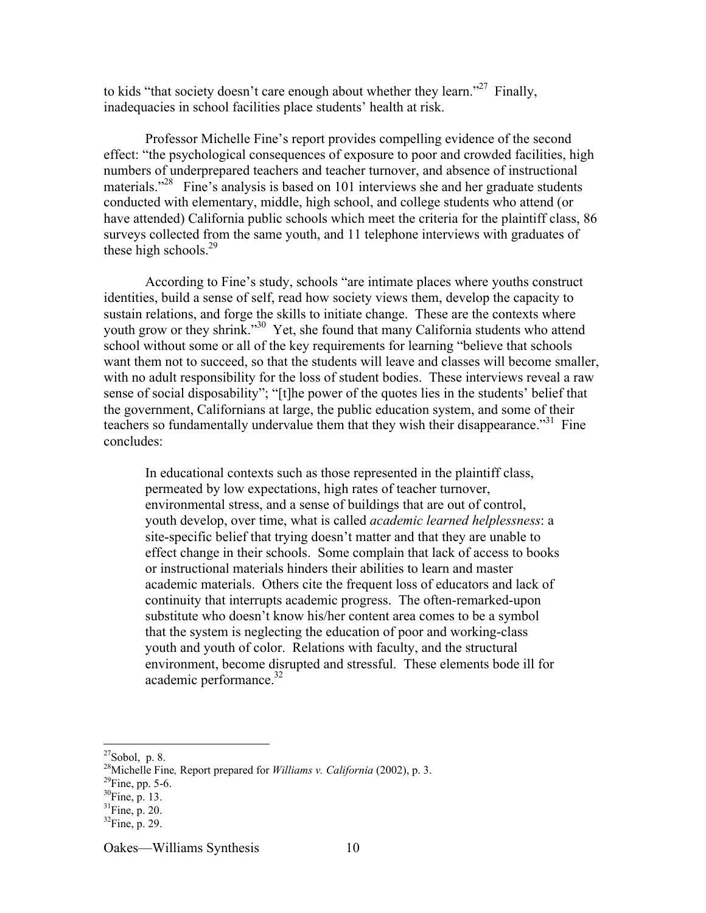to kids "that society doesn't care enough about whether they learn."[27] Finally, inadequacies in school facilities place students' health at risk.

Professor Michelle Fine's report provides compelling evidence of the second effect: "the psychological consequences of exposure to poor and crowded facilities, high numbers of underprepared teachers and teacher turnover, and absence of instructional materials."[28] Fine's analysis is based on 101 interviews she and her graduate students conducted with elementary, middle, high school, and college students who attend (or have attended) California public schools which meet the criteria for the plaintiff class, 86 surveys collected from the same youth, and 11 telephone interviews with graduates of these high schools.[29]

According to Fine's study, schools "are intimate places where youths construct identities, build a sense of self, read how society views them, develop the capacity to sustain relations, and forge the skills to initiate change. These are the contexts where youth grow or they shrink."[30] Yet, she found that many California students who attend school without some or all of the key requirements for learning "believe that schools want them not to succeed, so that the students will leave and classes will become smaller, with no adult responsibility for the loss of student bodies. These interviews reveal a raw sense of social disposability"; "[t]he power of the quotes lies in the students' belief that the government, Californians at large, the public education system, and some of their teachers so fundamentally undervalue them that they wish their disappearance."[31] Fine concludes:

> In educational contexts such as those represented in the plaintiff class, permeated by low expectations, high rates of teacher turnover, environmental stress, and a sense of buildings that are out of control, youth develop, over time, what is called *academic learned helplessness*: a site-specific belief that trying doesn't matter and that they are unable to effect change in their schools. Some complain that lack of access to books or instructional materials hinders their abilities to learn and master academic materials. Others cite the frequent loss of educators and lack of continuity that interrupts academic progress. The often-remarked-upon substitute who doesn't know his/her content area comes to be a symbol that the system is neglecting the education of poor and working-class youth and youth of color. Relations with faculty, and the structural environment, become disrupted and stressful. These elements bode ill for academic performance.[32]

---

[27] Sobol, p. 8.
[28] Michelle Fine, Report prepared for *Williams v. California* (2002), p. 3.
[29] Fine, pp. 5-6.
[30] Fine, p. 13.
[31] Fine, p. 20.
[32] Fine, p. 29.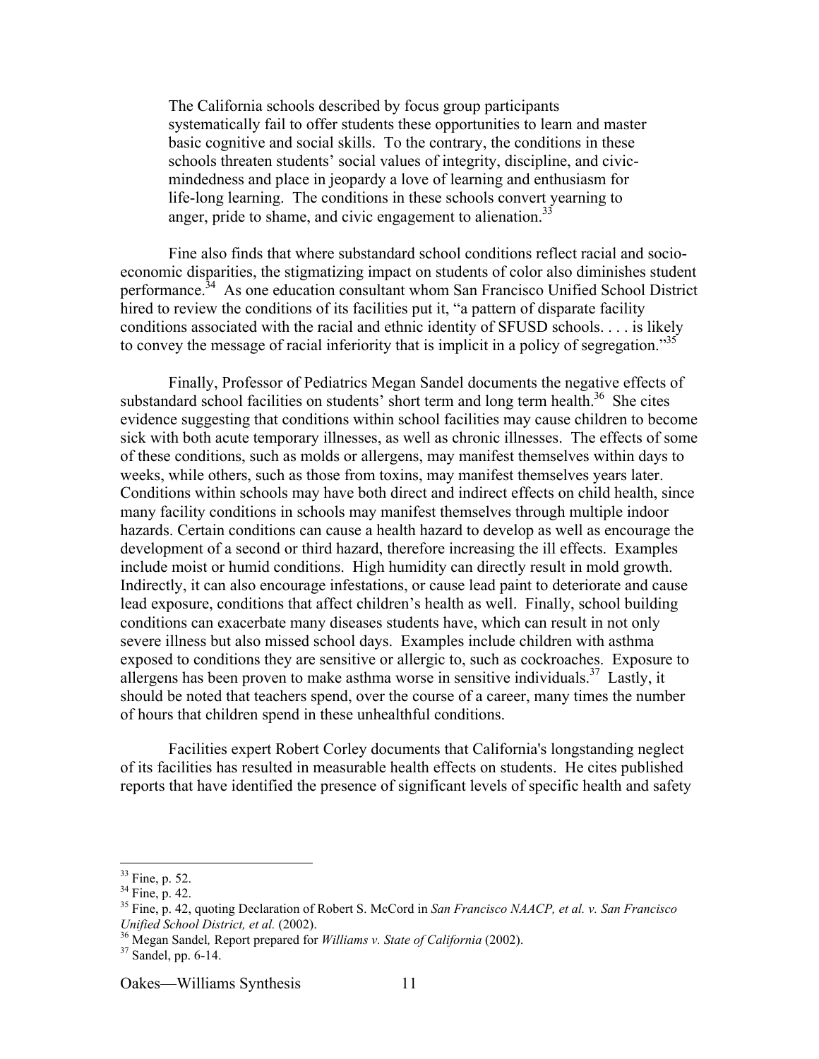> The California schools described by focus group participants systematically fail to offer students these opportunities to learn and master basic cognitive and social skills. To the contrary, the conditions in these schools threaten students' social values of integrity, discipline, and civic-mindedness and place in jeopardy a love of learning and enthusiasm for life-long learning. The conditions in these schools convert yearning to anger, pride to shame, and civic engagement to alienation.[33]

Fine also finds that where substandard school conditions reflect racial and socio-economic disparities, the stigmatizing impact on students of color also diminishes student performance.[34] As one education consultant whom San Francisco Unified School District hired to review the conditions of its facilities put it, "a pattern of disparate facility conditions associated with the racial and ethnic identity of SFUSD schools. . . . is likely to convey the message of racial inferiority that is implicit in a policy of segregation."[35]

Finally, Professor of Pediatrics Megan Sandel documents the negative effects of substandard school facilities on students' short term and long term health.[36] She cites evidence suggesting that conditions within school facilities may cause children to become sick with both acute temporary illnesses, as well as chronic illnesses. The effects of some of these conditions, such as molds or allergens, may manifest themselves within days to weeks, while others, such as those from toxins, may manifest themselves years later. Conditions within schools may have both direct and indirect effects on child health, since many facility conditions in schools may manifest themselves through multiple indoor hazards. Certain conditions can cause a health hazard to develop as well as encourage the development of a second or third hazard, therefore increasing the ill effects. Examples include moist or humid conditions. High humidity can directly result in mold growth. Indirectly, it can also encourage infestations, or cause lead paint to deteriorate and cause lead exposure, conditions that affect children's health as well. Finally, school building conditions can exacerbate many diseases students have, which can result in not only severe illness but also missed school days. Examples include children with asthma exposed to conditions they are sensitive or allergic to, such as cockroaches. Exposure to allergens has been proven to make asthma worse in sensitive individuals.[37] Lastly, it should be noted that teachers spend, over the course of a career, many times the number of hours that children spend in these unhealthful conditions.

Facilities expert Robert Corley documents that California's longstanding neglect of its facilities has resulted in measurable health effects on students. He cites published reports that have identified the presence of significant levels of specific health and safety

---

[33] Fine, p. 52.

[34] Fine, p. 42.

[35] Fine, p. 42, quoting Declaration of Robert S. McCord in *San Francisco NAACP, et al. v. San Francisco Unified School District, et al.* (2002).

[36] Megan Sandel*,* Report prepared for *Williams v. State of California* (2002).

[37] Sandel, pp. 6-14.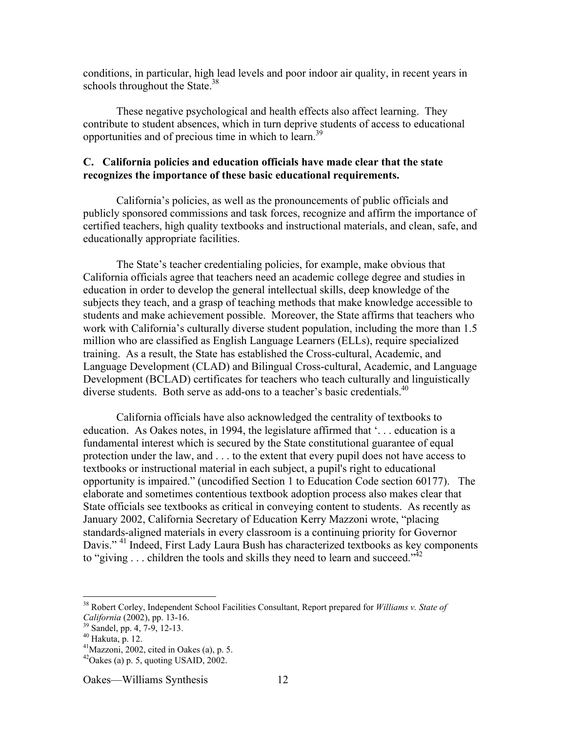conditions, in particular, high lead levels and poor indoor air quality, in recent years in schools throughout the State.[38]

These negative psychological and health effects also affect learning. They contribute to student absences, which in turn deprive students of access to educational opportunities and of precious time in which to learn.[39]

### C. California policies and education officials have made clear that the state recognizes the importance of these basic educational requirements.

California's policies, as well as the pronouncements of public officials and publicly sponsored commissions and task forces, recognize and affirm the importance of certified teachers, high quality textbooks and instructional materials, and clean, safe, and educationally appropriate facilities.

The State's teacher credentialing policies, for example, make obvious that California officials agree that teachers need an academic college degree and studies in education in order to develop the general intellectual skills, deep knowledge of the subjects they teach, and a grasp of teaching methods that make knowledge accessible to students and make achievement possible. Moreover, the State affirms that teachers who work with California's culturally diverse student population, including the more than 1.5 million who are classified as English Language Learners (ELLs), require specialized training. As a result, the State has established the Cross-cultural, Academic, and Language Development (CLAD) and Bilingual Cross-cultural, Academic, and Language Development (BCLAD) certificates for teachers who teach culturally and linguistically diverse students. Both serve as add-ons to a teacher's basic credentials.[40]

California officials have also acknowledged the centrality of textbooks to education. As Oakes notes, in 1994, the legislature affirmed that '. . . education is a fundamental interest which is secured by the State constitutional guarantee of equal protection under the law, and . . . to the extent that every pupil does not have access to textbooks or instructional material in each subject, a pupil's right to educational opportunity is impaired." (uncodified Section 1 to Education Code section 60177). The elaborate and sometimes contentious textbook adoption process also makes clear that State officials see textbooks as critical in conveying content to students. As recently as January 2002, California Secretary of Education Kerry Mazzoni wrote, "placing standards-aligned materials in every classroom is a continuing priority for Governor Davis." [41] Indeed, First Lady Laura Bush has characterized textbooks as key components to "giving . . . children the tools and skills they need to learn and succeed."[42]

---

[38] Robert Corley, Independent School Facilities Consultant, Report prepared for *Williams v. State of California* (2002), pp. 13-16.

[39] Sandel, pp. 4, 7-9, 12-13.

[40] Hakuta, p. 12.

[41] Mazzoni, 2002, cited in Oakes (a), p. 5.

[42] Oakes (a) p. 5, quoting USAID, 2002.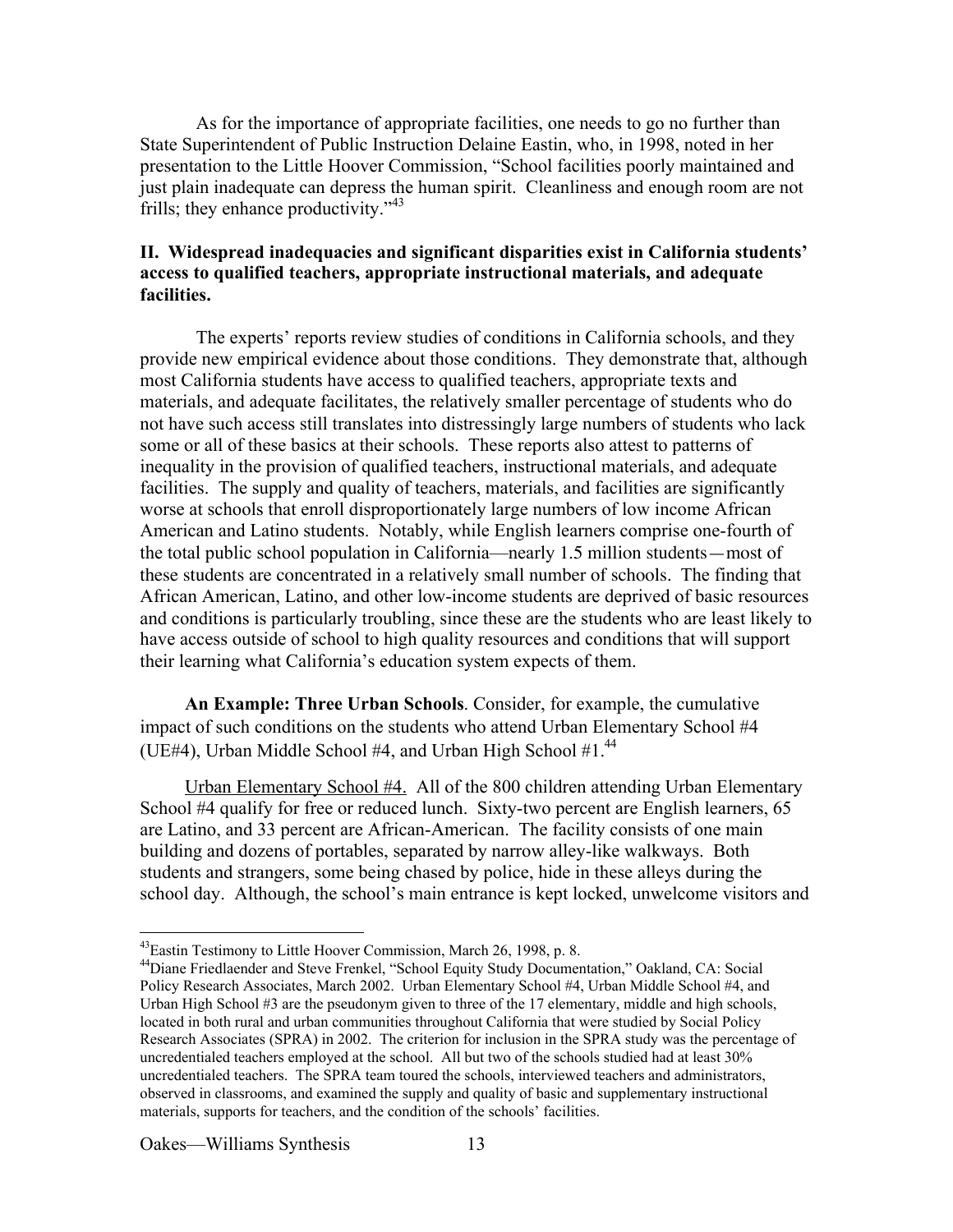As for the importance of appropriate facilities, one needs to go no further than State Superintendent of Public Instruction Delaine Eastin, who, in 1998, noted in her presentation to the Little Hoover Commission, "School facilities poorly maintained and just plain inadequate can depress the human spirit. Cleanliness and enough room are not frills; they enhance productivity."[43]

**II. Widespread inadequacies and significant disparities exist in California students' access to qualified teachers, appropriate instructional materials, and adequate facilities.**

The experts' reports review studies of conditions in California schools, and they provide new empirical evidence about those conditions. They demonstrate that, although most California students have access to qualified teachers, appropriate texts and materials, and adequate facilitates, the relatively smaller percentage of students who do not have such access still translates into distressingly large numbers of students who lack some or all of these basics at their schools. These reports also attest to patterns of inequality in the provision of qualified teachers, instructional materials, and adequate facilities. The supply and quality of teachers, materials, and facilities are significantly worse at schools that enroll disproportionately large numbers of low income African American and Latino students. Notably, while English learners comprise one-fourth of the total public school population in California—nearly 1.5 million students—most of these students are concentrated in a relatively small number of schools. The finding that African American, Latino, and other low-income students are deprived of basic resources and conditions is particularly troubling, since these are the students who are least likely to have access outside of school to high quality resources and conditions that will support their learning what California's education system expects of them.

**An Example: Three Urban Schools**. Consider, for example, the cumulative impact of such conditions on the students who attend Urban Elementary School #4 (UE#4), Urban Middle School #4, and Urban High School #1.[44]

Urban Elementary School #4. All of the 800 children attending Urban Elementary School #4 qualify for free or reduced lunch. Sixty-two percent are English learners, 65 are Latino, and 33 percent are African-American. The facility consists of one main building and dozens of portables, separated by narrow alley-like walkways. Both students and strangers, some being chased by police, hide in these alleys during the school day. Although, the school's main entrance is kept locked, unwelcome visitors and

---

[43] Eastin Testimony to Little Hoover Commission, March 26, 1998, p. 8.

[44] Diane Friedlaender and Steve Frenkel, "School Equity Study Documentation," Oakland, CA: Social Policy Research Associates, March 2002. Urban Elementary School #4, Urban Middle School #4, and Urban High School #3 are the pseudonym given to three of the 17 elementary, middle and high schools, located in both rural and urban communities throughout California that were studied by Social Policy Research Associates (SPRA) in 2002. The criterion for inclusion in the SPRA study was the percentage of uncredentialed teachers employed at the school. All but two of the schools studied had at least 30% uncredentialed teachers. The SPRA team toured the schools, interviewed teachers and administrators, observed in classrooms, and examined the supply and quality of basic and supplementary instructional materials, supports for teachers, and the condition of the schools' facilities.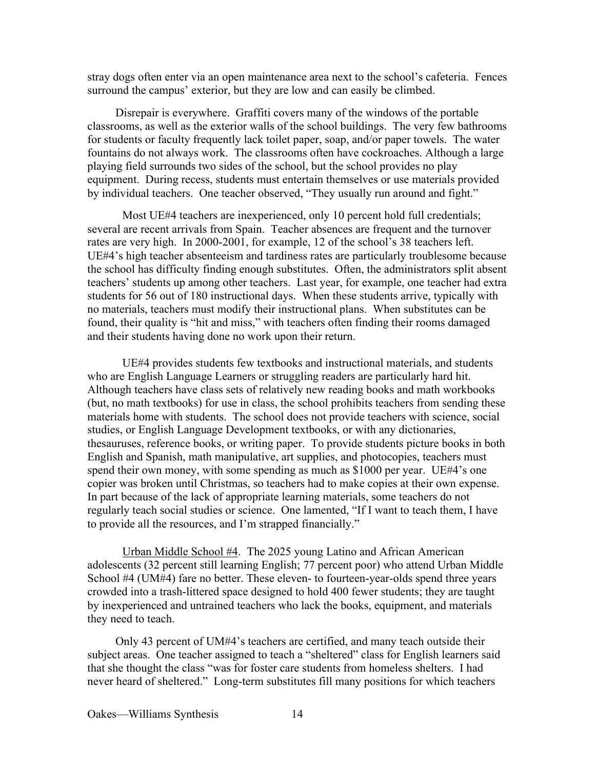stray dogs often enter via an open maintenance area next to the school's cafeteria. Fences surround the campus' exterior, but they are low and can easily be climbed.

Disrepair is everywhere. Graffiti covers many of the windows of the portable classrooms, as well as the exterior walls of the school buildings. The very few bathrooms for students or faculty frequently lack toilet paper, soap, and/or paper towels. The water fountains do not always work. The classrooms often have cockroaches. Although a large playing field surrounds two sides of the school, but the school provides no play equipment. During recess, students must entertain themselves or use materials provided by individual teachers. One teacher observed, "They usually run around and fight."

Most UE#4 teachers are inexperienced, only 10 percent hold full credentials; several are recent arrivals from Spain. Teacher absences are frequent and the turnover rates are very high. In 2000-2001, for example, 12 of the school's 38 teachers left. UE#4's high teacher absenteeism and tardiness rates are particularly troublesome because the school has difficulty finding enough substitutes. Often, the administrators split absent teachers' students up among other teachers. Last year, for example, one teacher had extra students for 56 out of 180 instructional days. When these students arrive, typically with no materials, teachers must modify their instructional plans. When substitutes can be found, their quality is "hit and miss," with teachers often finding their rooms damaged and their students having done no work upon their return.

UE#4 provides students few textbooks and instructional materials, and students who are English Language Learners or struggling readers are particularly hard hit. Although teachers have class sets of relatively new reading books and math workbooks (but, no math textbooks) for use in class, the school prohibits teachers from sending these materials home with students. The school does not provide teachers with science, social studies, or English Language Development textbooks, or with any dictionaries, thesauruses, reference books, or writing paper. To provide students picture books in both English and Spanish, math manipulative, art supplies, and photocopies, teachers must spend their own money, with some spending as much as $1000 per year. UE#4's one copier was broken until Christmas, so teachers had to make copies at their own expense. In part because of the lack of appropriate learning materials, some teachers do not regularly teach social studies or science. One lamented, "If I want to teach them, I have to provide all the resources, and I'm strapped financially."

<u>Urban Middle School #4</u>. The 2025 young Latino and African American adolescents (32 percent still learning English; 77 percent poor) who attend Urban Middle School #4 (UM#4) fare no better. These eleven- to fourteen-year-olds spend three years crowded into a trash-littered space designed to hold 400 fewer students; they are taught by inexperienced and untrained teachers who lack the books, equipment, and materials they need to teach.

Only 43 percent of UM#4's teachers are certified, and many teach outside their subject areas. One teacher assigned to teach a "sheltered" class for English learners said that she thought the class "was for foster care students from homeless shelters. I had never heard of sheltered." Long-term substitutes fill many positions for which teachers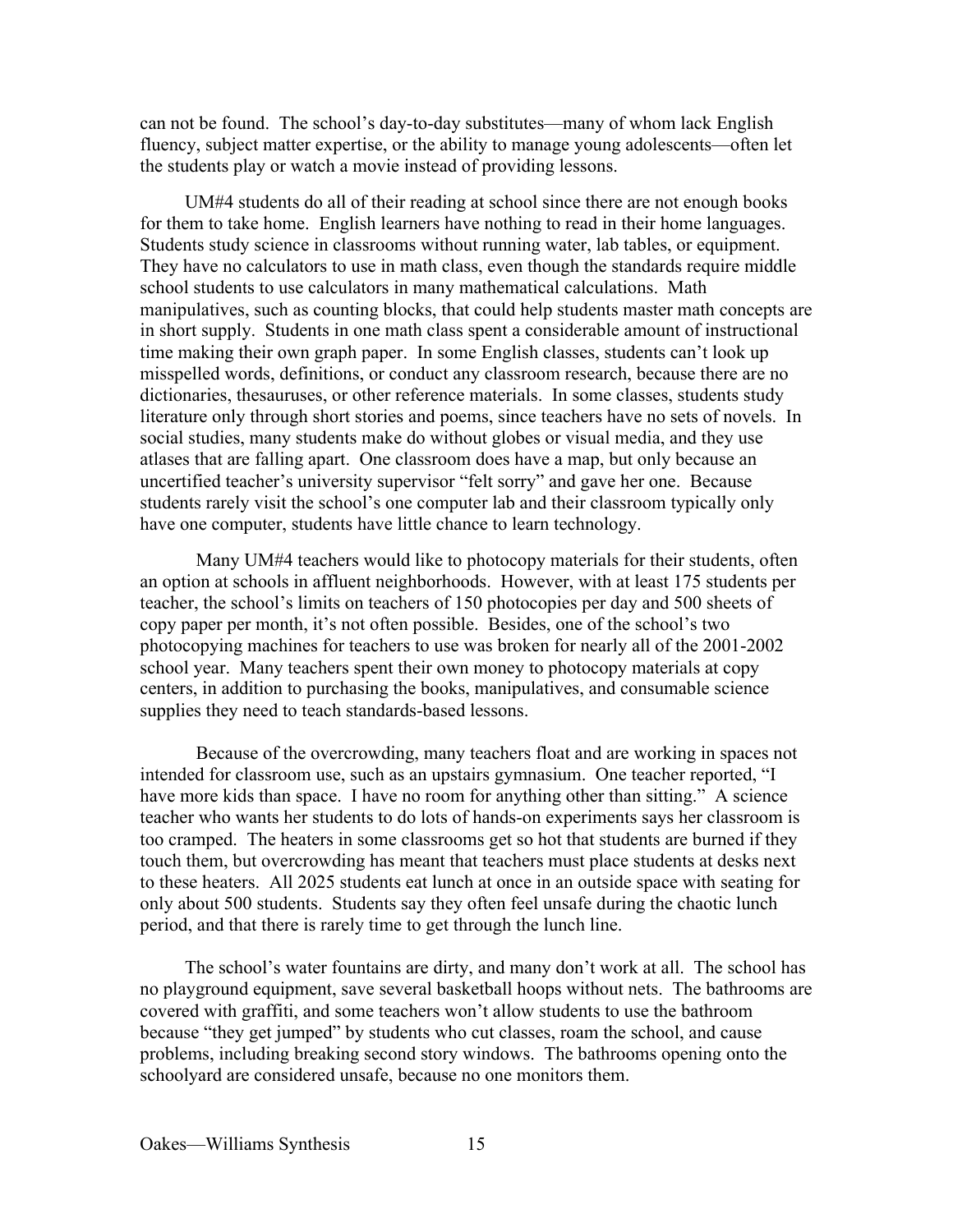can not be found. The school's day-to-day substitutes—many of whom lack English fluency, subject matter expertise, or the ability to manage young adolescents—often let the students play or watch a movie instead of providing lessons.

UM#4 students do all of their reading at school since there are not enough books for them to take home. English learners have nothing to read in their home languages. Students study science in classrooms without running water, lab tables, or equipment. They have no calculators to use in math class, even though the standards require middle school students to use calculators in many mathematical calculations. Math manipulatives, such as counting blocks, that could help students master math concepts are in short supply. Students in one math class spent a considerable amount of instructional time making their own graph paper. In some English classes, students can't look up misspelled words, definitions, or conduct any classroom research, because there are no dictionaries, thesauruses, or other reference materials. In some classes, students study literature only through short stories and poems, since teachers have no sets of novels. In social studies, many students make do without globes or visual media, and they use atlases that are falling apart. One classroom does have a map, but only because an uncertified teacher's university supervisor "felt sorry" and gave her one. Because students rarely visit the school's one computer lab and their classroom typically only have one computer, students have little chance to learn technology.

Many UM#4 teachers would like to photocopy materials for their students, often an option at schools in affluent neighborhoods. However, with at least 175 students per teacher, the school's limits on teachers of 150 photocopies per day and 500 sheets of copy paper per month, it's not often possible. Besides, one of the school's two photocopying machines for teachers to use was broken for nearly all of the 2001-2002 school year. Many teachers spent their own money to photocopy materials at copy centers, in addition to purchasing the books, manipulatives, and consumable science supplies they need to teach standards-based lessons.

Because of the overcrowding, many teachers float and are working in spaces not intended for classroom use, such as an upstairs gymnasium. One teacher reported, "I have more kids than space. I have no room for anything other than sitting." A science teacher who wants her students to do lots of hands-on experiments says her classroom is too cramped. The heaters in some classrooms get so hot that students are burned if they touch them, but overcrowding has meant that teachers must place students at desks next to these heaters. All 2025 students eat lunch at once in an outside space with seating for only about 500 students. Students say they often feel unsafe during the chaotic lunch period, and that there is rarely time to get through the lunch line.

The school's water fountains are dirty, and many don't work at all. The school has no playground equipment, save several basketball hoops without nets. The bathrooms are covered with graffiti, and some teachers won't allow students to use the bathroom because "they get jumped" by students who cut classes, roam the school, and cause problems, including breaking second story windows. The bathrooms opening onto the schoolyard are considered unsafe, because no one monitors them.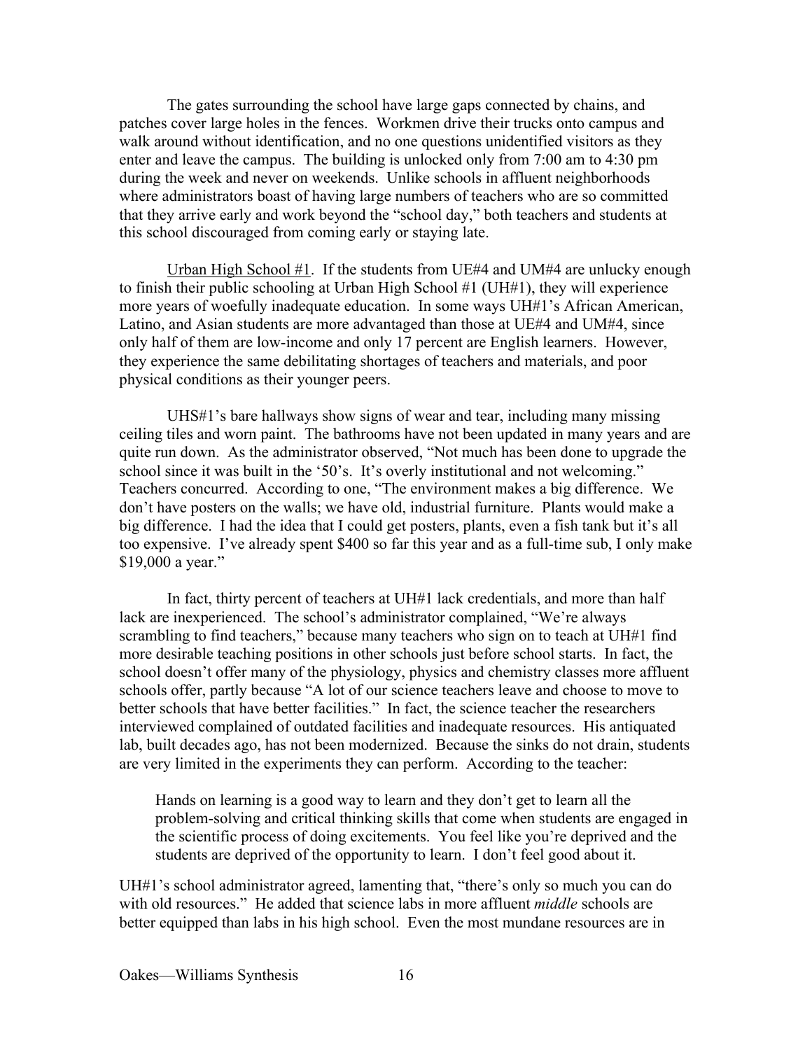The gates surrounding the school have large gaps connected by chains, and patches cover large holes in the fences. Workmen drive their trucks onto campus and walk around without identification, and no one questions unidentified visitors as they enter and leave the campus. The building is unlocked only from 7:00 am to 4:30 pm during the week and never on weekends. Unlike schools in affluent neighborhoods where administrators boast of having large numbers of teachers who are so committed that they arrive early and work beyond the "school day," both teachers and students at this school discouraged from coming early or staying late.

Urban High School #1. If the students from UE#4 and UM#4 are unlucky enough to finish their public schooling at Urban High School #1 (UH#1), they will experience more years of woefully inadequate education. In some ways UH#1's African American, Latino, and Asian students are more advantaged than those at UE#4 and UM#4, since only half of them are low-income and only 17 percent are English learners. However, they experience the same debilitating shortages of teachers and materials, and poor physical conditions as their younger peers.

UHS#1's bare hallways show signs of wear and tear, including many missing ceiling tiles and worn paint. The bathrooms have not been updated in many years and are quite run down. As the administrator observed, "Not much has been done to upgrade the school since it was built in the '50's. It's overly institutional and not welcoming." Teachers concurred. According to one, "The environment makes a big difference. We don't have posters on the walls; we have old, industrial furniture. Plants would make a big difference. I had the idea that I could get posters, plants, even a fish tank but it's all too expensive. I've already spent $400 so far this year and as a full-time sub, I only make $19,000 a year."

In fact, thirty percent of teachers at UH#1 lack credentials, and more than half lack are inexperienced. The school's administrator complained, "We're always scrambling to find teachers," because many teachers who sign on to teach at UH#1 find more desirable teaching positions in other schools just before school starts. In fact, the school doesn't offer many of the physiology, physics and chemistry classes more affluent schools offer, partly because "A lot of our science teachers leave and choose to move to better schools that have better facilities." In fact, the science teacher the researchers interviewed complained of outdated facilities and inadequate resources. His antiquated lab, built decades ago, has not been modernized. Because the sinks do not drain, students are very limited in the experiments they can perform. According to the teacher:

> Hands on learning is a good way to learn and they don't get to learn all the problem-solving and critical thinking skills that come when students are engaged in the scientific process of doing excitements. You feel like you're deprived and the students are deprived of the opportunity to learn. I don't feel good about it.

UH#1's school administrator agreed, lamenting that, "there's only so much you can do with old resources." He added that science labs in more affluent *middle* schools are better equipped than labs in his high school. Even the most mundane resources are in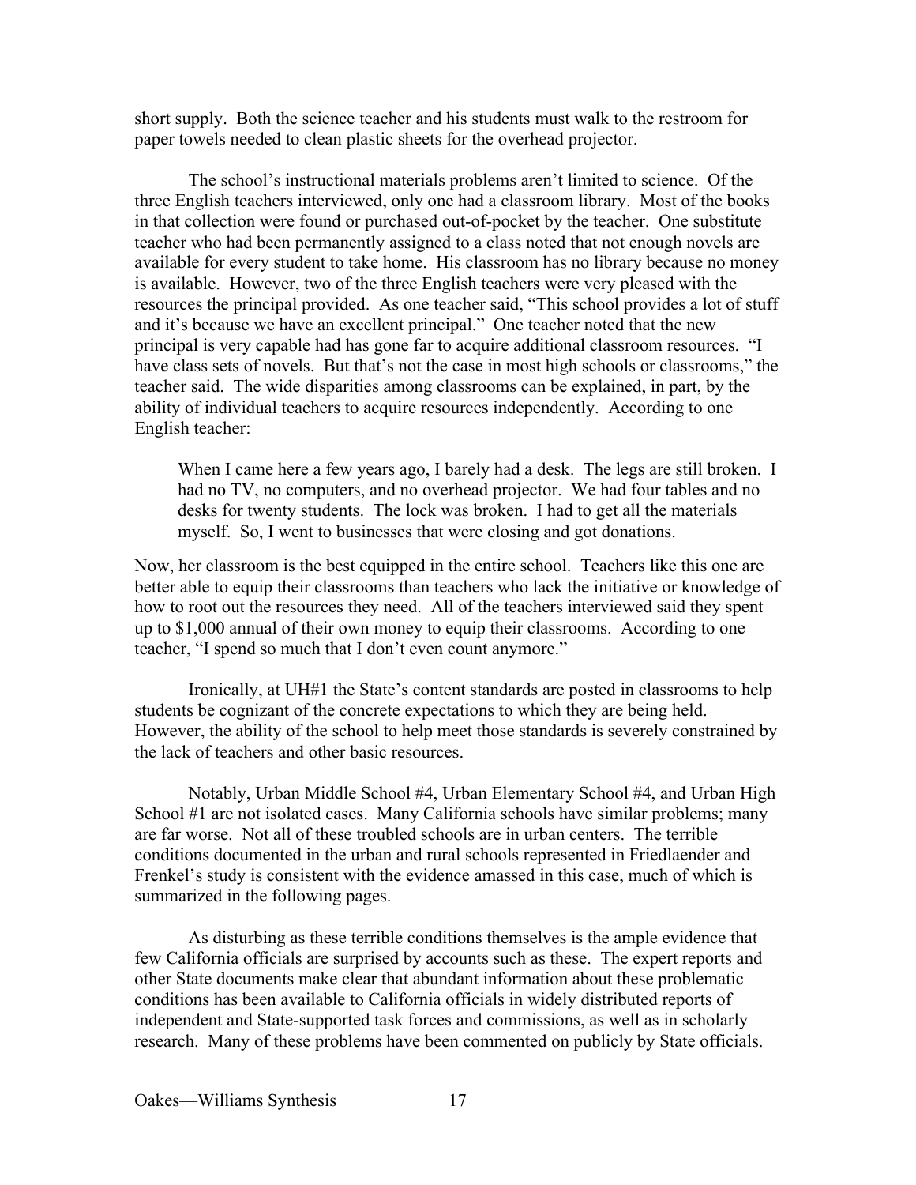short supply. Both the science teacher and his students must walk to the restroom for paper towels needed to clean plastic sheets for the overhead projector.

The school's instructional materials problems aren't limited to science. Of the three English teachers interviewed, only one had a classroom library. Most of the books in that collection were found or purchased out-of-pocket by the teacher. One substitute teacher who had been permanently assigned to a class noted that not enough novels are available for every student to take home. His classroom has no library because no money is available. However, two of the three English teachers were very pleased with the resources the principal provided. As one teacher said, "This school provides a lot of stuff and it's because we have an excellent principal." One teacher noted that the new principal is very capable had has gone far to acquire additional classroom resources. "I have class sets of novels. But that's not the case in most high schools or classrooms," the teacher said. The wide disparities among classrooms can be explained, in part, by the ability of individual teachers to acquire resources independently. According to one English teacher:

> When I came here a few years ago, I barely had a desk. The legs are still broken. I had no TV, no computers, and no overhead projector. We had four tables and no desks for twenty students. The lock was broken. I had to get all the materials myself. So, I went to businesses that were closing and got donations.

Now, her classroom is the best equipped in the entire school. Teachers like this one are better able to equip their classrooms than teachers who lack the initiative or knowledge of how to root out the resources they need. All of the teachers interviewed said they spent up to $1,000 annual of their own money to equip their classrooms. According to one teacher, "I spend so much that I don't even count anymore."

Ironically, at UH#1 the State's content standards are posted in classrooms to help students be cognizant of the concrete expectations to which they are being held. However, the ability of the school to help meet those standards is severely constrained by the lack of teachers and other basic resources.

Notably, Urban Middle School #4, Urban Elementary School #4, and Urban High School #1 are not isolated cases. Many California schools have similar problems; many are far worse. Not all of these troubled schools are in urban centers. The terrible conditions documented in the urban and rural schools represented in Friedlaender and Frenkel's study is consistent with the evidence amassed in this case, much of which is summarized in the following pages.

As disturbing as these terrible conditions themselves is the ample evidence that few California officials are surprised by accounts such as these. The expert reports and other State documents make clear that abundant information about these problematic conditions has been available to California officials in widely distributed reports of independent and State-supported task forces and commissions, as well as in scholarly research. Many of these problems have been commented on publicly by State officials.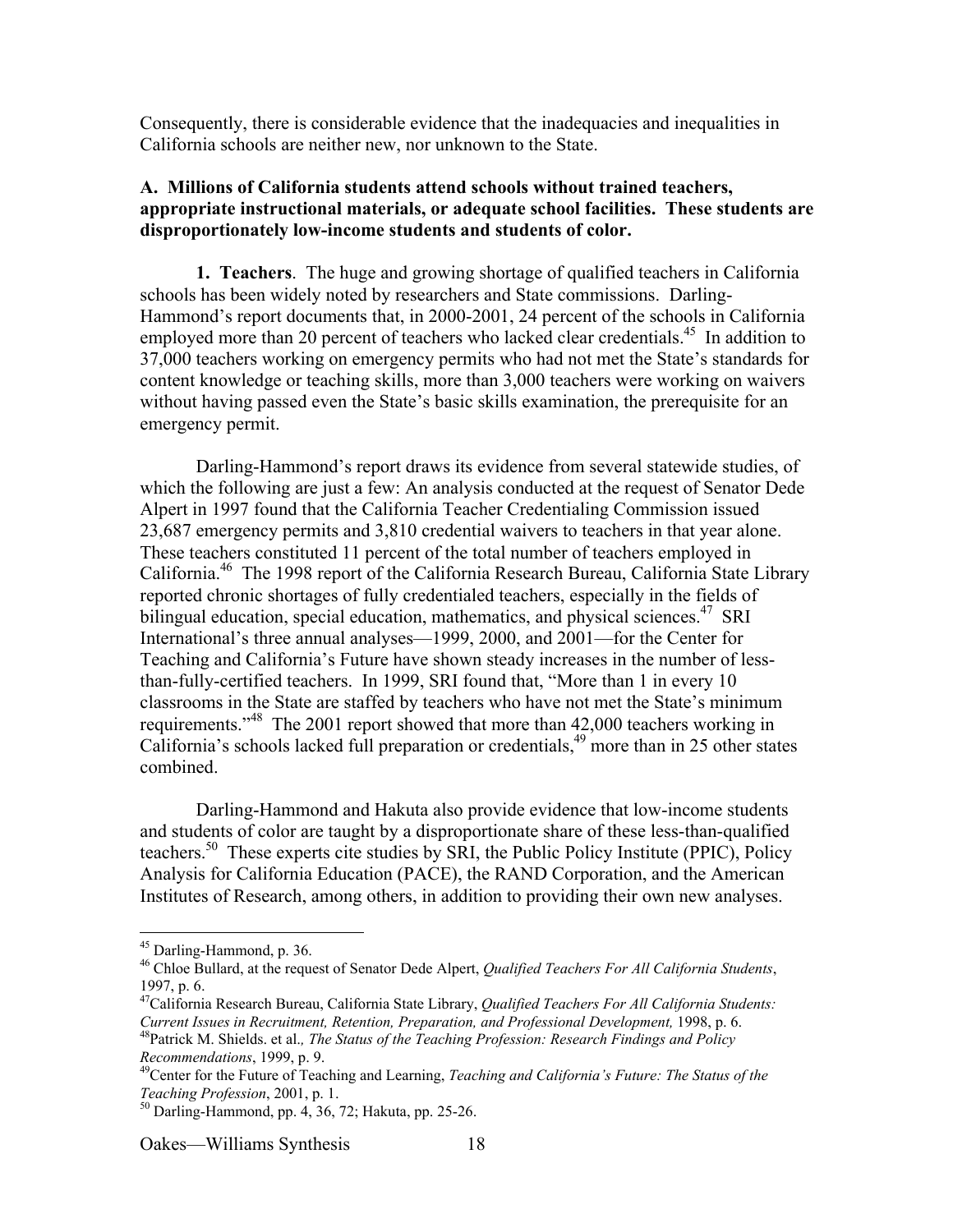Consequently, there is considerable evidence that the inadequacies and inequalities in California schools are neither new, nor unknown to the State.

### A. Millions of California students attend schools without trained teachers, appropriate instructional materials, or adequate school facilities. These students are disproportionately low-income students and students of color.

**1. Teachers**. The huge and growing shortage of qualified teachers in California schools has been widely noted by researchers and State commissions. Darling-Hammond's report documents that, in 2000-2001, 24 percent of the schools in California employed more than 20 percent of teachers who lacked clear credentials.[45] In addition to 37,000 teachers working on emergency permits who had not met the State's standards for content knowledge or teaching skills, more than 3,000 teachers were working on waivers without having passed even the State's basic skills examination, the prerequisite for an emergency permit.

Darling-Hammond's report draws its evidence from several statewide studies, of which the following are just a few: An analysis conducted at the request of Senator Dede Alpert in 1997 found that the California Teacher Credentialing Commission issued 23,687 emergency permits and 3,810 credential waivers to teachers in that year alone. These teachers constituted 11 percent of the total number of teachers employed in California.[46] The 1998 report of the California Research Bureau, California State Library reported chronic shortages of fully credentialed teachers, especially in the fields of bilingual education, special education, mathematics, and physical sciences.[47] SRI International's three annual analyses—1999, 2000, and 2001—for the Center for Teaching and California's Future have shown steady increases in the number of less-than-fully-certified teachers. In 1999, SRI found that, "More than 1 in every 10 classrooms in the State are staffed by teachers who have not met the State's minimum requirements."[48] The 2001 report showed that more than 42,000 teachers working in California's schools lacked full preparation or credentials,[49] more than in 25 other states combined.

Darling-Hammond and Hakuta also provide evidence that low-income students and students of color are taught by a disproportionate share of these less-than-qualified teachers.[50] These experts cite studies by SRI, the Public Policy Institute (PPIC), Policy Analysis for California Education (PACE), the RAND Corporation, and the American Institutes of Research, among others, in addition to providing their own new analyses.

---

[45] Darling-Hammond, p. 36.

[46] Chloe Bullard, at the request of Senator Dede Alpert, *Qualified Teachers For All California Students*, 1997, p. 6.

[47] California Research Bureau, California State Library, *Qualified Teachers For All California Students: Current Issues in Recruitment, Retention, Preparation, and Professional Development,* 1998, p. 6.

[48] Patrick M. Shields. et al., *The Status of the Teaching Profession: Research Findings and Policy Recommendations*, 1999, p. 9.

[49] Center for the Future of Teaching and Learning, *Teaching and California's Future: The Status of the Teaching Profession*, 2001, p. 1.

[50] Darling-Hammond, pp. 4, 36, 72; Hakuta, pp. 25-26.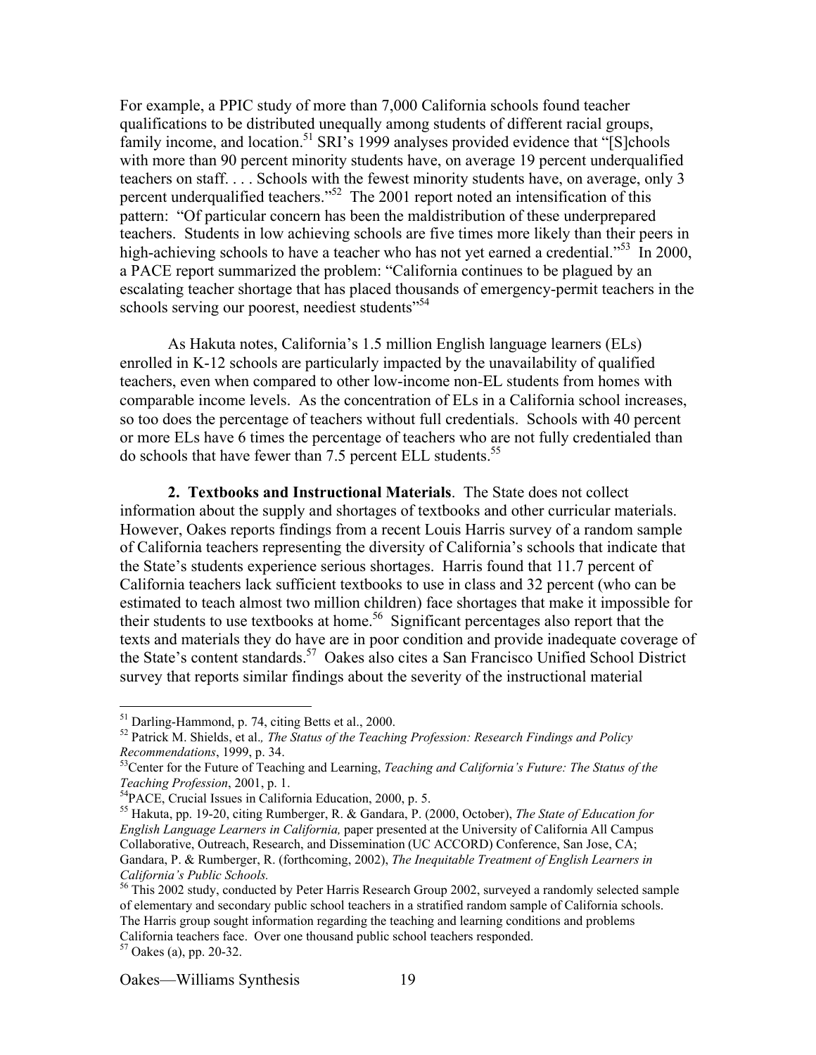For example, a PPIC study of more than 7,000 California schools found teacher qualifications to be distributed unequally among students of different racial groups, family income, and location.[51] SRI's 1999 analyses provided evidence that "[S]chools with more than 90 percent minority students have, on average 19 percent underqualified teachers on staff. . . . Schools with the fewest minority students have, on average, only 3 percent underqualified teachers."[52] The 2001 report noted an intensification of this pattern: "Of particular concern has been the maldistribution of these underprepared teachers. Students in low achieving schools are five times more likely than their peers in high-achieving schools to have a teacher who has not yet earned a credential."[53] In 2000, a PACE report summarized the problem: "California continues to be plagued by an escalating teacher shortage that has placed thousands of emergency-permit teachers in the schools serving our poorest, neediest students"[54]

As Hakuta notes, California's 1.5 million English language learners (ELs) enrolled in K-12 schools are particularly impacted by the unavailability of qualified teachers, even when compared to other low-income non-EL students from homes with comparable income levels. As the concentration of ELs in a California school increases, so too does the percentage of teachers without full credentials. Schools with 40 percent or more ELs have 6 times the percentage of teachers who are not fully credentialed than do schools that have fewer than 7.5 percent ELL students.[55]

**2. Textbooks and Instructional Materials**. The State does not collect information about the supply and shortages of textbooks and other curricular materials. However, Oakes reports findings from a recent Louis Harris survey of a random sample of California teachers representing the diversity of California's schools that indicate that the State's students experience serious shortages. Harris found that 11.7 percent of California teachers lack sufficient textbooks to use in class and 32 percent (who can be estimated to teach almost two million children) face shortages that make it impossible for their students to use textbooks at home.[56] Significant percentages also report that the texts and materials they do have are in poor condition and provide inadequate coverage of the State's content standards.[57] Oakes also cites a San Francisco Unified School District survey that reports similar findings about the severity of the instructional material

---

[51] Darling-Hammond, p. 74, citing Betts et al., 2000.

[52] Patrick M. Shields, et al., *The Status of the Teaching Profession: Research Findings and Policy Recommendations*, 1999, p. 34.

[53] Center for the Future of Teaching and Learning, *Teaching and California's Future: The Status of the Teaching Profession*, 2001, p. 1.

[54] PACE, Crucial Issues in California Education, 2000, p. 5.

[55] Hakuta, pp. 19-20, citing Rumberger, R. & Gandara, P. (2000, October), *The State of Education for English Language Learners in California,* paper presented at the University of California All Campus Collaborative, Outreach, Research, and Dissemination (UC ACCORD) Conference, San Jose, CA; Gandara, P. & Rumberger, R. (forthcoming, 2002), *The Inequitable Treatment of English Learners in California's Public Schools.*

[56] This 2002 study, conducted by Peter Harris Research Group 2002, surveyed a randomly selected sample of elementary and secondary public school teachers in a stratified random sample of California schools. The Harris group sought information regarding the teaching and learning conditions and problems California teachers face. Over one thousand public school teachers responded.

[57] Oakes (a), pp. 20-32.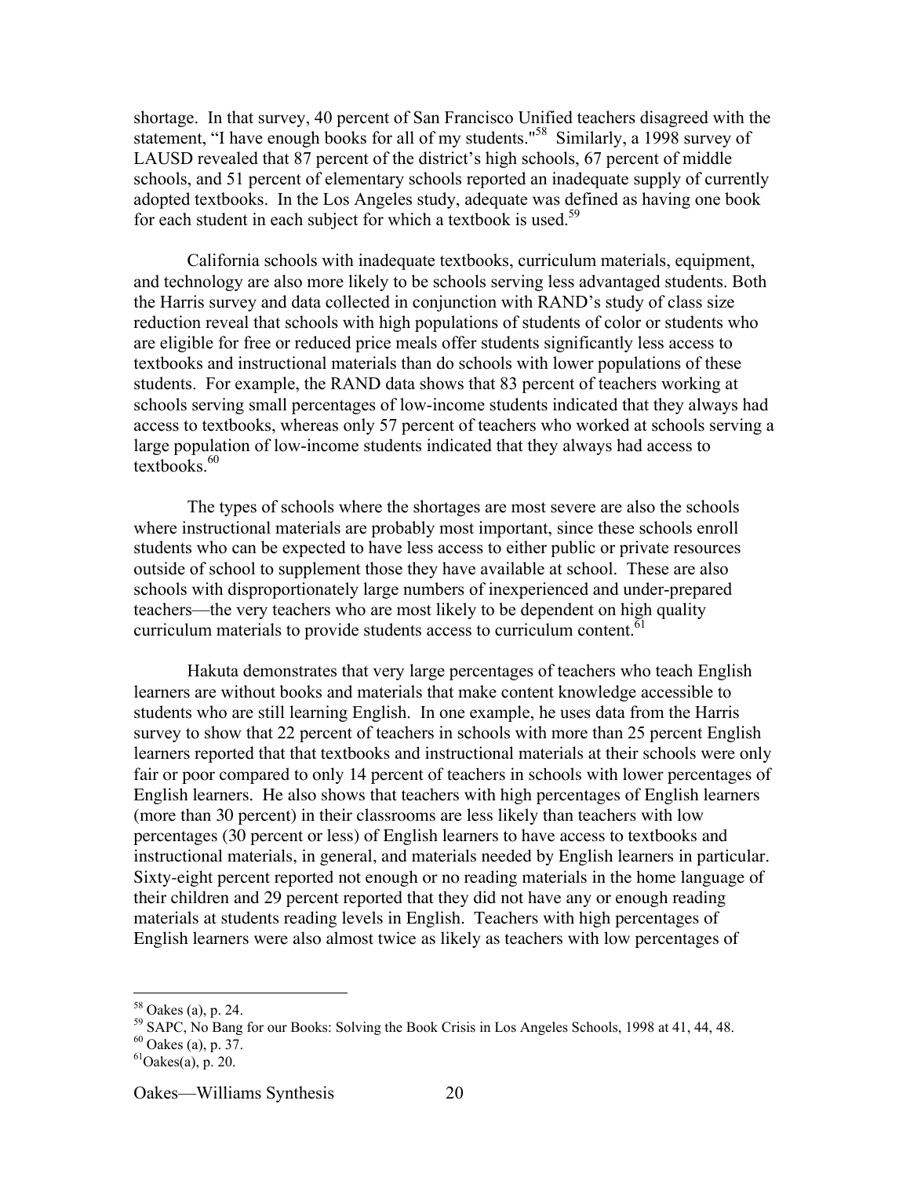shortage. In that survey, 40 percent of San Francisco Unified teachers disagreed with the statement, "I have enough books for all of my students."[58] Similarly, a 1998 survey of LAUSD revealed that 87 percent of the district's high schools, 67 percent of middle schools, and 51 percent of elementary schools reported an inadequate supply of currently adopted textbooks. In the Los Angeles study, adequate was defined as having one book for each student in each subject for which a textbook is used.[59]

California schools with inadequate textbooks, curriculum materials, equipment, and technology are also more likely to be schools serving less advantaged students. Both the Harris survey and data collected in conjunction with RAND's study of class size reduction reveal that schools with high populations of students of color or students who are eligible for free or reduced price meals offer students significantly less access to textbooks and instructional materials than do schools with lower populations of these students. For example, the RAND data shows that 83 percent of teachers working at schools serving small percentages of low-income students indicated that they always had access to textbooks, whereas only 57 percent of teachers who worked at schools serving a large population of low-income students indicated that they always had access to textbooks.[60]

The types of schools where the shortages are most severe are also the schools where instructional materials are probably most important, since these schools enroll students who can be expected to have less access to either public or private resources outside of school to supplement those they have available at school. These are also schools with disproportionately large numbers of inexperienced and under-prepared teachers—the very teachers who are most likely to be dependent on high quality curriculum materials to provide students access to curriculum content.[61]

Hakuta demonstrates that very large percentages of teachers who teach English learners are without books and materials that make content knowledge accessible to students who are still learning English. In one example, he uses data from the Harris survey to show that 22 percent of teachers in schools with more than 25 percent English learners reported that that textbooks and instructional materials at their schools were only fair or poor compared to only 14 percent of teachers in schools with lower percentages of English learners. He also shows that teachers with high percentages of English learners (more than 30 percent) in their classrooms are less likely than teachers with low percentages (30 percent or less) of English learners to have access to textbooks and instructional materials, in general, and materials needed by English learners in particular. Sixty-eight percent reported not enough or no reading materials in the home language of their children and 29 percent reported that they did not have any or enough reading materials at students reading levels in English. Teachers with high percentages of English learners were also almost twice as likely as teachers with low percentages of

---

[58] Oakes (a), p. 24.

[59] SAPC, No Bang for our Books: Solving the Book Crisis in Los Angeles Schools, 1998 at 41, 44, 48.

[60] Oakes (a), p. 37.

[61] Oakes(a), p. 20.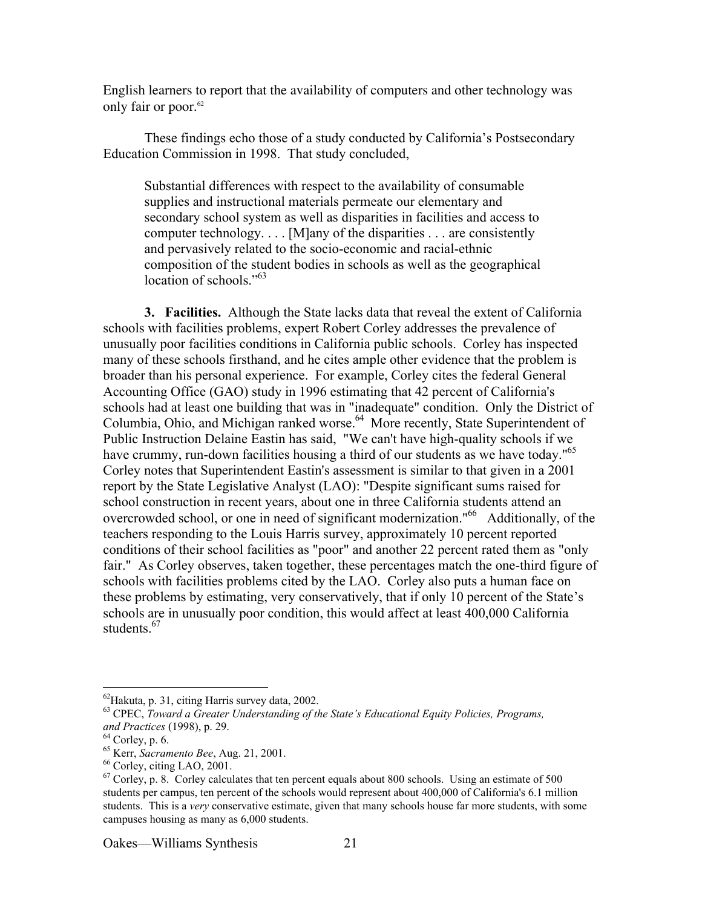English learners to report that the availability of computers and other technology was only fair or poor.[62]

These findings echo those of a study conducted by California's Postsecondary Education Commission in 1998. That study concluded,

> Substantial differences with respect to the availability of consumable supplies and instructional materials permeate our elementary and secondary school system as well as disparities in facilities and access to computer technology. . . . [M]any of the disparities . . . are consistently and pervasively related to the socio-economic and racial-ethnic composition of the student bodies in schools as well as the geographical location of schools."[63]

**3. Facilities.** Although the State lacks data that reveal the extent of California schools with facilities problems, expert Robert Corley addresses the prevalence of unusually poor facilities conditions in California public schools. Corley has inspected many of these schools firsthand, and he cites ample other evidence that the problem is broader than his personal experience. For example, Corley cites the federal General Accounting Office (GAO) study in 1996 estimating that 42 percent of California's schools had at least one building that was in "inadequate" condition. Only the District of Columbia, Ohio, and Michigan ranked worse.[64] More recently, State Superintendent of Public Instruction Delaine Eastin has said, "We can't have high-quality schools if we have crummy, run-down facilities housing a third of our students as we have today."[65] Corley notes that Superintendent Eastin's assessment is similar to that given in a 2001 report by the State Legislative Analyst (LAO): "Despite significant sums raised for school construction in recent years, about one in three California students attend an overcrowded school, or one in need of significant modernization."[66] Additionally, of the teachers responding to the Louis Harris survey, approximately 10 percent reported conditions of their school facilities as "poor" and another 22 percent rated them as "only fair." As Corley observes, taken together, these percentages match the one-third figure of schools with facilities problems cited by the LAO. Corley also puts a human face on these problems by estimating, very conservatively, that if only 10 percent of the State's schools are in unusually poor condition, this would affect at least 400,000 California students.[67]

---

[62] Hakuta, p. 31, citing Harris survey data, 2002.

[63] CPEC, *Toward a Greater Understanding of the State's Educational Equity Policies, Programs, and Practices* (1998), p. 29.

[64] Corley, p. 6.

[65] Kerr, *Sacramento Bee*, Aug. 21, 2001.

[66] Corley, citing LAO, 2001.

[67] Corley, p. 8. Corley calculates that ten percent equals about 800 schools. Using an estimate of 500 students per campus, ten percent of the schools would represent about 400,000 of California's 6.1 million students. This is a *very* conservative estimate, given that many schools house far more students, with some campuses housing as many as 6,000 students.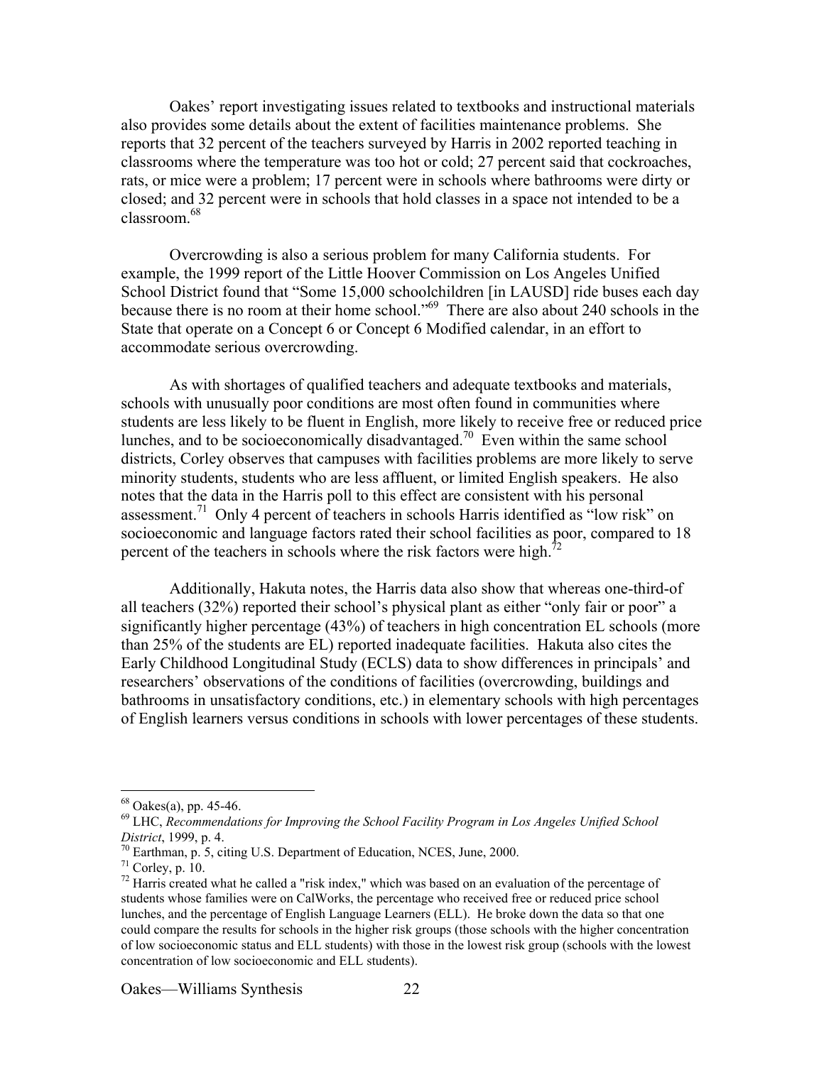Oakes' report investigating issues related to textbooks and instructional materials also provides some details about the extent of facilities maintenance problems. She reports that 32 percent of the teachers surveyed by Harris in 2002 reported teaching in classrooms where the temperature was too hot or cold; 27 percent said that cockroaches, rats, or mice were a problem; 17 percent were in schools where bathrooms were dirty or closed; and 32 percent were in schools that hold classes in a space not intended to be a classroom.[68]

Overcrowding is also a serious problem for many California students. For example, the 1999 report of the Little Hoover Commission on Los Angeles Unified School District found that "Some 15,000 schoolchildren [in LAUSD] ride buses each day because there is no room at their home school."[69] There are also about 240 schools in the State that operate on a Concept 6 or Concept 6 Modified calendar, in an effort to accommodate serious overcrowding.

As with shortages of qualified teachers and adequate textbooks and materials, schools with unusually poor conditions are most often found in communities where students are less likely to be fluent in English, more likely to receive free or reduced price lunches, and to be socioeconomically disadvantaged.[70] Even within the same school districts, Corley observes that campuses with facilities problems are more likely to serve minority students, students who are less affluent, or limited English speakers. He also notes that the data in the Harris poll to this effect are consistent with his personal assessment.[71] Only 4 percent of teachers in schools Harris identified as "low risk" on socioeconomic and language factors rated their school facilities as poor, compared to 18 percent of the teachers in schools where the risk factors were high.[72]

Additionally, Hakuta notes, the Harris data also show that whereas one-third-of all teachers (32%) reported their school's physical plant as either "only fair or poor" a significantly higher percentage (43%) of teachers in high concentration EL schools (more than 25% of the students are EL) reported inadequate facilities. Hakuta also cites the Early Childhood Longitudinal Study (ECLS) data to show differences in principals' and researchers' observations of the conditions of facilities (overcrowding, buildings and bathrooms in unsatisfactory conditions, etc.) in elementary schools with high percentages of English learners versus conditions in schools with lower percentages of these students.

---

[68] Oakes(a), pp. 45-46.

[69] LHC, *Recommendations for Improving the School Facility Program in Los Angeles Unified School District*, 1999, p. 4.

[70] Earthman, p. 5, citing U.S. Department of Education, NCES, June, 2000.

[71] Corley, p. 10.

[72] Harris created what he called a "risk index," which was based on an evaluation of the percentage of students whose families were on CalWorks, the percentage who received free or reduced price school lunches, and the percentage of English Language Learners (ELL). He broke down the data so that one could compare the results for schools in the higher risk groups (those schools with the higher concentration of low socioeconomic status and ELL students) with those in the lowest risk group (schools with the lowest concentration of low socioeconomic and ELL students).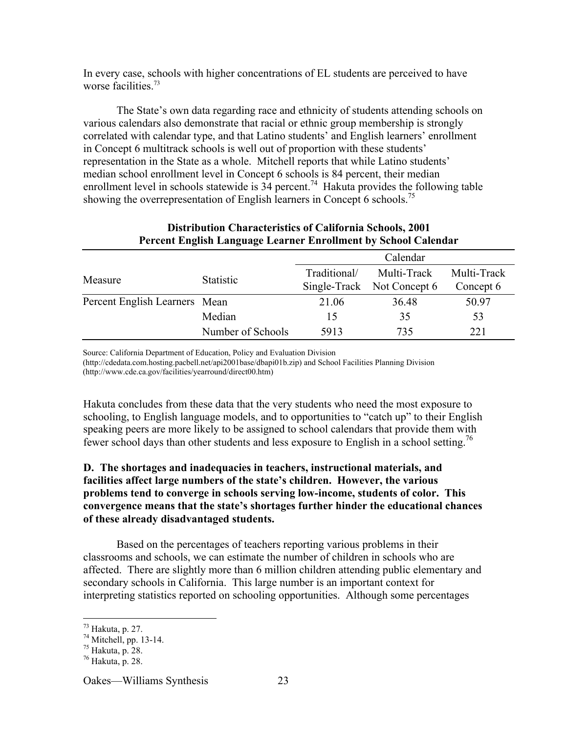In every case, schools with higher concentrations of EL students are perceived to have worse facilities.[73]

The State's own data regarding race and ethnicity of students attending schools on various calendars also demonstrate that racial or ethnic group membership is strongly correlated with calendar type, and that Latino students' and English learners' enrollment in Concept 6 multitrack schools is well out of proportion with these students' representation in the State as a whole. Mitchell reports that while Latino students' median school enrollment level in Concept 6 schools is 84 percent, their median enrollment level in schools statewide is 34 percent.[74] Hakuta provides the following table showing the overrepresentation of English learners in Concept 6 schools.[75]

**Distribution Characteristics of California Schools, 2001**
**Percent English Language Learner Enrollment by School Calendar**

| Measure | Statistic | Calendar | | |
|---|---|---|---|---|
| | | Traditional/ Single-Track | Multi-Track Not Concept 6 | Multi-Track Concept 6 |
| Percent English Learners | Mean | 21.06 | 36.48 | 50.97 |
| | Median | 15 | 35 | 53 |
| | Number of Schools | 5913 | 735 | 221 |

Source: California Department of Education, Policy and Evaluation Division (http://cdedata.com.hosting.pacbell.net/api2001base/dbapi01b.zip) and School Facilities Planning Division (http://www.cde.ca.gov/facilities/yearround/direct00.htm)

Hakuta concludes from these data that the very students who need the most exposure to schooling, to English language models, and to opportunities to "catch up" to their English speaking peers are more likely to be assigned to school calendars that provide them with fewer school days than other students and less exposure to English in a school setting.[76]

**D. The shortages and inadequacies in teachers, instructional materials, and facilities affect large numbers of the state's children. However, the various problems tend to converge in schools serving low-income, students of color. This convergence means that the state's shortages further hinder the educational chances of these already disadvantaged students.**

Based on the percentages of teachers reporting various problems in their classrooms and schools, we can estimate the number of children in schools who are affected. There are slightly more than 6 million children attending public elementary and secondary schools in California. This large number is an important context for interpreting statistics reported on schooling opportunities. Although some percentages

---

[73] Hakuta, p. 27.
[74] Mitchell, pp. 13-14.
[75] Hakuta, p. 28.
[76] Hakuta, p. 28.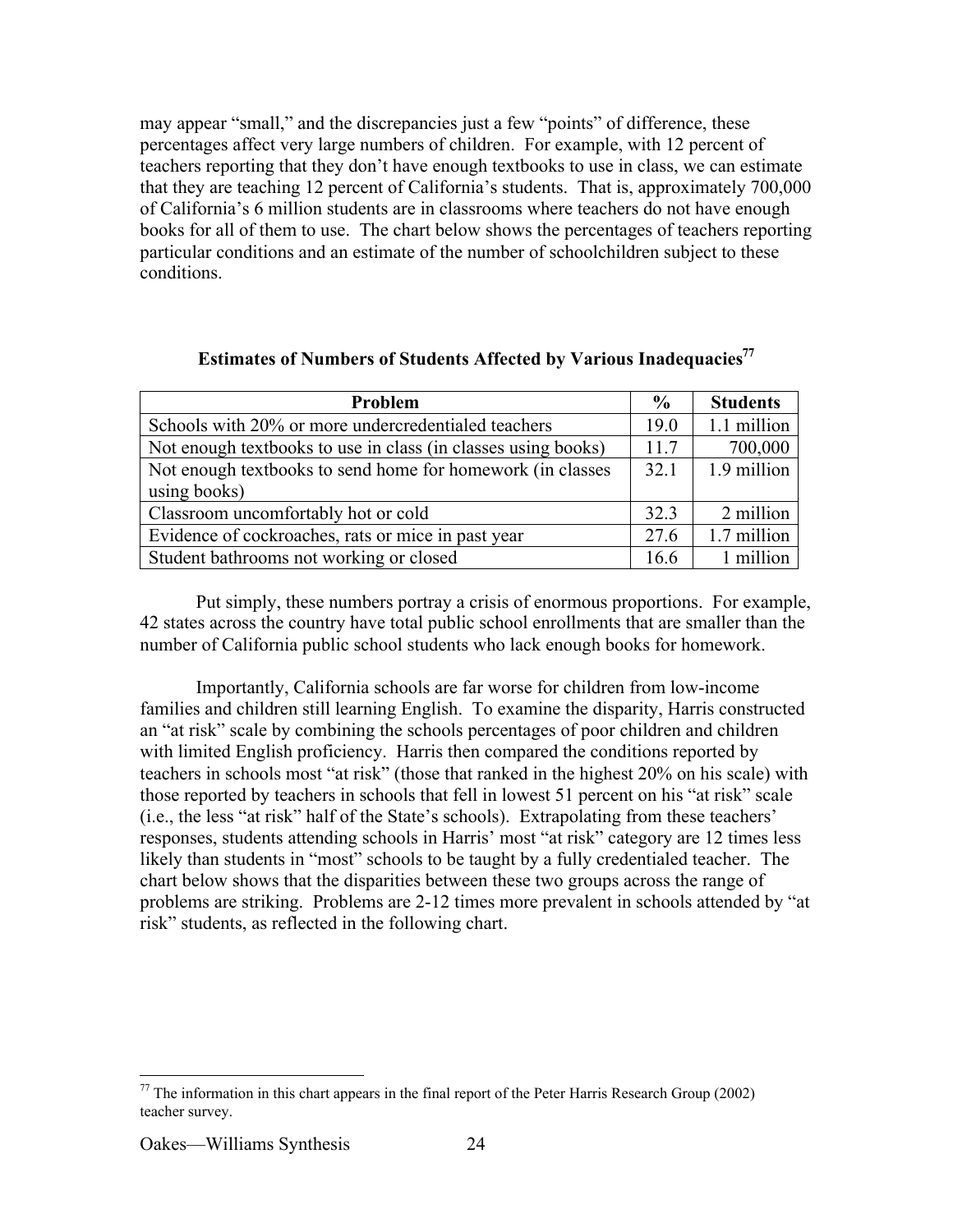may appear "small," and the discrepancies just a few "points" of difference, these percentages affect very large numbers of children. For example, with 12 percent of teachers reporting that they don't have enough textbooks to use in class, we can estimate that they are teaching 12 percent of California's students. That is, approximately 700,000 of California's 6 million students are in classrooms where teachers do not have enough books for all of them to use. The chart below shows the percentages of teachers reporting particular conditions and an estimate of the number of schoolchildren subject to these conditions.

**Estimates of Numbers of Students Affected by Various Inadequacies[77]**

| Problem | % | Students |
|---|---|---|
| Schools with 20% or more undercredentialed teachers | 19.0 | 1.1 million |
| Not enough textbooks to use in class (in classes using books) | 11.7 | 700,000 |
| Not enough textbooks to send home for homework (in classes using books) | 32.1 | 1.9 million |
| Classroom uncomfortably hot or cold | 32.3 | 2 million |
| Evidence of cockroaches, rats or mice in past year | 27.6 | 1.7 million |
| Student bathrooms not working or closed | 16.6 | 1 million |

Put simply, these numbers portray a crisis of enormous proportions. For example, 42 states across the country have total public school enrollments that are smaller than the number of California public school students who lack enough books for homework.

Importantly, California schools are far worse for children from low-income families and children still learning English. To examine the disparity, Harris constructed an "at risk" scale by combining the schools percentages of poor children and children with limited English proficiency. Harris then compared the conditions reported by teachers in schools most "at risk" (those that ranked in the highest 20% on his scale) with those reported by teachers in schools that fell in lowest 51 percent on his "at risk" scale (i.e., the less "at risk" half of the State's schools). Extrapolating from these teachers' responses, students attending schools in Harris' most "at risk" category are 12 times less likely than students in "most" schools to be taught by a fully credentialed teacher. The chart below shows that the disparities between these two groups across the range of problems are striking. Problems are 2-12 times more prevalent in schools attended by "at risk" students, as reflected in the following chart.

---

[77] The information in this chart appears in the final report of the Peter Harris Research Group (2002) teacher survey.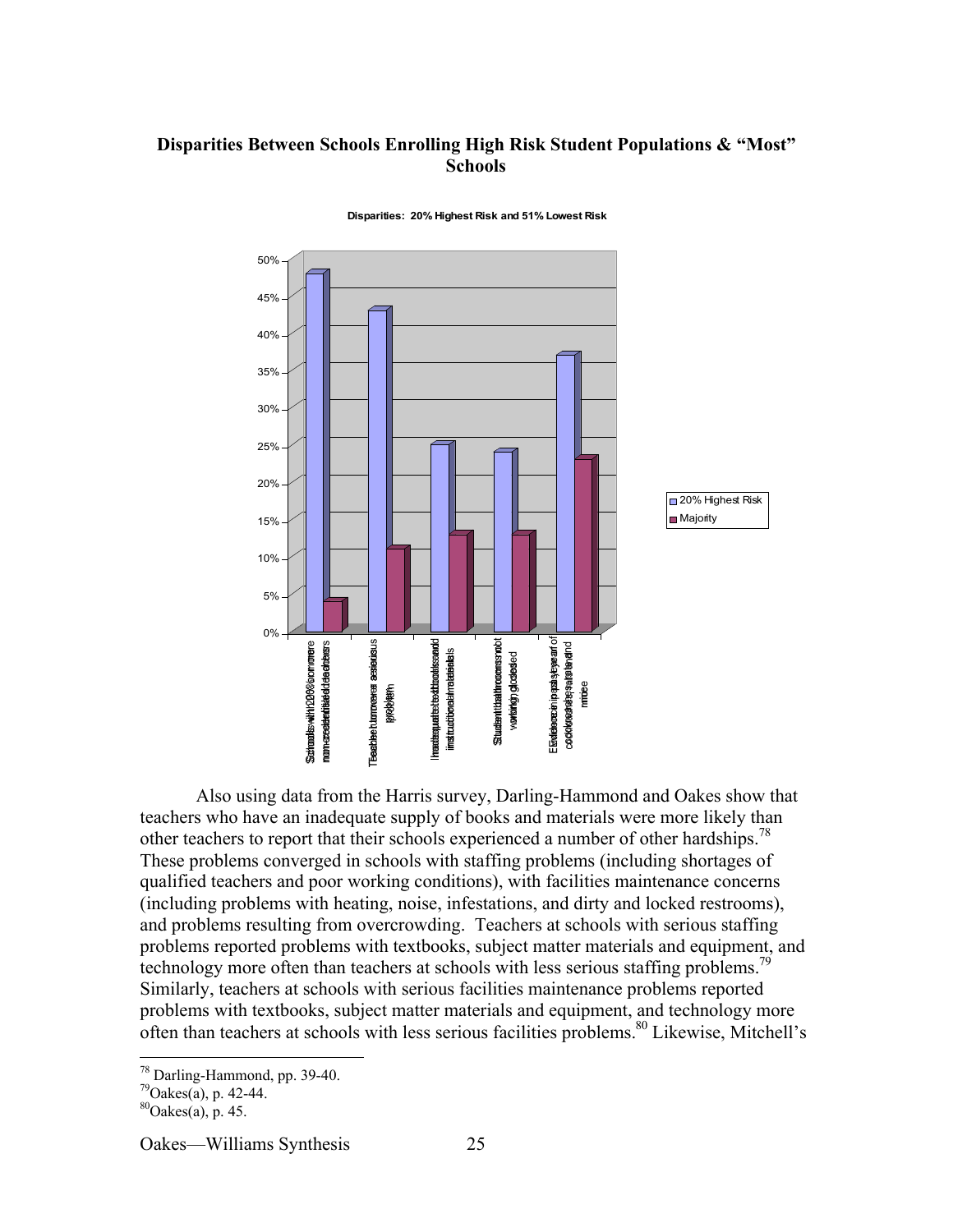**Disparities Between Schools Enrolling High Risk Student Populations & "Most" Schools**

Disparities: 20% Highest Risk and 51% Lowest Risk

| | 20% Highest Risk | Majority |
|---|---|---|
| Schools with 20% or more non-credentialed teachers | 48% | 4% |
| Teacher turnover a serious problem | 43% | 11% |
| Inadequate textbooks and instructional materials | 25% | 13% |
| Student bathrooms not working, closed | 24% | 13% |
| Evidence in past year of cockroaches, rats, and mice | 37% | 23% |

Also using data from the Harris survey, Darling-Hammond and Oakes show that teachers who have an inadequate supply of books and materials were more likely than other teachers to report that their schools experienced a number of other hardships.[78] These problems converged in schools with staffing problems (including shortages of qualified teachers and poor working conditions), with facilities maintenance concerns (including problems with heating, noise, infestations, and dirty and locked restrooms), and problems resulting from overcrowding. Teachers at schools with serious staffing problems reported problems with textbooks, subject matter materials and equipment, and technology more often than teachers at schools with less serious staffing problems.[79] Similarly, teachers at schools with serious facilities maintenance problems reported problems with textbooks, subject matter materials and equipment, and technology more often than teachers at schools with less serious facilities problems.[80] Likewise, Mitchell's

---

[78] Darling-Hammond, pp. 39-40.

[79] Oakes(a), p. 42-44.

[80] Oakes(a), p. 45.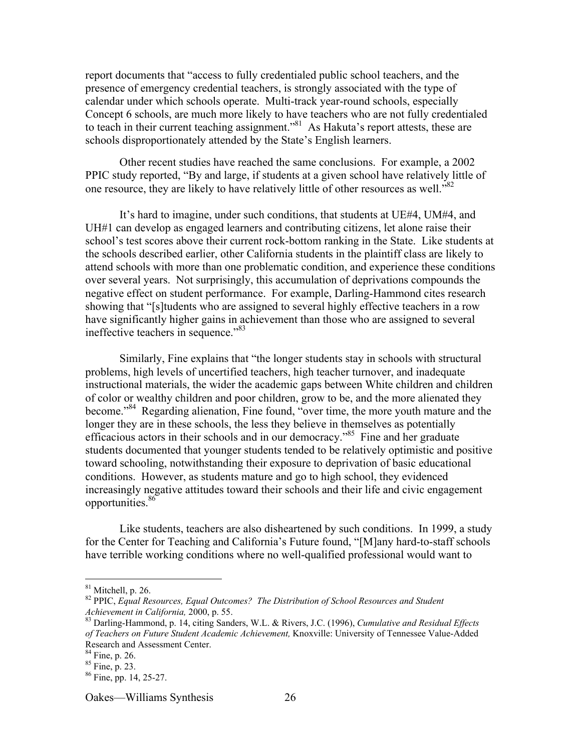report documents that "access to fully credentialed public school teachers, and the presence of emergency credential teachers, is strongly associated with the type of calendar under which schools operate. Multi-track year-round schools, especially Concept 6 schools, are much more likely to have teachers who are not fully credentialed to teach in their current teaching assignment."[81] As Hakuta's report attests, these are schools disproportionately attended by the State's English learners.

Other recent studies have reached the same conclusions. For example, a 2002 PPIC study reported, "By and large, if students at a given school have relatively little of one resource, they are likely to have relatively little of other resources as well."[82]

It's hard to imagine, under such conditions, that students at UE#4, UM#4, and UH#1 can develop as engaged learners and contributing citizens, let alone raise their school's test scores above their current rock-bottom ranking in the State. Like students at the schools described earlier, other California students in the plaintiff class are likely to attend schools with more than one problematic condition, and experience these conditions over several years. Not surprisingly, this accumulation of deprivations compounds the negative effect on student performance. For example, Darling-Hammond cites research showing that "[s]tudents who are assigned to several highly effective teachers in a row have significantly higher gains in achievement than those who are assigned to several ineffective teachers in sequence."[83]

Similarly, Fine explains that "the longer students stay in schools with structural problems, high levels of uncertified teachers, high teacher turnover, and inadequate instructional materials, the wider the academic gaps between White children and children of color or wealthy children and poor children, grow to be, and the more alienated they become."[84] Regarding alienation, Fine found, "over time, the more youth mature and the longer they are in these schools, the less they believe in themselves as potentially efficacious actors in their schools and in our democracy."[85] Fine and her graduate students documented that younger students tended to be relatively optimistic and positive toward schooling, notwithstanding their exposure to deprivation of basic educational conditions. However, as students mature and go to high school, they evidenced increasingly negative attitudes toward their schools and their life and civic engagement opportunities.[86]

Like students, teachers are also disheartened by such conditions. In 1999, a study for the Center for Teaching and California's Future found, "[M]any hard-to-staff schools have terrible working conditions where no well-qualified professional would want to

---

[81] Mitchell, p. 26.

[82] PPIC, *Equal Resources, Equal Outcomes? The Distribution of School Resources and Student Achievement in California,* 2000, p. 55.

[83] Darling-Hammond, p. 14, citing Sanders, W.L. & Rivers, J.C. (1996), *Cumulative and Residual Effects of Teachers on Future Student Academic Achievement,* Knoxville: University of Tennessee Value-Added Research and Assessment Center.

[84] Fine, p. 26.

[85] Fine, p. 23.

[86] Fine, pp. 14, 25-27.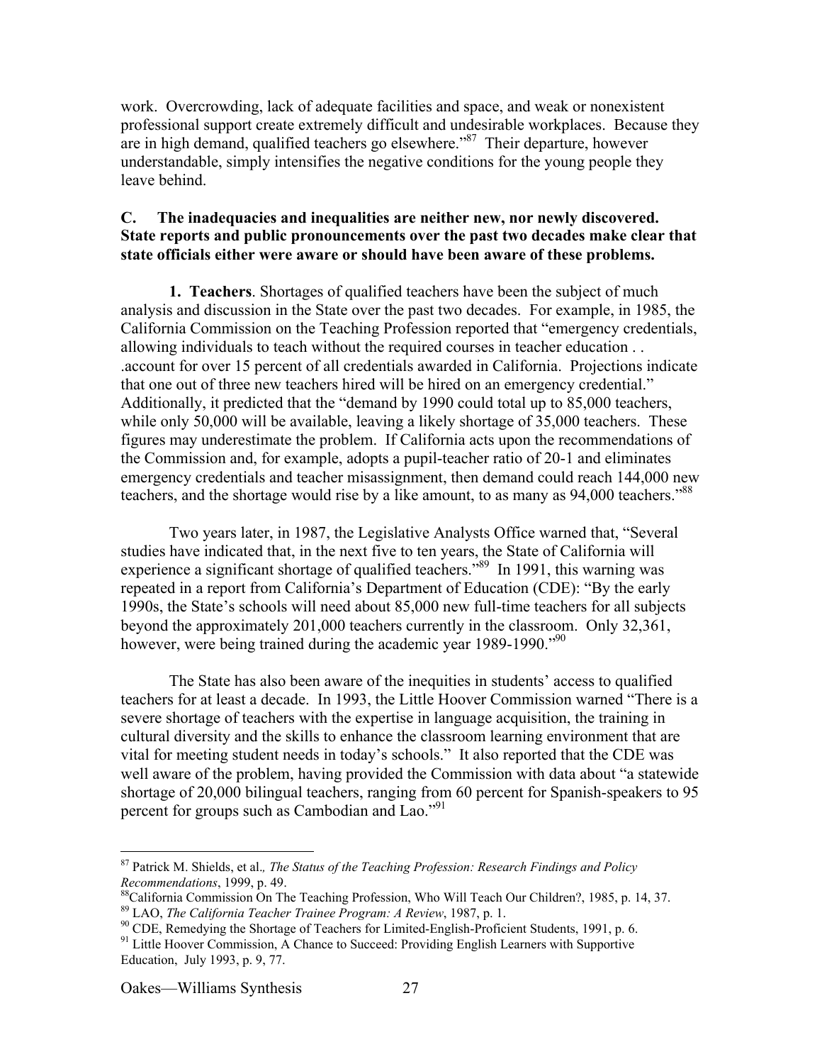work. Overcrowding, lack of adequate facilities and space, and weak or nonexistent professional support create extremely difficult and undesirable workplaces. Because they are in high demand, qualified teachers go elsewhere."[87] Their departure, however understandable, simply intensifies the negative conditions for the young people they leave behind.

**C. The inadequacies and inequalities are neither new, nor newly discovered. State reports and public pronouncements over the past two decades make clear that state officials either were aware or should have been aware of these problems.**

**1. Teachers**. Shortages of qualified teachers have been the subject of much analysis and discussion in the State over the past two decades. For example, in 1985, the California Commission on the Teaching Profession reported that "emergency credentials, allowing individuals to teach without the required courses in teacher education . . .account for over 15 percent of all credentials awarded in California. Projections indicate that one out of three new teachers hired will be hired on an emergency credential." Additionally, it predicted that the "demand by 1990 could total up to 85,000 teachers, while only 50,000 will be available, leaving a likely shortage of 35,000 teachers. These figures may underestimate the problem. If California acts upon the recommendations of the Commission and, for example, adopts a pupil-teacher ratio of 20-1 and eliminates emergency credentials and teacher misassignment, then demand could reach 144,000 new teachers, and the shortage would rise by a like amount, to as many as 94,000 teachers."[88]

Two years later, in 1987, the Legislative Analysts Office warned that, "Several studies have indicated that, in the next five to ten years, the State of California will experience a significant shortage of qualified teachers."[89] In 1991, this warning was repeated in a report from California's Department of Education (CDE): "By the early 1990s, the State's schools will need about 85,000 new full-time teachers for all subjects beyond the approximately 201,000 teachers currently in the classroom. Only 32,361, however, were being trained during the academic year 1989-1990."[90]

The State has also been aware of the inequities in students' access to qualified teachers for at least a decade. In 1993, the Little Hoover Commission warned "There is a severe shortage of teachers with the expertise in language acquisition, the training in cultural diversity and the skills to enhance the classroom learning environment that are vital for meeting student needs in today's schools." It also reported that the CDE was well aware of the problem, having provided the Commission with data about "a statewide shortage of 20,000 bilingual teachers, ranging from 60 percent for Spanish-speakers to 95 percent for groups such as Cambodian and Lao."[91]

---

[87] Patrick M. Shields, et al*., The Status of the Teaching Profession: Research Findings and Policy Recommendations*, 1999, p. 49.

[88] California Commission On The Teaching Profession, Who Will Teach Our Children?, 1985, p. 14, 37.

[89] LAO, *The California Teacher Trainee Program: A Review*, 1987, p. 1.

[90] CDE, Remedying the Shortage of Teachers for Limited-English-Proficient Students, 1991, p. 6.

[91] Little Hoover Commission, A Chance to Succeed: Providing English Learners with Supportive Education, July 1993, p. 9, 77.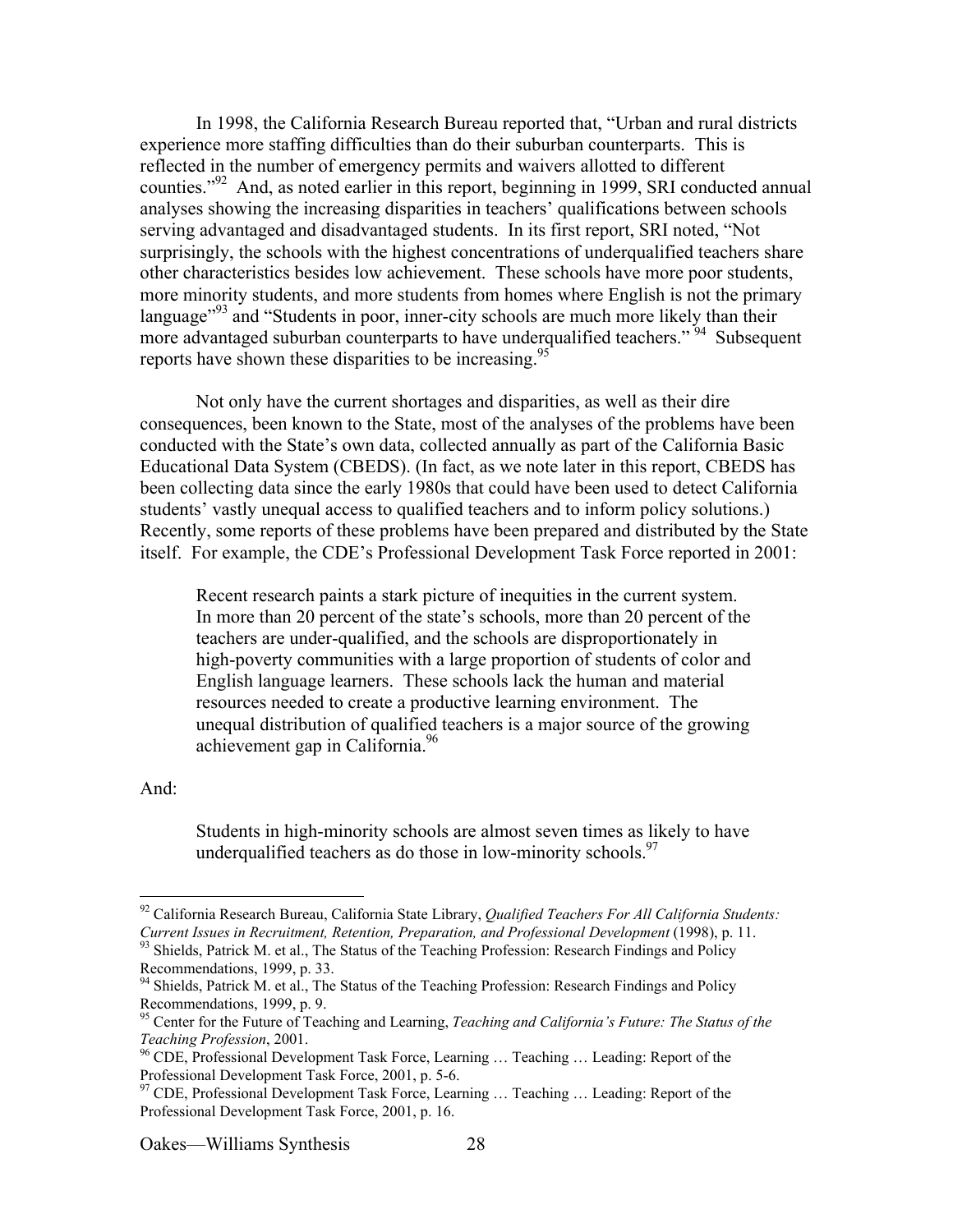In 1998, the California Research Bureau reported that, "Urban and rural districts experience more staffing difficulties than do their suburban counterparts. This is reflected in the number of emergency permits and waivers allotted to different counties."[92] And, as noted earlier in this report, beginning in 1999, SRI conducted annual analyses showing the increasing disparities in teachers' qualifications between schools serving advantaged and disadvantaged students. In its first report, SRI noted, "Not surprisingly, the schools with the highest concentrations of underqualified teachers share other characteristics besides low achievement. These schools have more poor students, more minority students, and more students from homes where English is not the primary language"[93] and "Students in poor, inner-city schools are much more likely than their more advantaged suburban counterparts to have underqualified teachers."[94] Subsequent reports have shown these disparities to be increasing.[95]

Not only have the current shortages and disparities, as well as their dire consequences, been known to the State, most of the analyses of the problems have been conducted with the State's own data, collected annually as part of the California Basic Educational Data System (CBEDS). (In fact, as we note later in this report, CBEDS has been collecting data since the early 1980s that could have been used to detect California students' vastly unequal access to qualified teachers and to inform policy solutions.) Recently, some reports of these problems have been prepared and distributed by the State itself. For example, the CDE's Professional Development Task Force reported in 2001:

> Recent research paints a stark picture of inequities in the current system. In more than 20 percent of the state's schools, more than 20 percent of the teachers are under-qualified, and the schools are disproportionately in high-poverty communities with a large proportion of students of color and English language learners. These schools lack the human and material resources needed to create a productive learning environment. The unequal distribution of qualified teachers is a major source of the growing achievement gap in California.[96]

And:

> Students in high-minority schools are almost seven times as likely to have underqualified teachers as do those in low-minority schools.[97]

---

[92] California Research Bureau, California State Library, *Qualified Teachers For All California Students: Current Issues in Recruitment, Retention, Preparation, and Professional Development* (1998), p. 11.

[93] Shields, Patrick M. et al., The Status of the Teaching Profession: Research Findings and Policy Recommendations, 1999, p. 33.

[94] Shields, Patrick M. et al., The Status of the Teaching Profession: Research Findings and Policy Recommendations, 1999, p. 9.

[95] Center for the Future of Teaching and Learning, *Teaching and California's Future: The Status of the Teaching Profession*, 2001.

[96] CDE, Professional Development Task Force, Learning … Teaching … Leading: Report of the Professional Development Task Force, 2001, p. 5-6.

[97] CDE, Professional Development Task Force, Learning … Teaching … Leading: Report of the Professional Development Task Force, 2001, p. 16.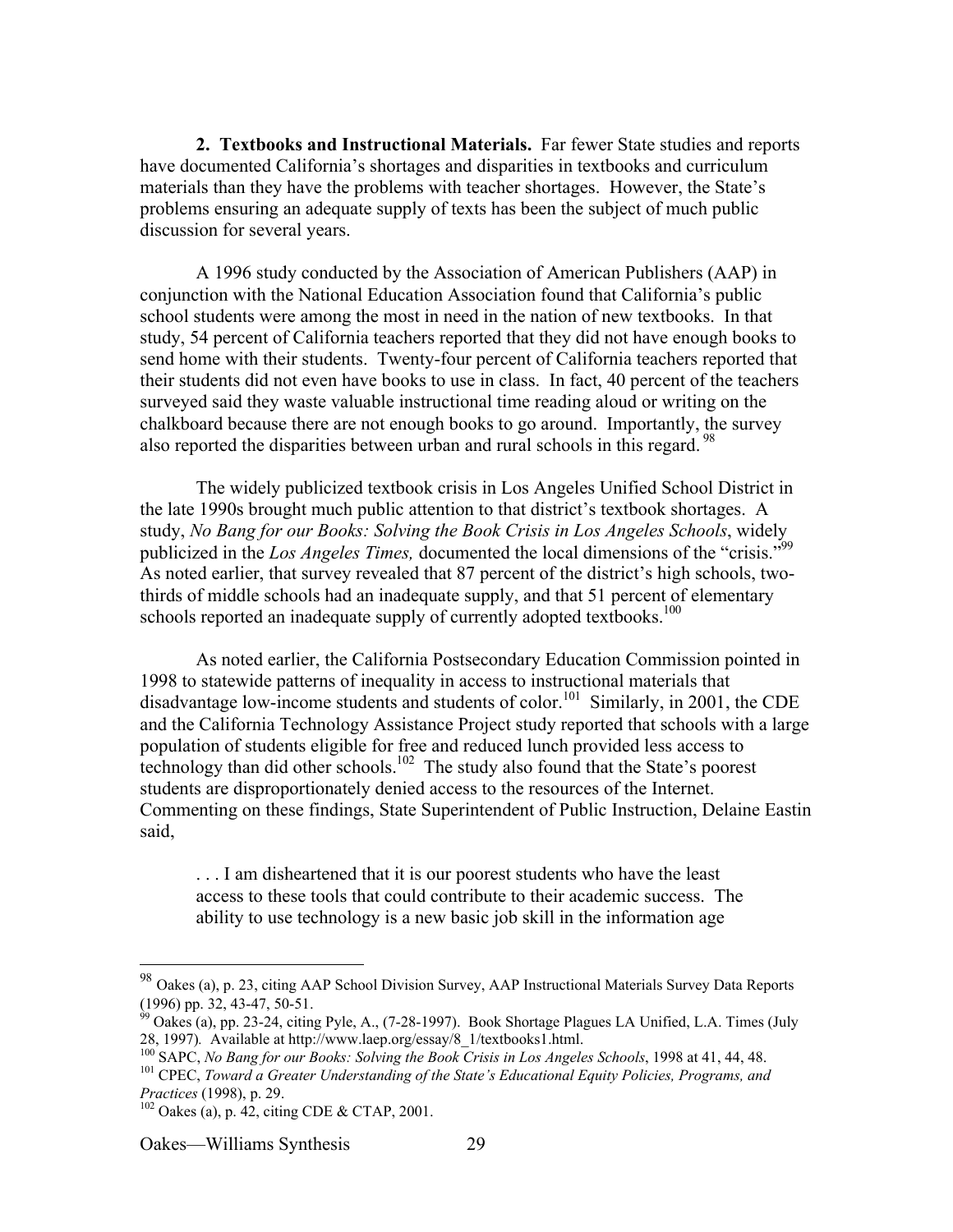**2. Textbooks and Instructional Materials.** Far fewer State studies and reports have documented California's shortages and disparities in textbooks and curriculum materials than they have the problems with teacher shortages. However, the State's problems ensuring an adequate supply of texts has been the subject of much public discussion for several years.

A 1996 study conducted by the Association of American Publishers (AAP) in conjunction with the National Education Association found that California's public school students were among the most in need in the nation of new textbooks. In that study, 54 percent of California teachers reported that they did not have enough books to send home with their students. Twenty-four percent of California teachers reported that their students did not even have books to use in class. In fact, 40 percent of the teachers surveyed said they waste valuable instructional time reading aloud or writing on the chalkboard because there are not enough books to go around. Importantly, the survey also reported the disparities between urban and rural schools in this regard.[98]

The widely publicized textbook crisis in Los Angeles Unified School District in the late 1990s brought much public attention to that district's textbook shortages. A study, *No Bang for our Books: Solving the Book Crisis in Los Angeles Schools*, widely publicized in the *Los Angeles Times,* documented the local dimensions of the "crisis."[99] As noted earlier, that survey revealed that 87 percent of the district's high schools, two-thirds of middle schools had an inadequate supply, and that 51 percent of elementary schools reported an inadequate supply of currently adopted textbooks.[100]

As noted earlier, the California Postsecondary Education Commission pointed in 1998 to statewide patterns of inequality in access to instructional materials that disadvantage low-income students and students of color.[101] Similarly, in 2001, the CDE and the California Technology Assistance Project study reported that schools with a large population of students eligible for free and reduced lunch provided less access to technology than did other schools.[102] The study also found that the State's poorest students are disproportionately denied access to the resources of the Internet. Commenting on these findings, State Superintendent of Public Instruction, Delaine Eastin said,

> . . . I am disheartened that it is our poorest students who have the least access to these tools that could contribute to their academic success. The ability to use technology is a new basic job skill in the information age

---

[98] Oakes (a), p. 23, citing AAP School Division Survey, AAP Instructional Materials Survey Data Reports (1996) pp. 32, 43-47, 50-51.

[99] Oakes (a), pp. 23-24, citing Pyle, A., (7-28-1997). Book Shortage Plagues LA Unified, L.A. Times (July 28, 1997). Available at http://www.laep.org/essay/8_1/textbooks1.html.

[100] SAPC, *No Bang for our Books: Solving the Book Crisis in Los Angeles Schools*, 1998 at 41, 44, 48.

[101] CPEC, *Toward a Greater Understanding of the State's Educational Equity Policies, Programs, and Practices* (1998), p. 29.

[102] Oakes (a), p. 42, citing CDE & CTAP, 2001.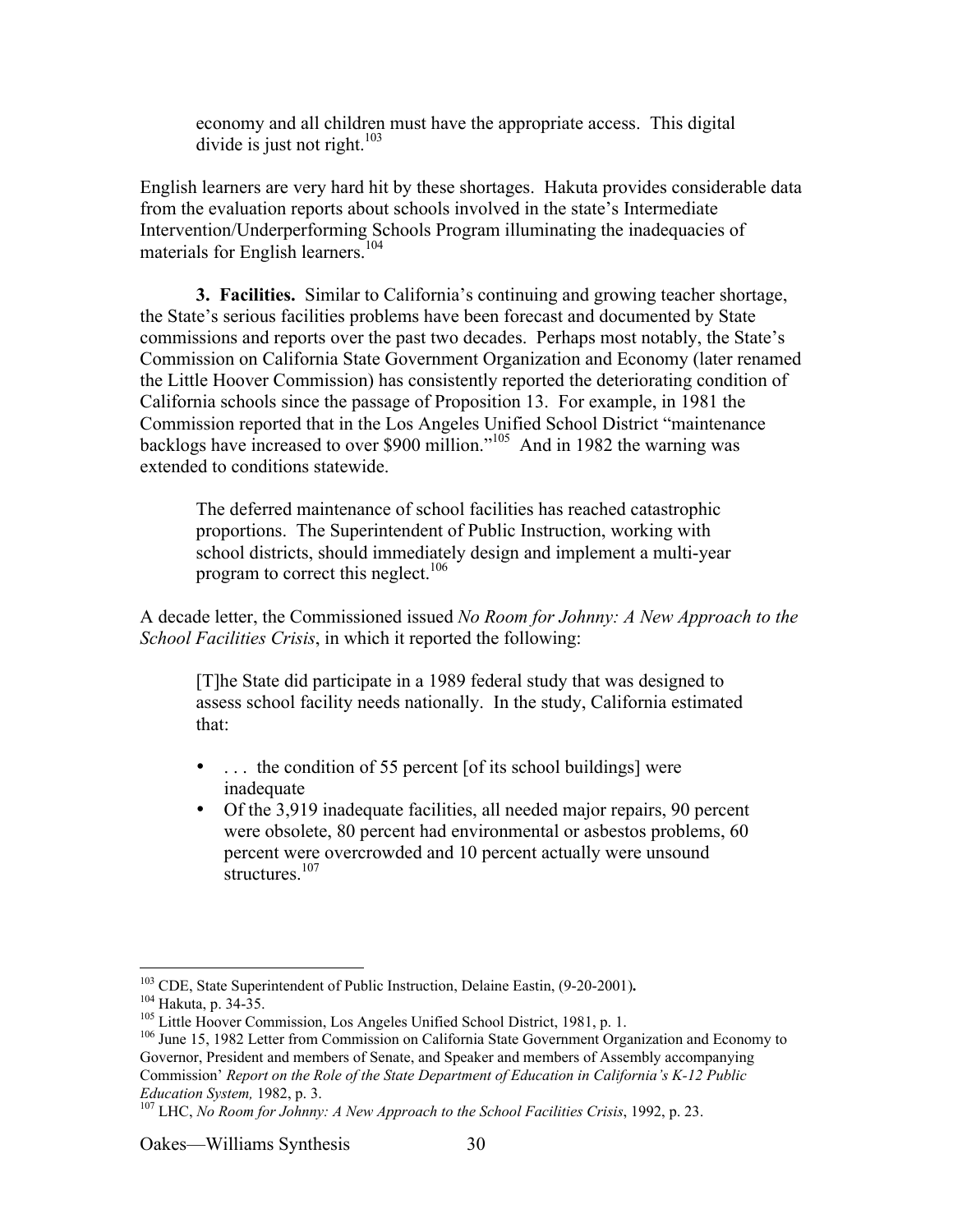> economy and all children must have the appropriate access. This digital divide is just not right.[103]

English learners are very hard hit by these shortages. Hakuta provides considerable data from the evaluation reports about schools involved in the state's Intermediate Intervention/Underperforming Schools Program illuminating the inadequacies of materials for English learners.[104]

**3. Facilities.** Similar to California's continuing and growing teacher shortage, the State's serious facilities problems have been forecast and documented by State commissions and reports over the past two decades. Perhaps most notably, the State's Commission on California State Government Organization and Economy (later renamed the Little Hoover Commission) has consistently reported the deteriorating condition of California schools since the passage of Proposition 13. For example, in 1981 the Commission reported that in the Los Angeles Unified School District "maintenance backlogs have increased to over $900 million."[105] And in 1982 the warning was extended to conditions statewide.

> The deferred maintenance of school facilities has reached catastrophic proportions. The Superintendent of Public Instruction, working with school districts, should immediately design and implement a multi-year program to correct this neglect.[106]

A decade letter, the Commissioned issued *No Room for Johnny: A New Approach to the School Facilities Crisis*, in which it reported the following:

> [T]he State did participate in a 1989 federal study that was designed to assess school facility needs nationally. In the study, California estimated that:
>
> - . . . the condition of 55 percent [of its school buildings] were inadequate
> - Of the 3,919 inadequate facilities, all needed major repairs, 90 percent were obsolete, 80 percent had environmental or asbestos problems, 60 percent were overcrowded and 10 percent actually were unsound structures.[107]

---

[103] CDE, State Superintendent of Public Instruction, Delaine Eastin, (9-20-2001)**.**

[104] Hakuta, p. 34-35.

[105] Little Hoover Commission, Los Angeles Unified School District, 1981, p. 1.

[106] June 15, 1982 Letter from Commission on California State Government Organization and Economy to Governor, President and members of Senate, and Speaker and members of Assembly accompanying Commission' *Report on the Role of the State Department of Education in California's K-12 Public Education System,* 1982, p. 3.

[107] LHC, *No Room for Johnny: A New Approach to the School Facilities Crisis*, 1992, p. 23.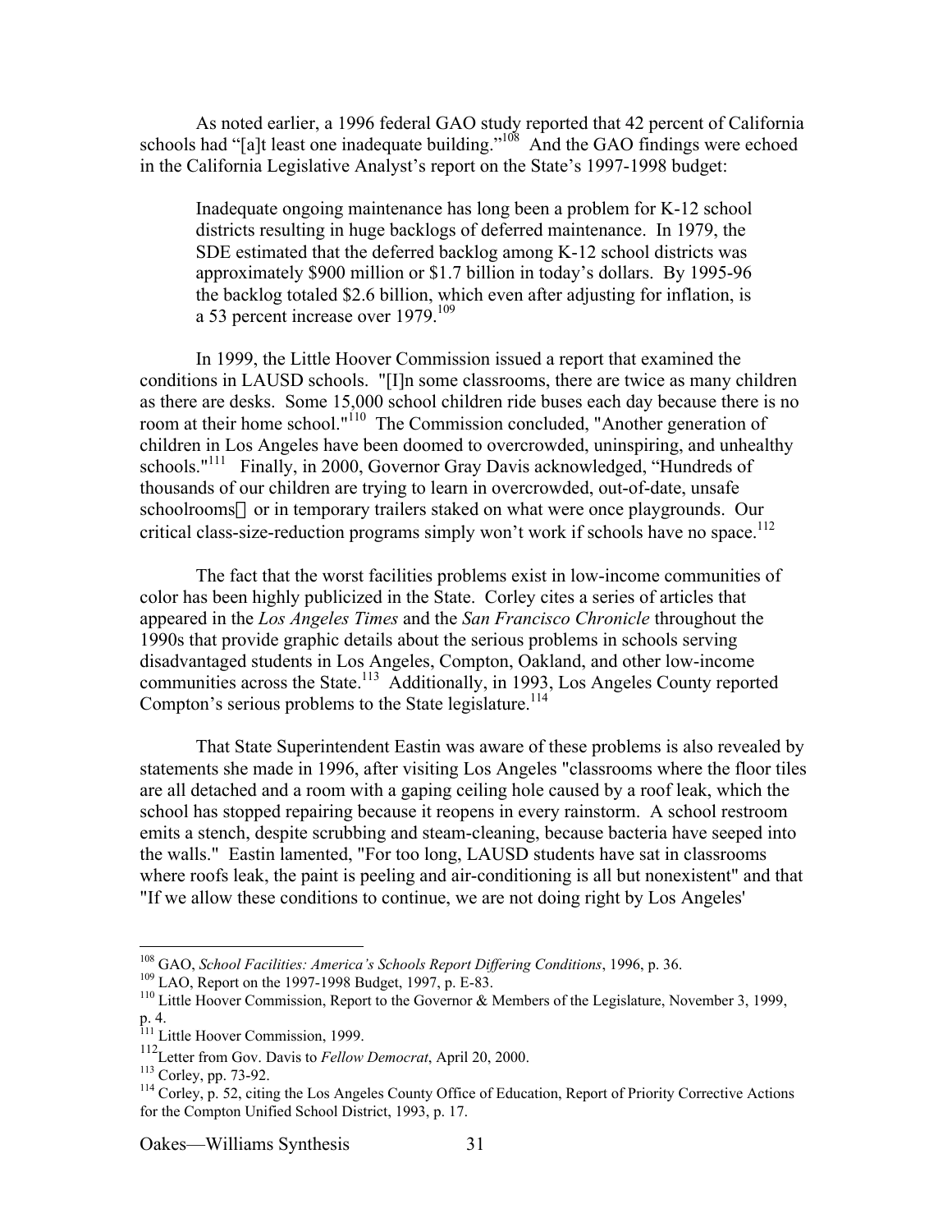As noted earlier, a 1996 federal GAO study reported that 42 percent of California schools had "[a]t least one inadequate building."[108] And the GAO findings were echoed in the California Legislative Analyst's report on the State's 1997-1998 budget:

> Inadequate ongoing maintenance has long been a problem for K-12 school districts resulting in huge backlogs of deferred maintenance. In 1979, the SDE estimated that the deferred backlog among K-12 school districts was approximately $900 million or $1.7 billion in today's dollars. By 1995-96 the backlog totaled $2.6 billion, which even after adjusting for inflation, is a 53 percent increase over 1979.[109]

In 1999, the Little Hoover Commission issued a report that examined the conditions in LAUSD schools. "[I]n some classrooms, there are twice as many children as there are desks. Some 15,000 school children ride buses each day because there is no room at their home school."[110] The Commission concluded, "Another generation of children in Los Angeles have been doomed to overcrowded, uninspiring, and unhealthy schools."[111] Finally, in 2000, Governor Gray Davis acknowledged, "Hundreds of thousands of our children are trying to learn in overcrowded, out-of-date, unsafe schoolrooms or in temporary trailers staked on what were once playgrounds. Our critical class-size-reduction programs simply won't work if schools have no space.[112]

The fact that the worst facilities problems exist in low-income communities of color has been highly publicized in the State. Corley cites a series of articles that appeared in the *Los Angeles Times* and the *San Francisco Chronicle* throughout the 1990s that provide graphic details about the serious problems in schools serving disadvantaged students in Los Angeles, Compton, Oakland, and other low-income communities across the State.[113] Additionally, in 1993, Los Angeles County reported Compton's serious problems to the State legislature.[114]

That State Superintendent Eastin was aware of these problems is also revealed by statements she made in 1996, after visiting Los Angeles "classrooms where the floor tiles are all detached and a room with a gaping ceiling hole caused by a roof leak, which the school has stopped repairing because it reopens in every rainstorm. A school restroom emits a stench, despite scrubbing and steam-cleaning, because bacteria have seeped into the walls." Eastin lamented, "For too long, LAUSD students have sat in classrooms where roofs leak, the paint is peeling and air-conditioning is all but nonexistent" and that "If we allow these conditions to continue, we are not doing right by Los Angeles'

---

[108] GAO, *School Facilities: America's Schools Report Differing Conditions*, 1996, p. 36.

[109] LAO, Report on the 1997-1998 Budget, 1997, p. E-83.

[110] Little Hoover Commission, Report to the Governor & Members of the Legislature, November 3, 1999, p. 4.

[111] Little Hoover Commission, 1999.

[112] Letter from Gov. Davis to *Fellow Democrat*, April 20, 2000.

[113] Corley, pp. 73-92.

[114] Corley, p. 52, citing the Los Angeles County Office of Education, Report of Priority Corrective Actions for the Compton Unified School District, 1993, p. 17.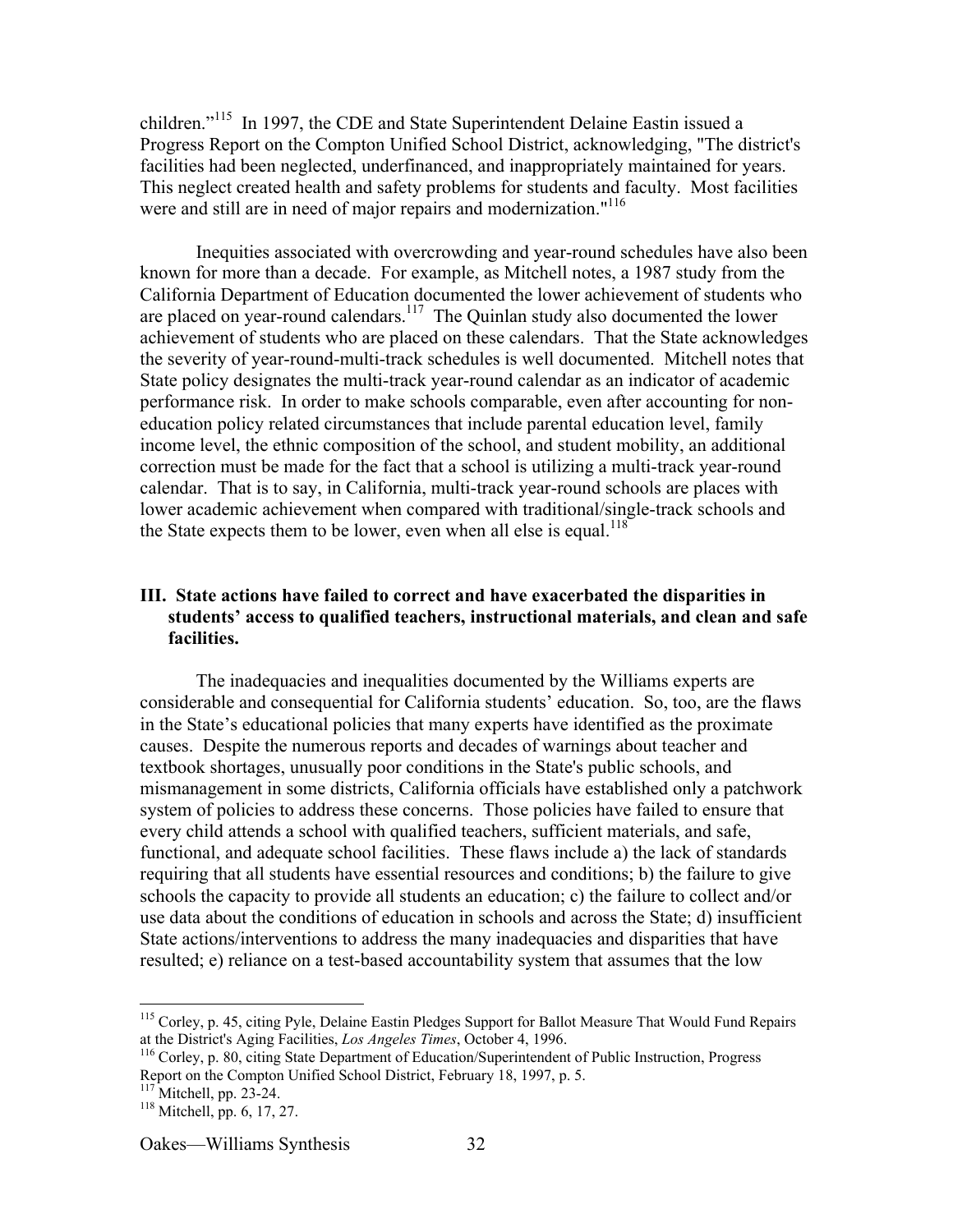children."[115] In 1997, the CDE and State Superintendent Delaine Eastin issued a Progress Report on the Compton Unified School District, acknowledging, "The district's facilities had been neglected, underfinanced, and inappropriately maintained for years. This neglect created health and safety problems for students and faculty. Most facilities were and still are in need of major repairs and modernization."[116]

Inequities associated with overcrowding and year-round schedules have also been known for more than a decade. For example, as Mitchell notes, a 1987 study from the California Department of Education documented the lower achievement of students who are placed on year-round calendars.[117] The Quinlan study also documented the lower achievement of students who are placed on these calendars. That the State acknowledges the severity of year-round-multi-track schedules is well documented. Mitchell notes that State policy designates the multi-track year-round calendar as an indicator of academic performance risk. In order to make schools comparable, even after accounting for non-education policy related circumstances that include parental education level, family income level, the ethnic composition of the school, and student mobility, an additional correction must be made for the fact that a school is utilizing a multi-track year-round calendar. That is to say, in California, multi-track year-round schools are places with lower academic achievement when compared with traditional/single-track schools and the State expects them to be lower, even when all else is equal.[118]

## III. State actions have failed to correct and have exacerbated the disparities in students' access to qualified teachers, instructional materials, and clean and safe facilities.

The inadequacies and inequalities documented by the Williams experts are considerable and consequential for California students' education. So, too, are the flaws in the State's educational policies that many experts have identified as the proximate causes. Despite the numerous reports and decades of warnings about teacher and textbook shortages, unusually poor conditions in the State's public schools, and mismanagement in some districts, California officials have established only a patchwork system of policies to address these concerns. Those policies have failed to ensure that every child attends a school with qualified teachers, sufficient materials, and safe, functional, and adequate school facilities. These flaws include a) the lack of standards requiring that all students have essential resources and conditions; b) the failure to give schools the capacity to provide all students an education; c) the failure to collect and/or use data about the conditions of education in schools and across the State; d) insufficient State actions/interventions to address the many inadequacies and disparities that have resulted; e) reliance on a test-based accountability system that assumes that the low

---

[115] Corley, p. 45, citing Pyle, Delaine Eastin Pledges Support for Ballot Measure That Would Fund Repairs at the District's Aging Facilities, *Los Angeles Times*, October 4, 1996.

[116] Corley, p. 80, citing State Department of Education/Superintendent of Public Instruction, Progress Report on the Compton Unified School District, February 18, 1997, p. 5.

[117] Mitchell, pp. 23-24.

[118] Mitchell, pp. 6, 17, 27.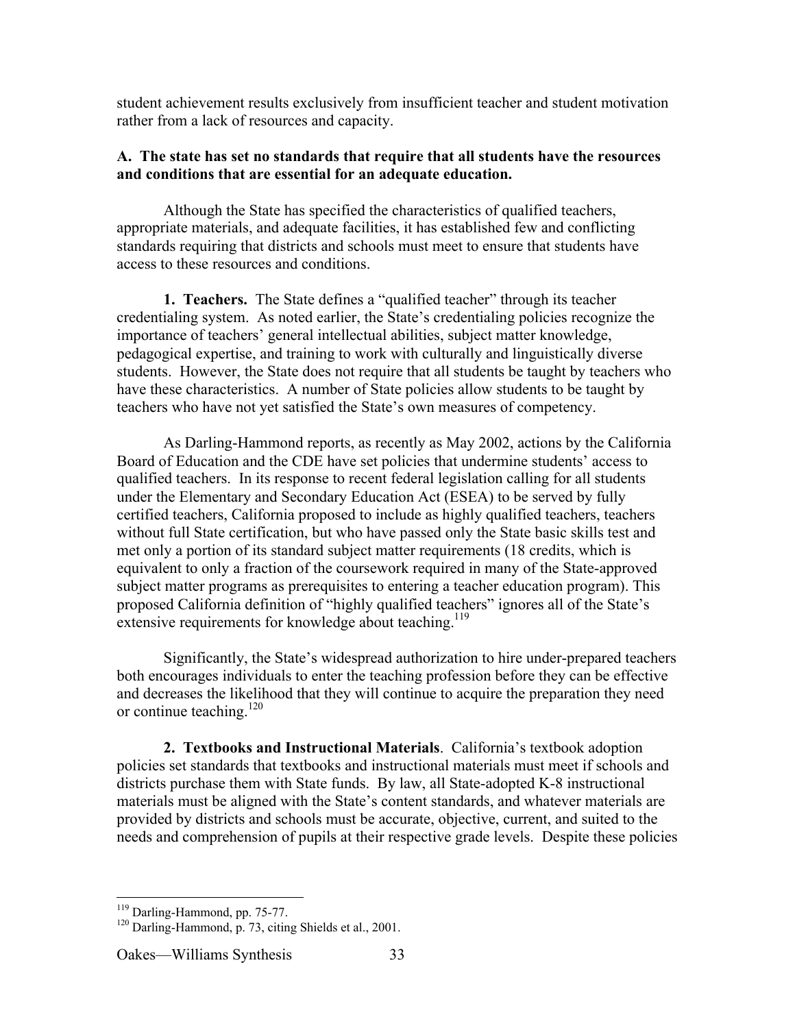student achievement results exclusively from insufficient teacher and student motivation rather from a lack of resources and capacity.

**A. The state has set no standards that require that all students have the resources and conditions that are essential for an adequate education.**

Although the State has specified the characteristics of qualified teachers, appropriate materials, and adequate facilities, it has established few and conflicting standards requiring that districts and schools must meet to ensure that students have access to these resources and conditions.

**1. Teachers.** The State defines a "qualified teacher" through its teacher credentialing system. As noted earlier, the State's credentialing policies recognize the importance of teachers' general intellectual abilities, subject matter knowledge, pedagogical expertise, and training to work with culturally and linguistically diverse students. However, the State does not require that all students be taught by teachers who have these characteristics. A number of State policies allow students to be taught by teachers who have not yet satisfied the State's own measures of competency.

As Darling-Hammond reports, as recently as May 2002, actions by the California Board of Education and the CDE have set policies that undermine students' access to qualified teachers. In its response to recent federal legislation calling for all students under the Elementary and Secondary Education Act (ESEA) to be served by fully certified teachers, California proposed to include as highly qualified teachers, teachers without full State certification, but who have passed only the State basic skills test and met only a portion of its standard subject matter requirements (18 credits, which is equivalent to only a fraction of the coursework required in many of the State-approved subject matter programs as prerequisites to entering a teacher education program). This proposed California definition of "highly qualified teachers" ignores all of the State's extensive requirements for knowledge about teaching.[119]

Significantly, the State's widespread authorization to hire under-prepared teachers both encourages individuals to enter the teaching profession before they can be effective and decreases the likelihood that they will continue to acquire the preparation they need or continue teaching.[120]

**2. Textbooks and Instructional Materials**. California's textbook adoption policies set standards that textbooks and instructional materials must meet if schools and districts purchase them with State funds. By law, all State-adopted K-8 instructional materials must be aligned with the State's content standards, and whatever materials are provided by districts and schools must be accurate, objective, current, and suited to the needs and comprehension of pupils at their respective grade levels. Despite these policies

[119] Darling-Hammond, pp. 75-77.

[120] Darling-Hammond, p. 73, citing Shields et al., 2001.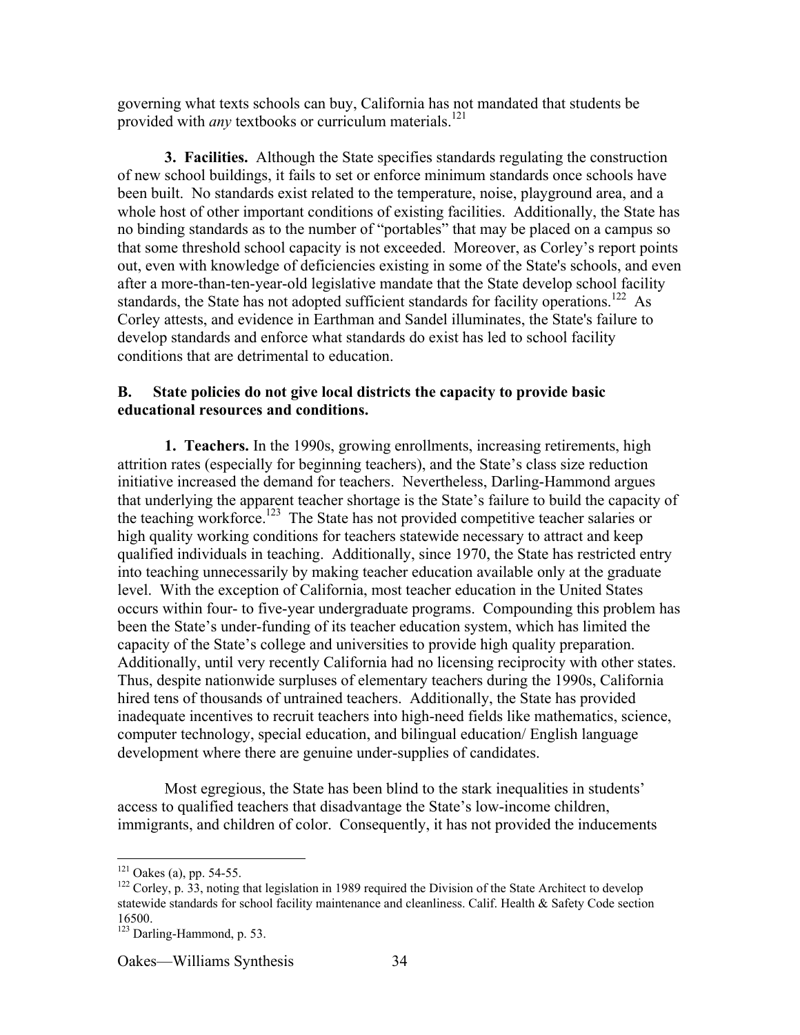governing what texts schools can buy, California has not mandated that students be provided with *any* textbooks or curriculum materials.[121]

**3. Facilities.** Although the State specifies standards regulating the construction of new school buildings, it fails to set or enforce minimum standards once schools have been built. No standards exist related to the temperature, noise, playground area, and a whole host of other important conditions of existing facilities. Additionally, the State has no binding standards as to the number of "portables" that may be placed on a campus so that some threshold school capacity is not exceeded. Moreover, as Corley's report points out, even with knowledge of deficiencies existing in some of the State's schools, and even after a more-than-ten-year-old legislative mandate that the State develop school facility standards, the State has not adopted sufficient standards for facility operations.[122] As Corley attests, and evidence in Earthman and Sandel illuminates, the State's failure to develop standards and enforce what standards do exist has led to school facility conditions that are detrimental to education.

## B. State policies do not give local districts the capacity to provide basic educational resources and conditions.

**1. Teachers.** In the 1990s, growing enrollments, increasing retirements, high attrition rates (especially for beginning teachers), and the State's class size reduction initiative increased the demand for teachers. Nevertheless, Darling-Hammond argues that underlying the apparent teacher shortage is the State's failure to build the capacity of the teaching workforce.[123] The State has not provided competitive teacher salaries or high quality working conditions for teachers statewide necessary to attract and keep qualified individuals in teaching. Additionally, since 1970, the State has restricted entry into teaching unnecessarily by making teacher education available only at the graduate level. With the exception of California, most teacher education in the United States occurs within four- to five-year undergraduate programs. Compounding this problem has been the State's under-funding of its teacher education system, which has limited the capacity of the State's college and universities to provide high quality preparation. Additionally, until very recently California had no licensing reciprocity with other states. Thus, despite nationwide surpluses of elementary teachers during the 1990s, California hired tens of thousands of untrained teachers. Additionally, the State has provided inadequate incentives to recruit teachers into high-need fields like mathematics, science, computer technology, special education, and bilingual education/ English language development where there are genuine under-supplies of candidates.

Most egregious, the State has been blind to the stark inequalities in students' access to qualified teachers that disadvantage the State's low-income children, immigrants, and children of color. Consequently, it has not provided the inducements

---

[121] Oakes (a), pp. 54-55.

[122] Corley, p. 33, noting that legislation in 1989 required the Division of the State Architect to develop statewide standards for school facility maintenance and cleanliness. Calif. Health & Safety Code section 16500.

[123] Darling-Hammond, p. 53.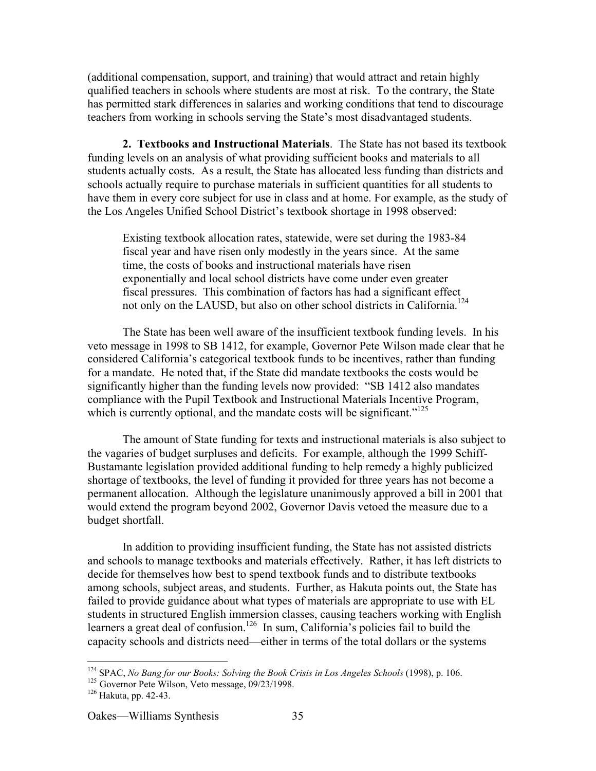(additional compensation, support, and training) that would attract and retain highly qualified teachers in schools where students are most at risk. To the contrary, the State has permitted stark differences in salaries and working conditions that tend to discourage teachers from working in schools serving the State's most disadvantaged students.

**2. Textbooks and Instructional Materials**. The State has not based its textbook funding levels on an analysis of what providing sufficient books and materials to all students actually costs. As a result, the State has allocated less funding than districts and schools actually require to purchase materials in sufficient quantities for all students to have them in every core subject for use in class and at home. For example, as the study of the Los Angeles Unified School District's textbook shortage in 1998 observed:

> Existing textbook allocation rates, statewide, were set during the 1983-84 fiscal year and have risen only modestly in the years since. At the same time, the costs of books and instructional materials have risen exponentially and local school districts have come under even greater fiscal pressures. This combination of factors has had a significant effect not only on the LAUSD, but also on other school districts in California.[124]

The State has been well aware of the insufficient textbook funding levels. In his veto message in 1998 to SB 1412, for example, Governor Pete Wilson made clear that he considered California's categorical textbook funds to be incentives, rather than funding for a mandate. He noted that, if the State did mandate textbooks the costs would be significantly higher than the funding levels now provided: "SB 1412 also mandates compliance with the Pupil Textbook and Instructional Materials Incentive Program, which is currently optional, and the mandate costs will be significant."[125]

The amount of State funding for texts and instructional materials is also subject to the vagaries of budget surpluses and deficits. For example, although the 1999 Schiff-Bustamante legislation provided additional funding to help remedy a highly publicized shortage of textbooks, the level of funding it provided for three years has not become a permanent allocation. Although the legislature unanimously approved a bill in 2001 that would extend the program beyond 2002, Governor Davis vetoed the measure due to a budget shortfall.

In addition to providing insufficient funding, the State has not assisted districts and schools to manage textbooks and materials effectively. Rather, it has left districts to decide for themselves how best to spend textbook funds and to distribute textbooks among schools, subject areas, and students. Further, as Hakuta points out, the State has failed to provide guidance about what types of materials are appropriate to use with EL students in structured English immersion classes, causing teachers working with English learners a great deal of confusion.[126] In sum, California's policies fail to build the capacity schools and districts need—either in terms of the total dollars or the systems

---

[124] SPAC, *No Bang for our Books: Solving the Book Crisis in Los Angeles Schools* (1998), p. 106.

[125] Governor Pete Wilson, Veto message, 09/23/1998.

[126] Hakuta, pp. 42-43.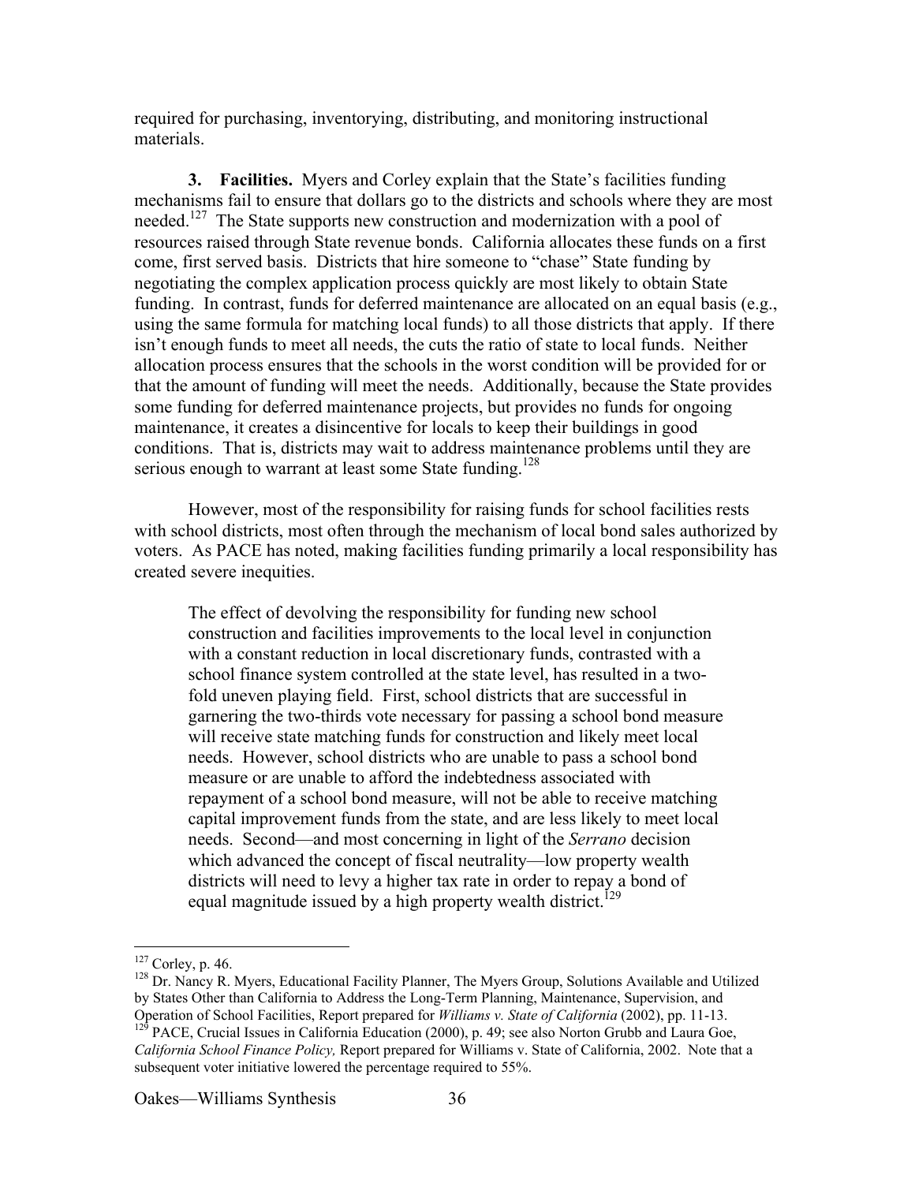required for purchasing, inventorying, distributing, and monitoring instructional materials.

**3. Facilities.** Myers and Corley explain that the State's facilities funding mechanisms fail to ensure that dollars go to the districts and schools where they are most needed.[127] The State supports new construction and modernization with a pool of resources raised through State revenue bonds. California allocates these funds on a first come, first served basis. Districts that hire someone to "chase" State funding by negotiating the complex application process quickly are most likely to obtain State funding. In contrast, funds for deferred maintenance are allocated on an equal basis (e.g., using the same formula for matching local funds) to all those districts that apply. If there isn't enough funds to meet all needs, the cuts the ratio of state to local funds. Neither allocation process ensures that the schools in the worst condition will be provided for or that the amount of funding will meet the needs. Additionally, because the State provides some funding for deferred maintenance projects, but provides no funds for ongoing maintenance, it creates a disincentive for locals to keep their buildings in good conditions. That is, districts may wait to address maintenance problems until they are serious enough to warrant at least some State funding.[128]

However, most of the responsibility for raising funds for school facilities rests with school districts, most often through the mechanism of local bond sales authorized by voters. As PACE has noted, making facilities funding primarily a local responsibility has created severe inequities.

> The effect of devolving the responsibility for funding new school construction and facilities improvements to the local level in conjunction with a constant reduction in local discretionary funds, contrasted with a school finance system controlled at the state level, has resulted in a two-fold uneven playing field. First, school districts that are successful in garnering the two-thirds vote necessary for passing a school bond measure will receive state matching funds for construction and likely meet local needs. However, school districts who are unable to pass a school bond measure or are unable to afford the indebtedness associated with repayment of a school bond measure, will not be able to receive matching capital improvement funds from the state, and are less likely to meet local needs. Second—and most concerning in light of the *Serrano* decision which advanced the concept of fiscal neutrality—low property wealth districts will need to levy a higher tax rate in order to repay a bond of equal magnitude issued by a high property wealth district.[129]

---

[127] Corley, p. 46.

[128] Dr. Nancy R. Myers, Educational Facility Planner, The Myers Group, Solutions Available and Utilized by States Other than California to Address the Long-Term Planning, Maintenance, Supervision, and Operation of School Facilities, Report prepared for *Williams v. State of California* (2002), pp. 11-13.

[129] PACE, Crucial Issues in California Education (2000), p. 49; see also Norton Grubb and Laura Goe, *California School Finance Policy,* Report prepared for Williams v. State of California, 2002. Note that a subsequent voter initiative lowered the percentage required to 55%.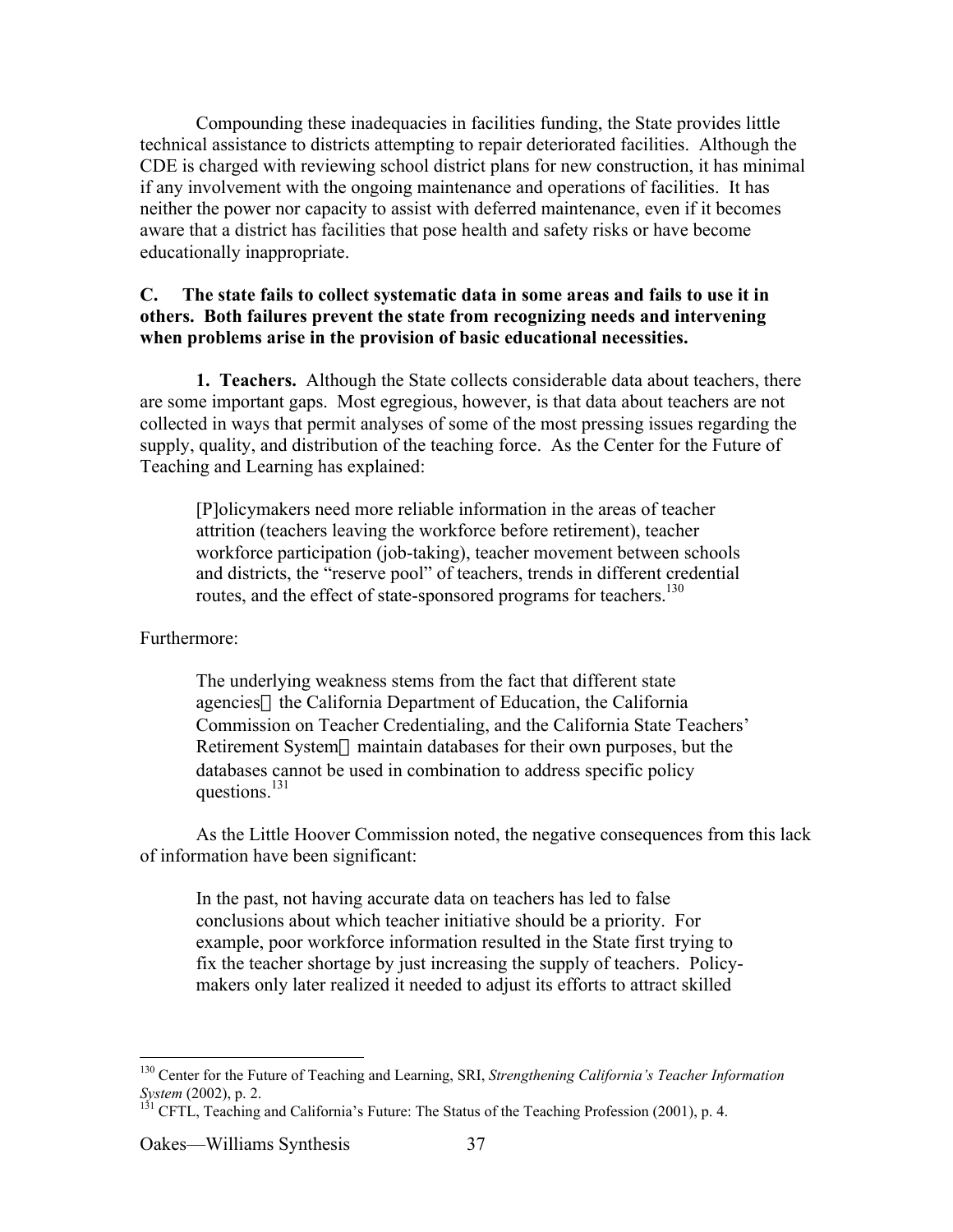Compounding these inadequacies in facilities funding, the State provides little technical assistance to districts attempting to repair deteriorated facilities. Although the CDE is charged with reviewing school district plans for new construction, it has minimal if any involvement with the ongoing maintenance and operations of facilities. It has neither the power nor capacity to assist with deferred maintenance, even if it becomes aware that a district has facilities that pose health and safety risks or have become educationally inappropriate.

**C. The state fails to collect systematic data in some areas and fails to use it in others. Both failures prevent the state from recognizing needs and intervening when problems arise in the provision of basic educational necessities.**

**1. Teachers.** Although the State collects considerable data about teachers, there are some important gaps. Most egregious, however, is that data about teachers are not collected in ways that permit analyses of some of the most pressing issues regarding the supply, quality, and distribution of the teaching force. As the Center for the Future of Teaching and Learning has explained:

> [P]olicymakers need more reliable information in the areas of teacher attrition (teachers leaving the workforce before retirement), teacher workforce participation (job-taking), teacher movement between schools and districts, the "reserve pool" of teachers, trends in different credential routes, and the effect of state-sponsored programs for teachers.[130]

Furthermore:

> The underlying weakness stems from the fact that different state agencies—the California Department of Education, the California Commission on Teacher Credentialing, and the California State Teachers' Retirement System—maintain databases for their own purposes, but the databases cannot be used in combination to address specific policy questions.[131]

As the Little Hoover Commission noted, the negative consequences from this lack of information have been significant:

> In the past, not having accurate data on teachers has led to false conclusions about which teacher initiative should be a priority. For example, poor workforce information resulted in the State first trying to fix the teacher shortage by just increasing the supply of teachers. Policy-makers only later realized it needed to adjust its efforts to attract skilled

---

[130] Center for the Future of Teaching and Learning, SRI, *Strengthening California's Teacher Information System* (2002), p. 2.

[131] CFTL, Teaching and California's Future: The Status of the Teaching Profession (2001), p. 4.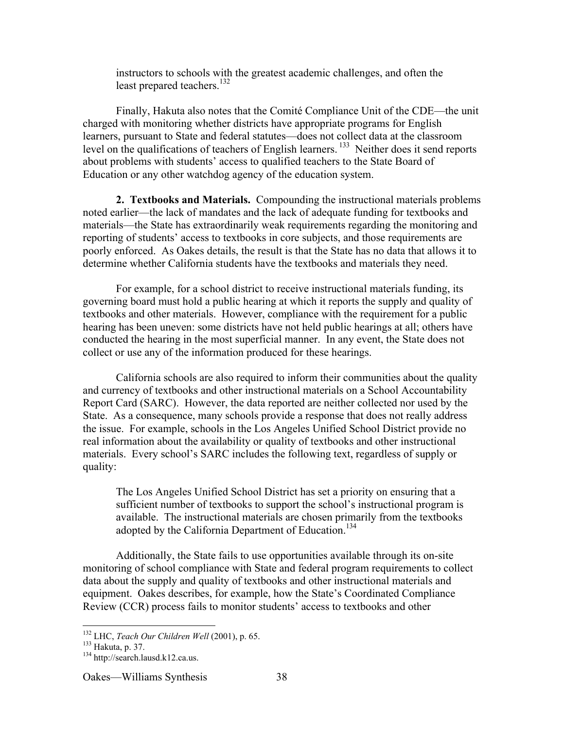> instructors to schools with the greatest academic challenges, and often the least prepared teachers.[132]

Finally, Hakuta also notes that the Comité Compliance Unit of the CDE—the unit charged with monitoring whether districts have appropriate programs for English learners, pursuant to State and federal statutes—does not collect data at the classroom level on the qualifications of teachers of English learners.[133] Neither does it send reports about problems with students' access to qualified teachers to the State Board of Education or any other watchdog agency of the education system.

**2. Textbooks and Materials.** Compounding the instructional materials problems noted earlier—the lack of mandates and the lack of adequate funding for textbooks and materials—the State has extraordinarily weak requirements regarding the monitoring and reporting of students' access to textbooks in core subjects, and those requirements are poorly enforced. As Oakes details, the result is that the State has no data that allows it to determine whether California students have the textbooks and materials they need.

For example, for a school district to receive instructional materials funding, its governing board must hold a public hearing at which it reports the supply and quality of textbooks and other materials. However, compliance with the requirement for a public hearing has been uneven: some districts have not held public hearings at all; others have conducted the hearing in the most superficial manner. In any event, the State does not collect or use any of the information produced for these hearings.

California schools are also required to inform their communities about the quality and currency of textbooks and other instructional materials on a School Accountability Report Card (SARC). However, the data reported are neither collected nor used by the State. As a consequence, many schools provide a response that does not really address the issue. For example, schools in the Los Angeles Unified School District provide no real information about the availability or quality of textbooks and other instructional materials. Every school's SARC includes the following text, regardless of supply or quality:

> The Los Angeles Unified School District has set a priority on ensuring that a sufficient number of textbooks to support the school's instructional program is available. The instructional materials are chosen primarily from the textbooks adopted by the California Department of Education.[134]

Additionally, the State fails to use opportunities available through its on-site monitoring of school compliance with State and federal program requirements to collect data about the supply and quality of textbooks and other instructional materials and equipment. Oakes describes, for example, how the State's Coordinated Compliance Review (CCR) process fails to monitor students' access to textbooks and other

---

[132] LHC, *Teach Our Children Well* (2001), p. 65.

[133] Hakuta, p. 37.

[134] http://search.lausd.k12.ca.us.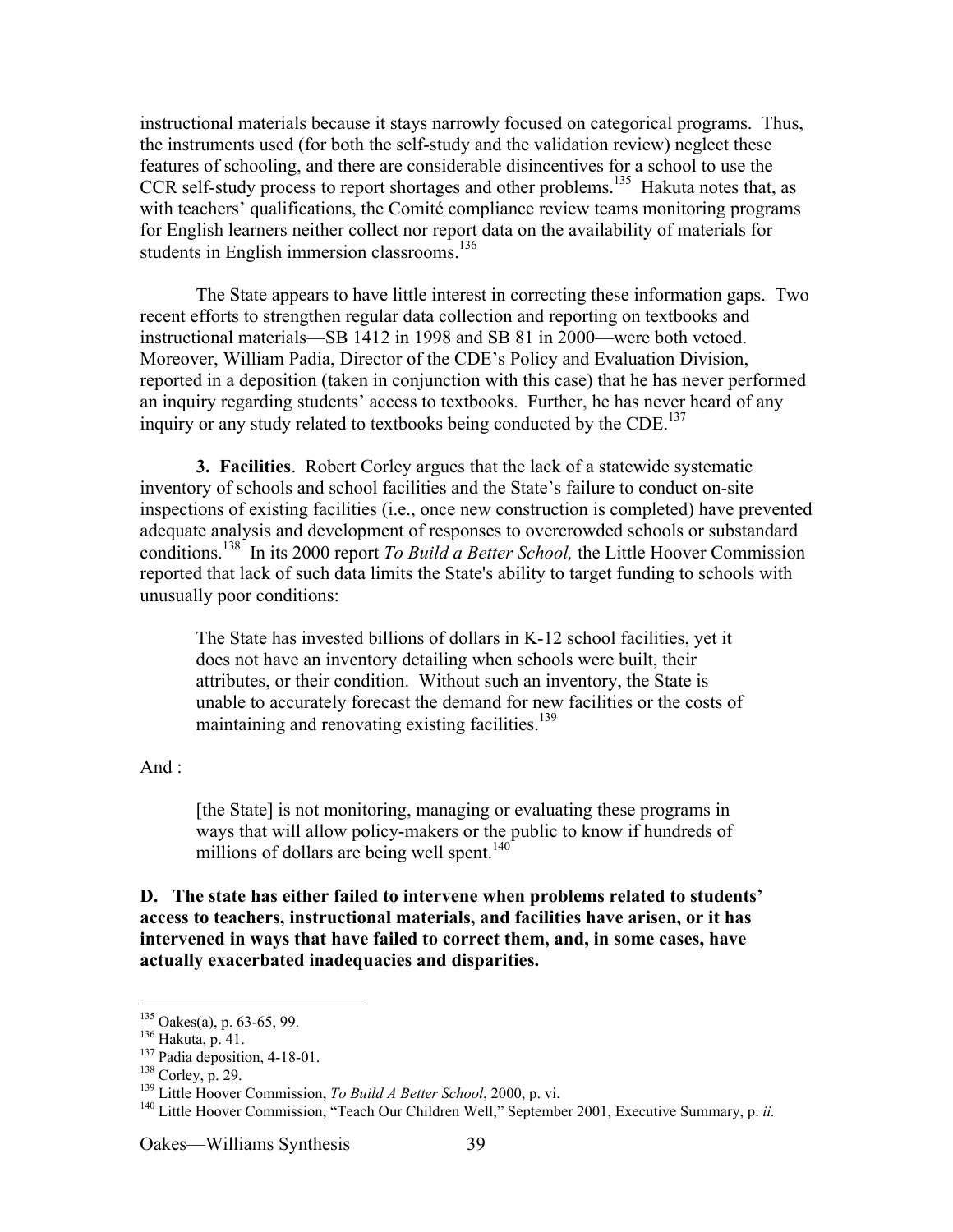instructional materials because it stays narrowly focused on categorical programs. Thus, the instruments used (for both the self-study and the validation review) neglect these features of schooling, and there are considerable disincentives for a school to use the CCR self-study process to report shortages and other problems.[135] Hakuta notes that, as with teachers' qualifications, the Comité compliance review teams monitoring programs for English learners neither collect nor report data on the availability of materials for students in English immersion classrooms.[136]

The State appears to have little interest in correcting these information gaps. Two recent efforts to strengthen regular data collection and reporting on textbooks and instructional materials—SB 1412 in 1998 and SB 81 in 2000—were both vetoed. Moreover, William Padia, Director of the CDE's Policy and Evaluation Division, reported in a deposition (taken in conjunction with this case) that he has never performed an inquiry regarding students' access to textbooks. Further, he has never heard of any inquiry or any study related to textbooks being conducted by the CDE.[137]

**3. Facilities**. Robert Corley argues that the lack of a statewide systematic inventory of schools and school facilities and the State's failure to conduct on-site inspections of existing facilities (i.e., once new construction is completed) have prevented adequate analysis and development of responses to overcrowded schools or substandard conditions.[138] In its 2000 report *To Build a Better School,* the Little Hoover Commission reported that lack of such data limits the State's ability to target funding to schools with unusually poor conditions:

> The State has invested billions of dollars in K-12 school facilities, yet it does not have an inventory detailing when schools were built, their attributes, or their condition. Without such an inventory, the State is unable to accurately forecast the demand for new facilities or the costs of maintaining and renovating existing facilities.[139]

And :

> [the State] is not monitoring, managing or evaluating these programs in ways that will allow policy-makers or the public to know if hundreds of millions of dollars are being well spent.[140]

**D. The state has either failed to intervene when problems related to students' access to teachers, instructional materials, and facilities have arisen, or it has intervened in ways that have failed to correct them, and, in some cases, have actually exacerbated inadequacies and disparities.**

---

[135] Oakes(a), p. 63-65, 99.
[136] Hakuta, p. 41.
[137] Padia deposition, 4-18-01.
[138] Corley, p. 29.
[139] Little Hoover Commission, *To Build A Better School*, 2000, p. vi.
[140] Little Hoover Commission, "Teach Our Children Well," September 2001, Executive Summary, p. *ii.*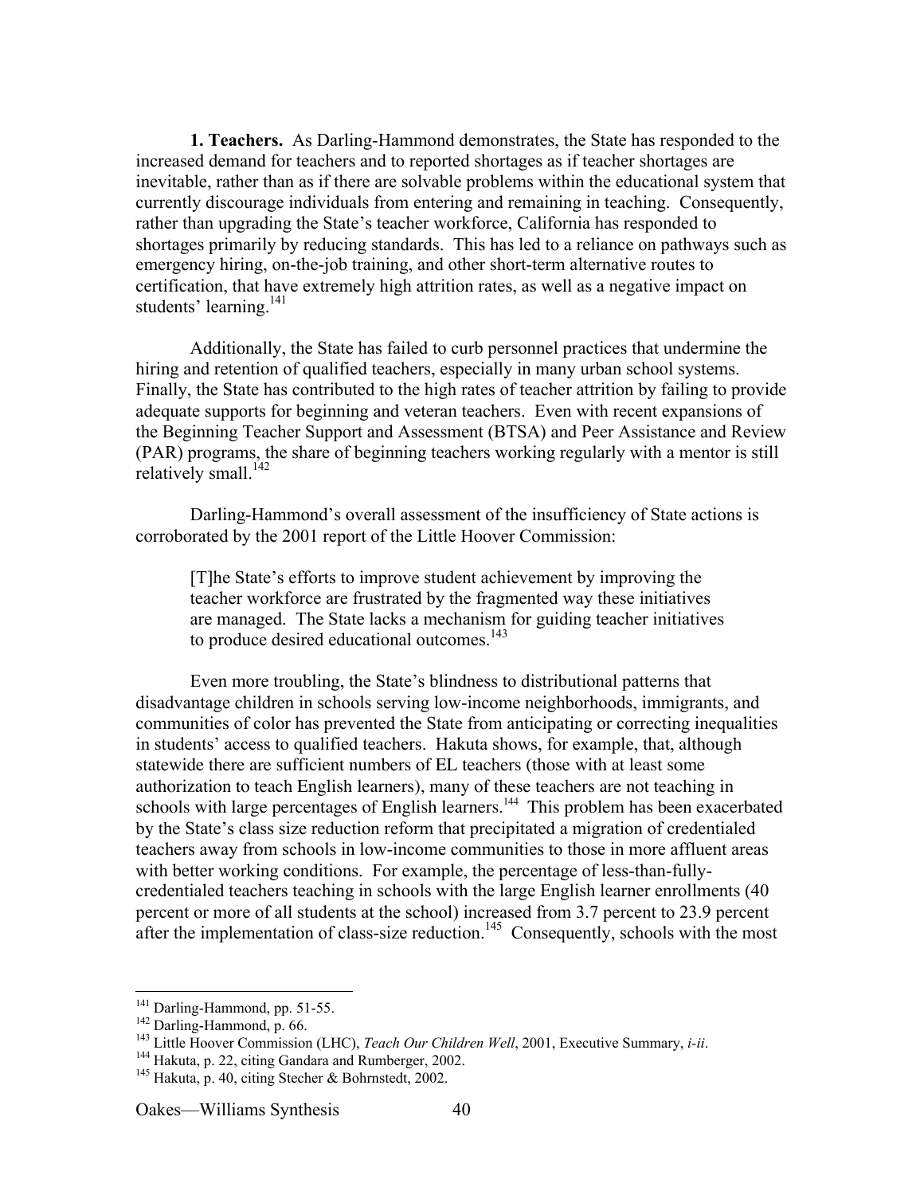**1. Teachers.** As Darling-Hammond demonstrates, the State has responded to the increased demand for teachers and to reported shortages as if teacher shortages are inevitable, rather than as if there are solvable problems within the educational system that currently discourage individuals from entering and remaining in teaching. Consequently, rather than upgrading the State's teacher workforce, California has responded to shortages primarily by reducing standards. This has led to a reliance on pathways such as emergency hiring, on-the-job training, and other short-term alternative routes to certification, that have extremely high attrition rates, as well as a negative impact on students' learning.[141]

Additionally, the State has failed to curb personnel practices that undermine the hiring and retention of qualified teachers, especially in many urban school systems. Finally, the State has contributed to the high rates of teacher attrition by failing to provide adequate supports for beginning and veteran teachers. Even with recent expansions of the Beginning Teacher Support and Assessment (BTSA) and Peer Assistance and Review (PAR) programs, the share of beginning teachers working regularly with a mentor is still relatively small.[142]

Darling-Hammond's overall assessment of the insufficiency of State actions is corroborated by the 2001 report of the Little Hoover Commission:

> [T]he State's efforts to improve student achievement by improving the teacher workforce are frustrated by the fragmented way these initiatives are managed. The State lacks a mechanism for guiding teacher initiatives to produce desired educational outcomes.[143]

Even more troubling, the State's blindness to distributional patterns that disadvantage children in schools serving low-income neighborhoods, immigrants, and communities of color has prevented the State from anticipating or correcting inequalities in students' access to qualified teachers. Hakuta shows, for example, that, although statewide there are sufficient numbers of EL teachers (those with at least some authorization to teach English learners), many of these teachers are not teaching in schools with large percentages of English learners.[144] This problem has been exacerbated by the State's class size reduction reform that precipitated a migration of credentialed teachers away from schools in low-income communities to those in more affluent areas with better working conditions. For example, the percentage of less-than-fully-credentialed teachers teaching in schools with the large English learner enrollments (40 percent or more of all students at the school) increased from 3.7 percent to 23.9 percent after the implementation of class-size reduction.[145] Consequently, schools with the most

---

[141] Darling-Hammond, pp. 51-55.

[142] Darling-Hammond, p. 66.

[143] Little Hoover Commission (LHC), *Teach Our Children Well*, 2001, Executive Summary, *i-ii*.

[144] Hakuta, p. 22, citing Gandara and Rumberger, 2002.

[145] Hakuta, p. 40, citing Stecher & Bohrnstedt, 2002.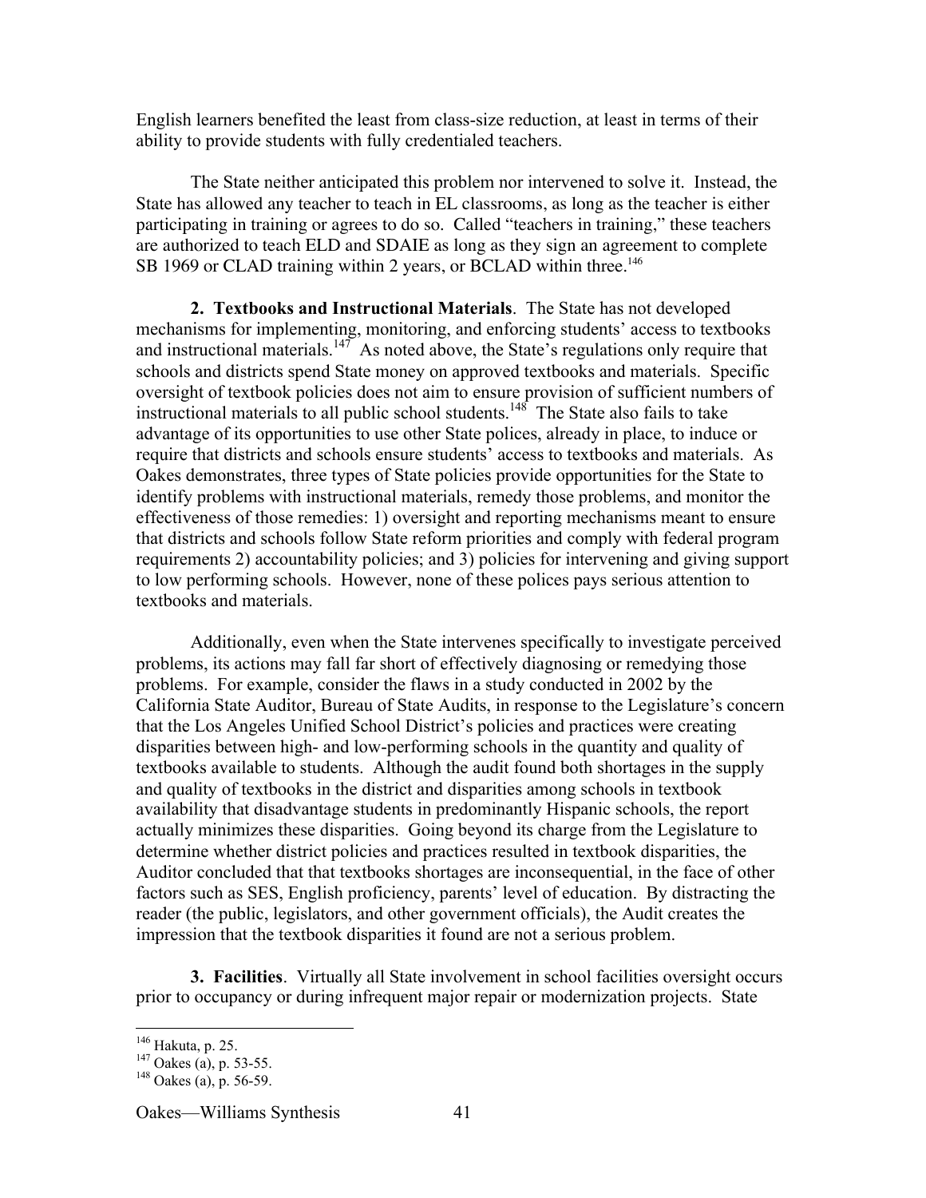English learners benefited the least from class-size reduction, at least in terms of their ability to provide students with fully credentialed teachers.

The State neither anticipated this problem nor intervened to solve it. Instead, the State has allowed any teacher to teach in EL classrooms, as long as the teacher is either participating in training or agrees to do so. Called "teachers in training," these teachers are authorized to teach ELD and SDAIE as long as they sign an agreement to complete SB 1969 or CLAD training within 2 years, or BCLAD within three.[146]

**2. Textbooks and Instructional Materials**. The State has not developed mechanisms for implementing, monitoring, and enforcing students' access to textbooks and instructional materials.[147] As noted above, the State's regulations only require that schools and districts spend State money on approved textbooks and materials. Specific oversight of textbook policies does not aim to ensure provision of sufficient numbers of instructional materials to all public school students.[148] The State also fails to take advantage of its opportunities to use other State polices, already in place, to induce or require that districts and schools ensure students' access to textbooks and materials. As Oakes demonstrates, three types of State policies provide opportunities for the State to identify problems with instructional materials, remedy those problems, and monitor the effectiveness of those remedies: 1) oversight and reporting mechanisms meant to ensure that districts and schools follow State reform priorities and comply with federal program requirements 2) accountability policies; and 3) policies for intervening and giving support to low performing schools. However, none of these polices pays serious attention to textbooks and materials.

Additionally, even when the State intervenes specifically to investigate perceived problems, its actions may fall far short of effectively diagnosing or remedying those problems. For example, consider the flaws in a study conducted in 2002 by the California State Auditor, Bureau of State Audits, in response to the Legislature's concern that the Los Angeles Unified School District's policies and practices were creating disparities between high- and low-performing schools in the quantity and quality of textbooks available to students. Although the audit found both shortages in the supply and quality of textbooks in the district and disparities among schools in textbook availability that disadvantage students in predominantly Hispanic schools, the report actually minimizes these disparities. Going beyond its charge from the Legislature to determine whether district policies and practices resulted in textbook disparities, the Auditor concluded that that textbooks shortages are inconsequential, in the face of other factors such as SES, English proficiency, parents' level of education. By distracting the reader (the public, legislators, and other government officials), the Audit creates the impression that the textbook disparities it found are not a serious problem.

**3. Facilities**. Virtually all State involvement in school facilities oversight occurs prior to occupancy or during infrequent major repair or modernization projects. State

---

[146] Hakuta, p. 25.

[147] Oakes (a), p. 53-55.

[148] Oakes (a), p. 56-59.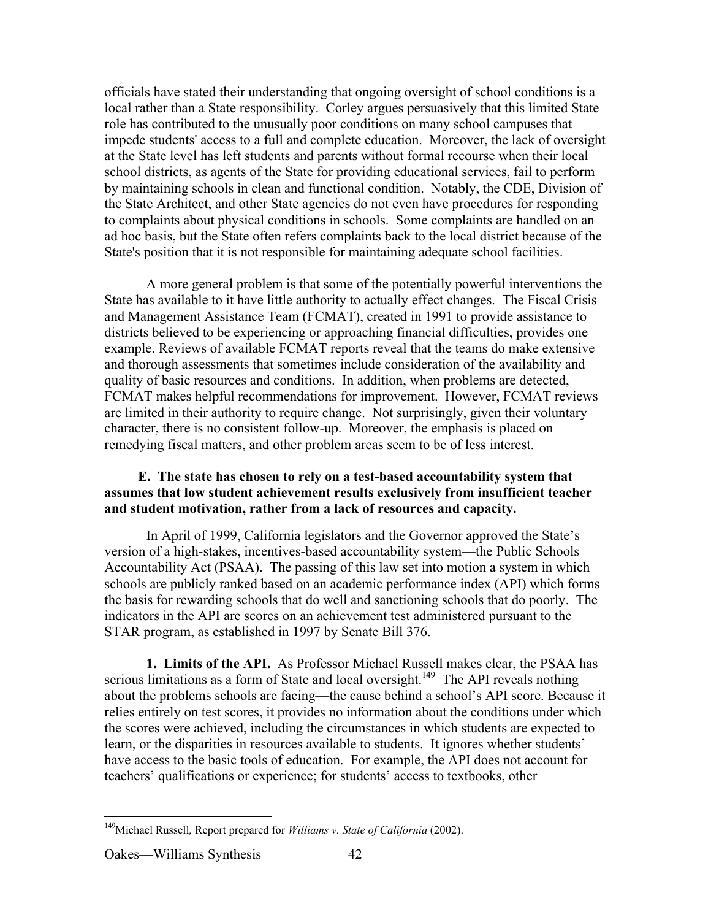officials have stated their understanding that ongoing oversight of school conditions is a local rather than a State responsibility. Corley argues persuasively that this limited State role has contributed to the unusually poor conditions on many school campuses that impede students' access to a full and complete education. Moreover, the lack of oversight at the State level has left students and parents without formal recourse when their local school districts, as agents of the State for providing educational services, fail to perform by maintaining schools in clean and functional condition. Notably, the CDE, Division of the State Architect, and other State agencies do not even have procedures for responding to complaints about physical conditions in schools. Some complaints are handled on an ad hoc basis, but the State often refers complaints back to the local district because of the State's position that it is not responsible for maintaining adequate school facilities.

A more general problem is that some of the potentially powerful interventions the State has available to it have little authority to actually effect changes. The Fiscal Crisis and Management Assistance Team (FCMAT), created in 1991 to provide assistance to districts believed to be experiencing or approaching financial difficulties, provides one example. Reviews of available FCMAT reports reveal that the teams do make extensive and thorough assessments that sometimes include consideration of the availability and quality of basic resources and conditions. In addition, when problems are detected, FCMAT makes helpful recommendations for improvement. However, FCMAT reviews are limited in their authority to require change. Not surprisingly, given their voluntary character, there is no consistent follow-up. Moreover, the emphasis is placed on remedying fiscal matters, and other problem areas seem to be of less interest.

**E. The state has chosen to rely on a test-based accountability system that assumes that low student achievement results exclusively from insufficient teacher and student motivation, rather from a lack of resources and capacity.**

In April of 1999, California legislators and the Governor approved the State's version of a high-stakes, incentives-based accountability system—the Public Schools Accountability Act (PSAA). The passing of this law set into motion a system in which schools are publicly ranked based on an academic performance index (API) which forms the basis for rewarding schools that do well and sanctioning schools that do poorly. The indicators in the API are scores on an achievement test administered pursuant to the STAR program, as established in 1997 by Senate Bill 376.

**1. Limits of the API.** As Professor Michael Russell makes clear, the PSAA has serious limitations as a form of State and local oversight.[149] The API reveals nothing about the problems schools are facing—the cause behind a school's API score. Because it relies entirely on test scores, it provides no information about the conditions under which the scores were achieved, including the circumstances in which students are expected to learn, or the disparities in resources available to students. It ignores whether students' have access to the basic tools of education. For example, the API does not account for teachers' qualifications or experience; for students' access to textbooks, other

[149] Michael Russell, Report prepared for *Williams v. State of California* (2002).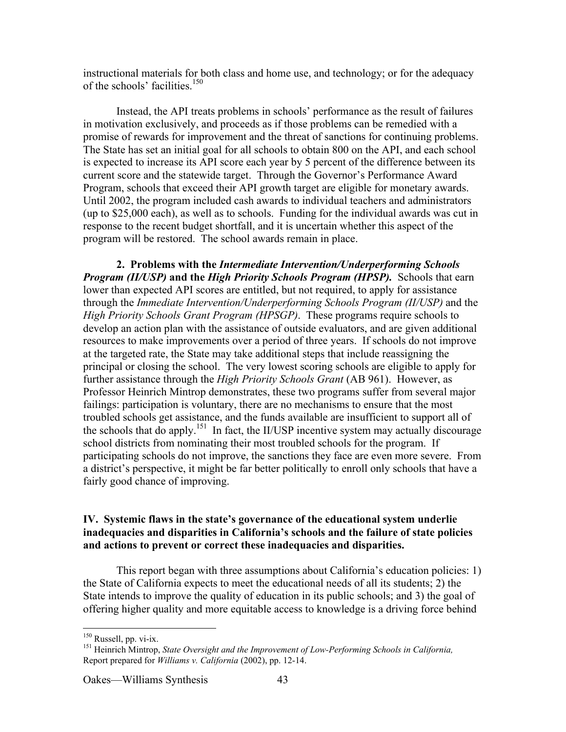instructional materials for both class and home use, and technology; or for the adequacy of the schools' facilities.[150]

Instead, the API treats problems in schools' performance as the result of failures in motivation exclusively, and proceeds as if those problems can be remedied with a promise of rewards for improvement and the threat of sanctions for continuing problems. The State has set an initial goal for all schools to obtain 800 on the API, and each school is expected to increase its API score each year by 5 percent of the difference between its current score and the statewide target. Through the Governor's Performance Award Program, schools that exceed their API growth target are eligible for monetary awards. Until 2002, the program included cash awards to individual teachers and administrators (up to $25,000 each), as well as to schools. Funding for the individual awards was cut in response to the recent budget shortfall, and it is uncertain whether this aspect of the program will be restored. The school awards remain in place.

**2. Problems with the *Intermediate Intervention/Underperforming Schools Program (II/USP)* and the *High Priority Schools Program (HPSP).*** Schools that earn lower than expected API scores are entitled, but not required, to apply for assistance through the *Immediate Intervention/Underperforming Schools Program (II/USP)* and the *High Priority Schools Grant Program (HPSGP)*. These programs require schools to develop an action plan with the assistance of outside evaluators, and are given additional resources to make improvements over a period of three years. If schools do not improve at the targeted rate, the State may take additional steps that include reassigning the principal or closing the school. The very lowest scoring schools are eligible to apply for further assistance through the *High Priority Schools Grant* (AB 961). However, as Professor Heinrich Mintrop demonstrates, these two programs suffer from several major failings: participation is voluntary, there are no mechanisms to ensure that the most troubled schools get assistance, and the funds available are insufficient to support all of the schools that do apply.[151] In fact, the II/USP incentive system may actually discourage school districts from nominating their most troubled schools for the program. If participating schools do not improve, the sanctions they face are even more severe. From a district's perspective, it might be far better politically to enroll only schools that have a fairly good chance of improving.

## IV. Systemic flaws in the state's governance of the educational system underlie inadequacies and disparities in California's schools and the failure of state policies and actions to prevent or correct these inadequacies and disparities.

This report began with three assumptions about California's education policies: 1) the State of California expects to meet the educational needs of all its students; 2) the State intends to improve the quality of education in its public schools; and 3) the goal of offering higher quality and more equitable access to knowledge is a driving force behind

---

[150] Russell, pp. vi-ix.

[151] Heinrich Mintrop, *State Oversight and the Improvement of Low-Performing Schools in California,* Report prepared for *Williams v. California* (2002), pp. 12-14.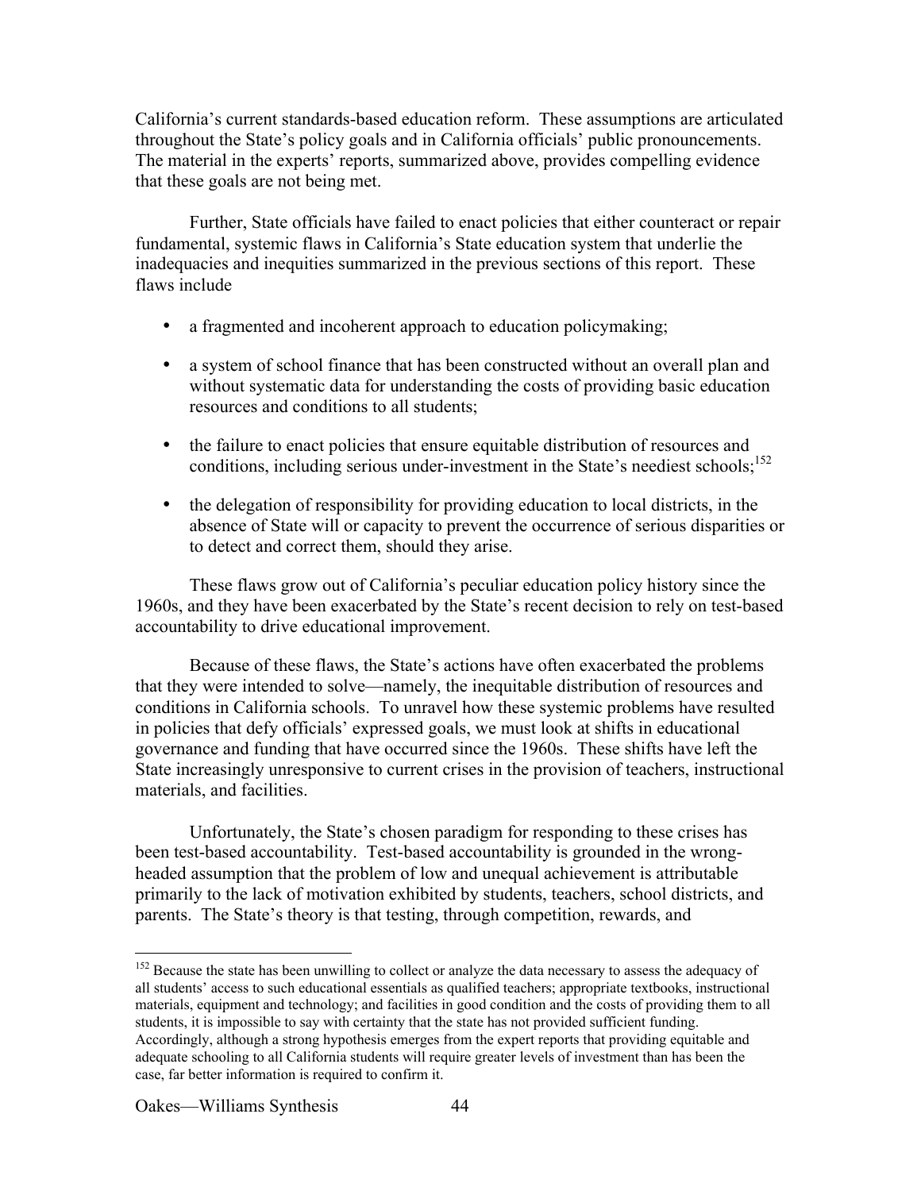California's current standards-based education reform. These assumptions are articulated throughout the State's policy goals and in California officials' public pronouncements. The material in the experts' reports, summarized above, provides compelling evidence that these goals are not being met.

Further, State officials have failed to enact policies that either counteract or repair fundamental, systemic flaws in California's State education system that underlie the inadequacies and inequities summarized in the previous sections of this report. These flaws include

- a fragmented and incoherent approach to education policymaking;
- a system of school finance that has been constructed without an overall plan and without systematic data for understanding the costs of providing basic education resources and conditions to all students;
- the failure to enact policies that ensure equitable distribution of resources and conditions, including serious under-investment in the State's neediest schools;[152]
- the delegation of responsibility for providing education to local districts, in the absence of State will or capacity to prevent the occurrence of serious disparities or to detect and correct them, should they arise.

These flaws grow out of California's peculiar education policy history since the 1960s, and they have been exacerbated by the State's recent decision to rely on test-based accountability to drive educational improvement.

Because of these flaws, the State's actions have often exacerbated the problems that they were intended to solve—namely, the inequitable distribution of resources and conditions in California schools. To unravel how these systemic problems have resulted in policies that defy officials' expressed goals, we must look at shifts in educational governance and funding that have occurred since the 1960s. These shifts have left the State increasingly unresponsive to current crises in the provision of teachers, instructional materials, and facilities.

Unfortunately, the State's chosen paradigm for responding to these crises has been test-based accountability. Test-based accountability is grounded in the wrong-headed assumption that the problem of low and unequal achievement is attributable primarily to the lack of motivation exhibited by students, teachers, school districts, and parents. The State's theory is that testing, through competition, rewards, and

---

[152] Because the state has been unwilling to collect or analyze the data necessary to assess the adequacy of all students' access to such educational essentials as qualified teachers; appropriate textbooks, instructional materials, equipment and technology; and facilities in good condition and the costs of providing them to all students, it is impossible to say with certainty that the state has not provided sufficient funding. Accordingly, although a strong hypothesis emerges from the expert reports that providing equitable and adequate schooling to all California students will require greater levels of investment than has been the case, far better information is required to confirm it.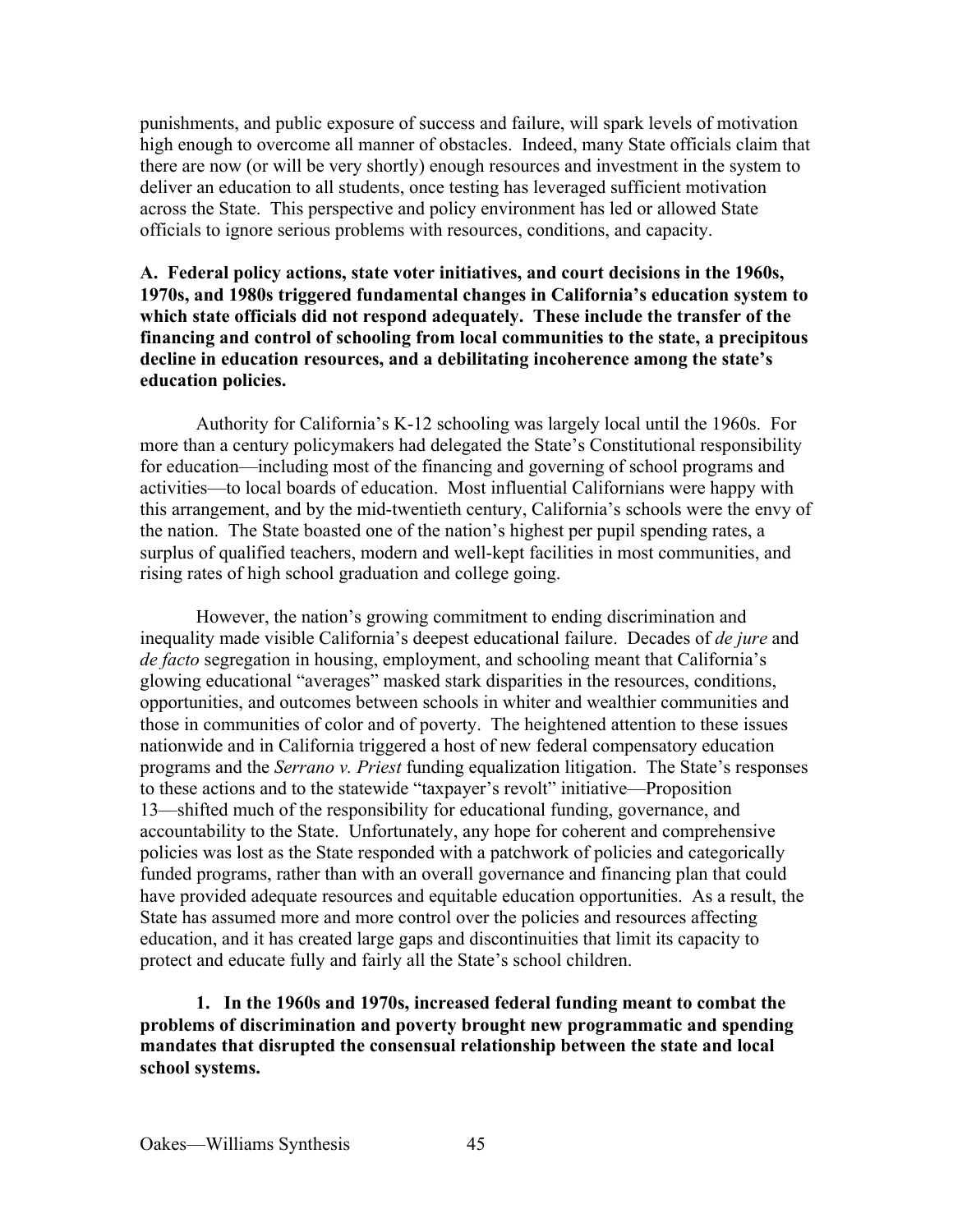punishments, and public exposure of success and failure, will spark levels of motivation high enough to overcome all manner of obstacles. Indeed, many State officials claim that there are now (or will be very shortly) enough resources and investment in the system to deliver an education to all students, once testing has leveraged sufficient motivation across the State. This perspective and policy environment has led or allowed State officials to ignore serious problems with resources, conditions, and capacity.

**A. Federal policy actions, state voter initiatives, and court decisions in the 1960s, 1970s, and 1980s triggered fundamental changes in California's education system to which state officials did not respond adequately. These include the transfer of the financing and control of schooling from local communities to the state, a precipitous decline in education resources, and a debilitating incoherence among the state's education policies.**

Authority for California's K-12 schooling was largely local until the 1960s. For more than a century policymakers had delegated the State's Constitutional responsibility for education—including most of the financing and governing of school programs and activities—to local boards of education. Most influential Californians were happy with this arrangement, and by the mid-twentieth century, California's schools were the envy of the nation. The State boasted one of the nation's highest per pupil spending rates, a surplus of qualified teachers, modern and well-kept facilities in most communities, and rising rates of high school graduation and college going.

However, the nation's growing commitment to ending discrimination and inequality made visible California's deepest educational failure. Decades of *de jure* and *de facto* segregation in housing, employment, and schooling meant that California's glowing educational "averages" masked stark disparities in the resources, conditions, opportunities, and outcomes between schools in whiter and wealthier communities and those in communities of color and of poverty. The heightened attention to these issues nationwide and in California triggered a host of new federal compensatory education programs and the *Serrano v. Priest* funding equalization litigation. The State's responses to these actions and to the statewide "taxpayer's revolt" initiative—Proposition 13—shifted much of the responsibility for educational funding, governance, and accountability to the State. Unfortunately, any hope for coherent and comprehensive policies was lost as the State responded with a patchwork of policies and categorically funded programs, rather than with an overall governance and financing plan that could have provided adequate resources and equitable education opportunities. As a result, the State has assumed more and more control over the policies and resources affecting education, and it has created large gaps and discontinuities that limit its capacity to protect and educate fully and fairly all the State's school children.

**1. In the 1960s and 1970s, increased federal funding meant to combat the problems of discrimination and poverty brought new programmatic and spending mandates that disrupted the consensual relationship between the state and local school systems.**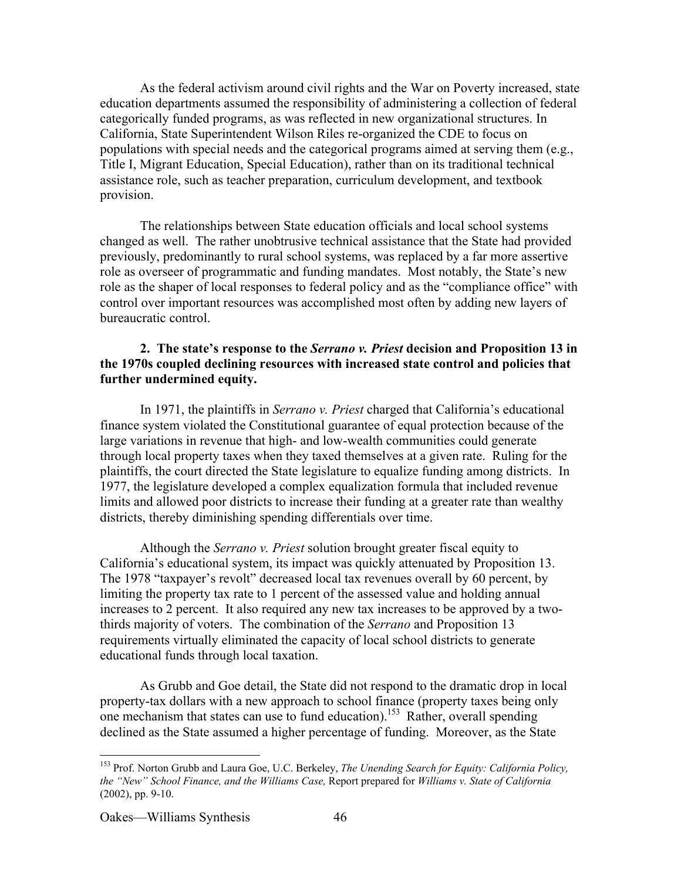As the federal activism around civil rights and the War on Poverty increased, state education departments assumed the responsibility of administering a collection of federal categorically funded programs, as was reflected in new organizational structures. In California, State Superintendent Wilson Riles re-organized the CDE to focus on populations with special needs and the categorical programs aimed at serving them (e.g., Title I, Migrant Education, Special Education), rather than on its traditional technical assistance role, such as teacher preparation, curriculum development, and textbook provision.

The relationships between State education officials and local school systems changed as well. The rather unobtrusive technical assistance that the State had provided previously, predominantly to rural school systems, was replaced by a far more assertive role as overseer of programmatic and funding mandates. Most notably, the State's new role as the shaper of local responses to federal policy and as the "compliance office" with control over important resources was accomplished most often by adding new layers of bureaucratic control.

**2. The state's response to the *Serrano v. Priest* decision and Proposition 13 in the 1970s coupled declining resources with increased state control and policies that further undermined equity.**

In 1971, the plaintiffs in *Serrano v. Priest* charged that California's educational finance system violated the Constitutional guarantee of equal protection because of the large variations in revenue that high- and low-wealth communities could generate through local property taxes when they taxed themselves at a given rate. Ruling for the plaintiffs, the court directed the State legislature to equalize funding among districts. In 1977, the legislature developed a complex equalization formula that included revenue limits and allowed poor districts to increase their funding at a greater rate than wealthy districts, thereby diminishing spending differentials over time.

Although the *Serrano v. Priest* solution brought greater fiscal equity to California's educational system, its impact was quickly attenuated by Proposition 13. The 1978 "taxpayer's revolt" decreased local tax revenues overall by 60 percent, by limiting the property tax rate to 1 percent of the assessed value and holding annual increases to 2 percent. It also required any new tax increases to be approved by a two-thirds majority of voters. The combination of the *Serrano* and Proposition 13 requirements virtually eliminated the capacity of local school districts to generate educational funds through local taxation.

As Grubb and Goe detail, the State did not respond to the dramatic drop in local property-tax dollars with a new approach to school finance (property taxes being only one mechanism that states can use to fund education).[153] Rather, overall spending declined as the State assumed a higher percentage of funding. Moreover, as the State

---

[153] Prof. Norton Grubb and Laura Goe, U.C. Berkeley, *The Unending Search for Equity: California Policy, the "New" School Finance, and the Williams Case,* Report prepared for *Williams v. State of California* (2002), pp. 9-10.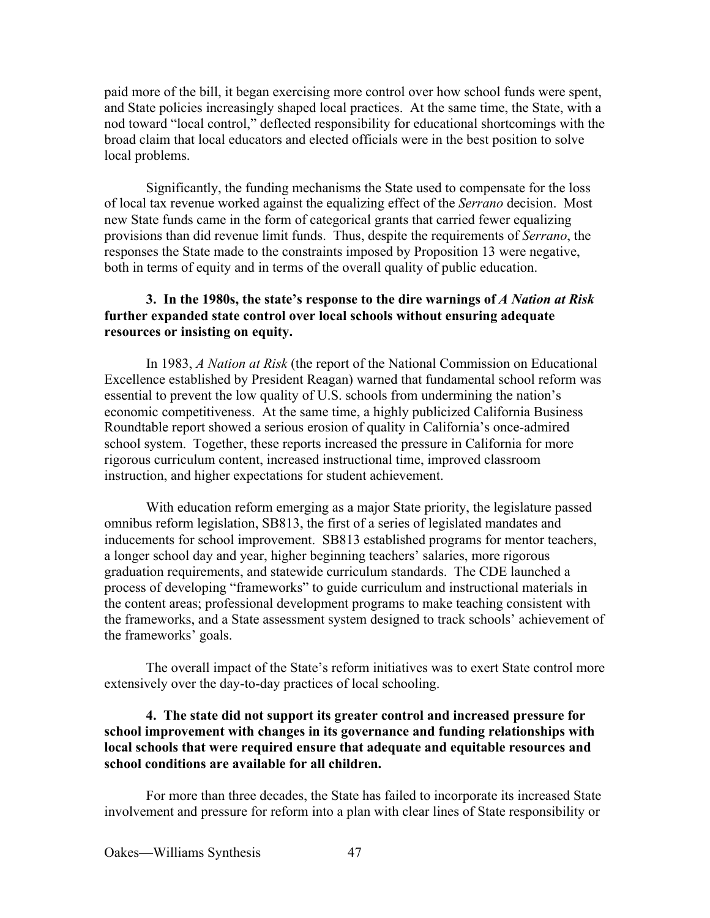paid more of the bill, it began exercising more control over how school funds were spent, and State policies increasingly shaped local practices. At the same time, the State, with a nod toward "local control," deflected responsibility for educational shortcomings with the broad claim that local educators and elected officials were in the best position to solve local problems.

Significantly, the funding mechanisms the State used to compensate for the loss of local tax revenue worked against the equalizing effect of the *Serrano* decision. Most new State funds came in the form of categorical grants that carried fewer equalizing provisions than did revenue limit funds. Thus, despite the requirements of *Serrano*, the responses the State made to the constraints imposed by Proposition 13 were negative, both in terms of equity and in terms of the overall quality of public education.

**3. In the 1980s, the state's response to the dire warnings of *A Nation at Risk* further expanded state control over local schools without ensuring adequate resources or insisting on equity.**

In 1983, *A Nation at Risk* (the report of the National Commission on Educational Excellence established by President Reagan) warned that fundamental school reform was essential to prevent the low quality of U.S. schools from undermining the nation's economic competitiveness. At the same time, a highly publicized California Business Roundtable report showed a serious erosion of quality in California's once-admired school system. Together, these reports increased the pressure in California for more rigorous curriculum content, increased instructional time, improved classroom instruction, and higher expectations for student achievement.

With education reform emerging as a major State priority, the legislature passed omnibus reform legislation, SB813, the first of a series of legislated mandates and inducements for school improvement. SB813 established programs for mentor teachers, a longer school day and year, higher beginning teachers' salaries, more rigorous graduation requirements, and statewide curriculum standards. The CDE launched a process of developing "frameworks" to guide curriculum and instructional materials in the content areas; professional development programs to make teaching consistent with the frameworks, and a State assessment system designed to track schools' achievement of the frameworks' goals.

The overall impact of the State's reform initiatives was to exert State control more extensively over the day-to-day practices of local schooling.

**4. The state did not support its greater control and increased pressure for school improvement with changes in its governance and funding relationships with local schools that were required ensure that adequate and equitable resources and school conditions are available for all children.**

For more than three decades, the State has failed to incorporate its increased State involvement and pressure for reform into a plan with clear lines of State responsibility or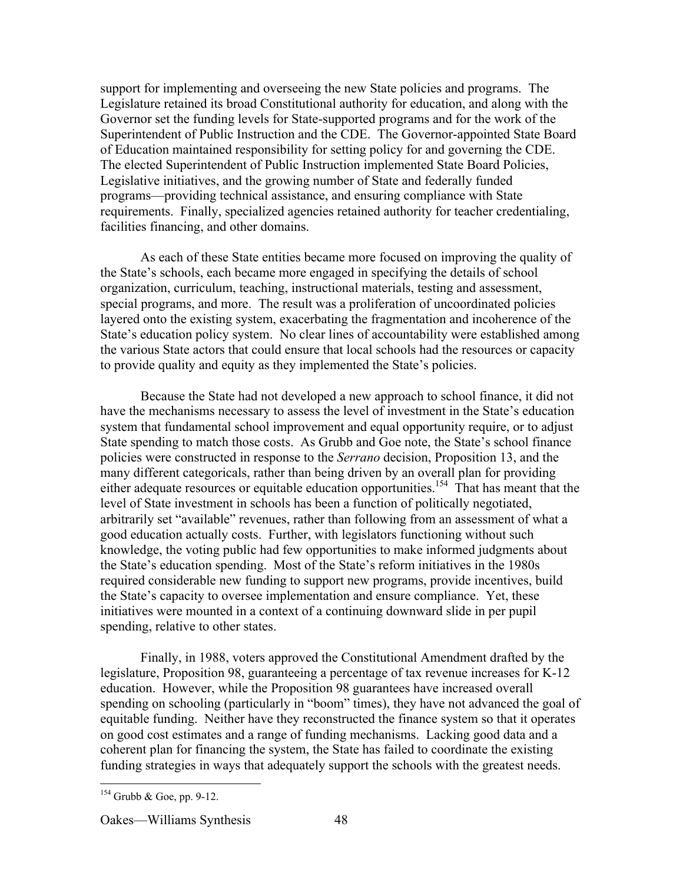support for implementing and overseeing the new State policies and programs. The Legislature retained its broad Constitutional authority for education, and along with the Governor set the funding levels for State-supported programs and for the work of the Superintendent of Public Instruction and the CDE. The Governor-appointed State Board of Education maintained responsibility for setting policy for and governing the CDE. The elected Superintendent of Public Instruction implemented State Board Policies, Legislative initiatives, and the growing number of State and federally funded programs—providing technical assistance, and ensuring compliance with State requirements. Finally, specialized agencies retained authority for teacher credentialing, facilities financing, and other domains.

As each of these State entities became more focused on improving the quality of the State's schools, each became more engaged in specifying the details of school organization, curriculum, teaching, instructional materials, testing and assessment, special programs, and more. The result was a proliferation of uncoordinated policies layered onto the existing system, exacerbating the fragmentation and incoherence of the State's education policy system. No clear lines of accountability were established among the various State actors that could ensure that local schools had the resources or capacity to provide quality and equity as they implemented the State's policies.

Because the State had not developed a new approach to school finance, it did not have the mechanisms necessary to assess the level of investment in the State's education system that fundamental school improvement and equal opportunity require, or to adjust State spending to match those costs. As Grubb and Goe note, the State's school finance policies were constructed in response to the *Serrano* decision, Proposition 13, and the many different categoricals, rather than being driven by an overall plan for providing either adequate resources or equitable education opportunities.[154] That has meant that the level of State investment in schools has been a function of politically negotiated, arbitrarily set "available" revenues, rather than following from an assessment of what a good education actually costs. Further, with legislators functioning without such knowledge, the voting public had few opportunities to make informed judgments about the State's education spending. Most of the State's reform initiatives in the 1980s required considerable new funding to support new programs, provide incentives, build the State's capacity to oversee implementation and ensure compliance. Yet, these initiatives were mounted in a context of a continuing downward slide in per pupil spending, relative to other states.

Finally, in 1988, voters approved the Constitutional Amendment drafted by the legislature, Proposition 98, guaranteeing a percentage of tax revenue increases for K-12 education. However, while the Proposition 98 guarantees have increased overall spending on schooling (particularly in "boom" times), they have not advanced the goal of equitable funding. Neither have they reconstructed the finance system so that it operates on good cost estimates and a range of funding mechanisms. Lacking good data and a coherent plan for financing the system, the State has failed to coordinate the existing funding strategies in ways that adequately support the schools with the greatest needs.

---

[154] Grubb & Goe, pp. 9-12.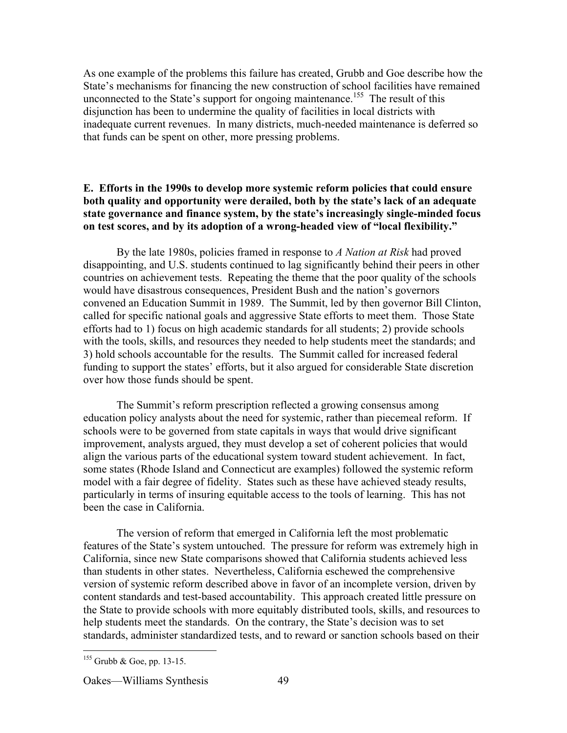As one example of the problems this failure has created, Grubb and Goe describe how the State's mechanisms for financing the new construction of school facilities have remained unconnected to the State's support for ongoing maintenance.[155] The result of this disjunction has been to undermine the quality of facilities in local districts with inadequate current revenues. In many districts, much-needed maintenance is deferred so that funds can be spent on other, more pressing problems.

**E. Efforts in the 1990s to develop more systemic reform policies that could ensure both quality and opportunity were derailed, both by the state's lack of an adequate state governance and finance system, by the state's increasingly single-minded focus on test scores, and by its adoption of a wrong-headed view of "local flexibility."**

By the late 1980s, policies framed in response to *A Nation at Risk* had proved disappointing, and U.S. students continued to lag significantly behind their peers in other countries on achievement tests. Repeating the theme that the poor quality of the schools would have disastrous consequences, President Bush and the nation's governors convened an Education Summit in 1989. The Summit, led by then governor Bill Clinton, called for specific national goals and aggressive State efforts to meet them. Those State efforts had to 1) focus on high academic standards for all students; 2) provide schools with the tools, skills, and resources they needed to help students meet the standards; and 3) hold schools accountable for the results. The Summit called for increased federal funding to support the states' efforts, but it also argued for considerable State discretion over how those funds should be spent.

The Summit's reform prescription reflected a growing consensus among education policy analysts about the need for systemic, rather than piecemeal reform. If schools were to be governed from state capitals in ways that would drive significant improvement, analysts argued, they must develop a set of coherent policies that would align the various parts of the educational system toward student achievement. In fact, some states (Rhode Island and Connecticut are examples) followed the systemic reform model with a fair degree of fidelity. States such as these have achieved steady results, particularly in terms of insuring equitable access to the tools of learning. This has not been the case in California.

The version of reform that emerged in California left the most problematic features of the State's system untouched. The pressure for reform was extremely high in California, since new State comparisons showed that California students achieved less than students in other states. Nevertheless, California eschewed the comprehensive version of systemic reform described above in favor of an incomplete version, driven by content standards and test-based accountability. This approach created little pressure on the State to provide schools with more equitably distributed tools, skills, and resources to help students meet the standards. On the contrary, the State's decision was to set standards, administer standardized tests, and to reward or sanction schools based on their

[155] Grubb & Goe, pp. 13-15.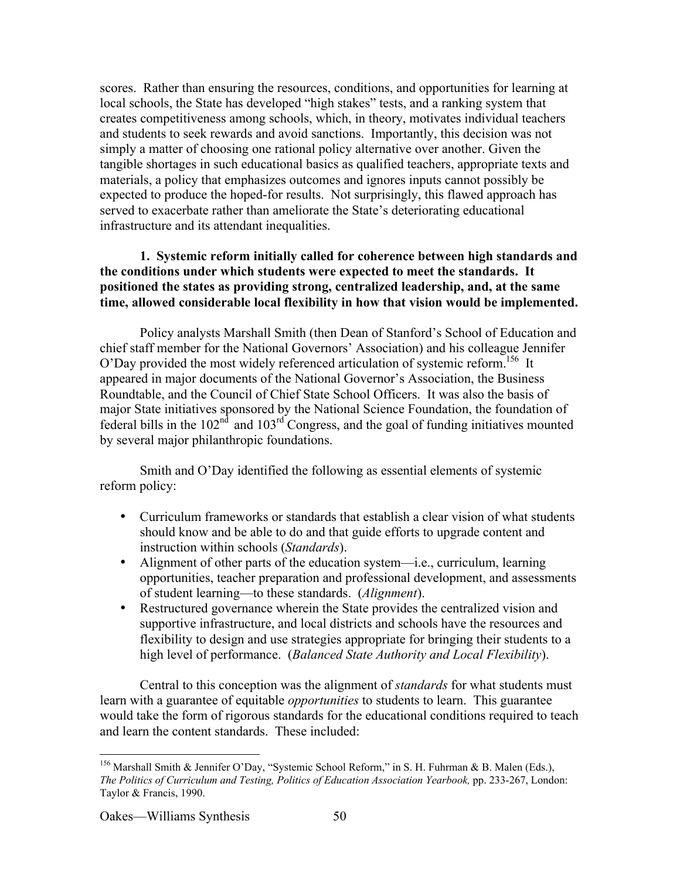scores. Rather than ensuring the resources, conditions, and opportunities for learning at local schools, the State has developed "high stakes" tests, and a ranking system that creates competitiveness among schools, which, in theory, motivates individual teachers and students to seek rewards and avoid sanctions. Importantly, this decision was not simply a matter of choosing one rational policy alternative over another. Given the tangible shortages in such educational basics as qualified teachers, appropriate texts and materials, a policy that emphasizes outcomes and ignores inputs cannot possibly be expected to produce the hoped-for results. Not surprisingly, this flawed approach has served to exacerbate rather than ameliorate the State's deteriorating educational infrastructure and its attendant inequalities.

**1. Systemic reform initially called for coherence between high standards and the conditions under which students were expected to meet the standards. It positioned the states as providing strong, centralized leadership, and, at the same time, allowed considerable local flexibility in how that vision would be implemented.**

Policy analysts Marshall Smith (then Dean of Stanford's School of Education and chief staff member for the National Governors' Association) and his colleague Jennifer O'Day provided the most widely referenced articulation of systemic reform.[156] It appeared in major documents of the National Governor's Association, the Business Roundtable, and the Council of Chief State School Officers. It was also the basis of major State initiatives sponsored by the National Science Foundation, the foundation of federal bills in the 102nd and 103rd Congress, and the goal of funding initiatives mounted by several major philanthropic foundations.

Smith and O'Day identified the following as essential elements of systemic reform policy:

- Curriculum frameworks or standards that establish a clear vision of what students should know and be able to do and that guide efforts to upgrade content and instruction within schools (*Standards*).
- Alignment of other parts of the education system—i.e., curriculum, learning opportunities, teacher preparation and professional development, and assessments of student learning—to these standards. (*Alignment*).
- Restructured governance wherein the State provides the centralized vision and supportive infrastructure, and local districts and schools have the resources and flexibility to design and use strategies appropriate for bringing their students to a high level of performance. (*Balanced State Authority and Local Flexibility*).

Central to this conception was the alignment of *standards* for what students must learn with a guarantee of equitable *opportunities* to students to learn. This guarantee would take the form of rigorous standards for the educational conditions required to teach and learn the content standards. These included:

---

[156] Marshall Smith & Jennifer O'Day, "Systemic School Reform," in S. H. Fuhrman & B. Malen (Eds.), *The Politics of Curriculum and Testing, Politics of Education Association Yearbook,* pp. 233-267, London: Taylor & Francis, 1990.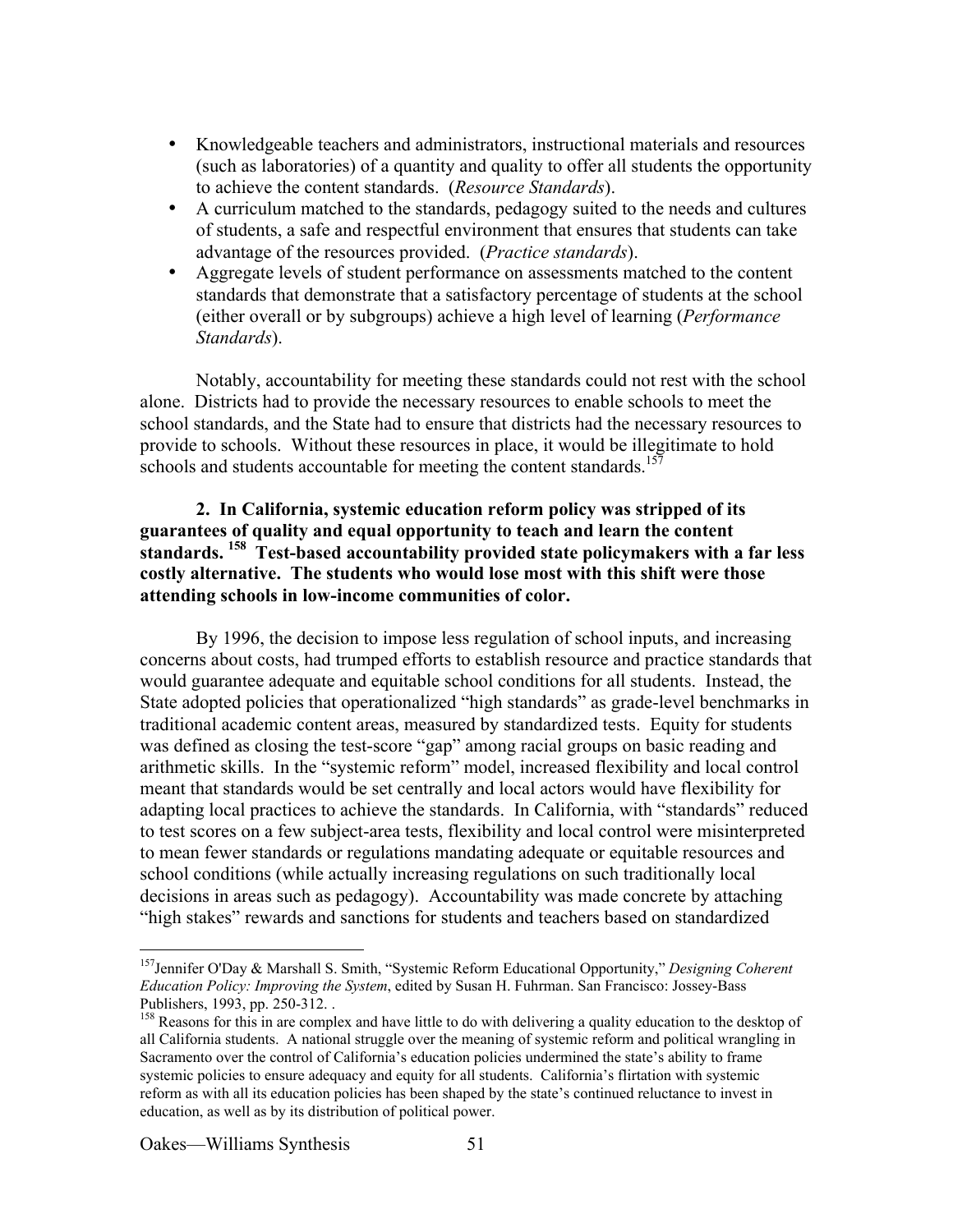- Knowledgeable teachers and administrators, instructional materials and resources (such as laboratories) of a quantity and quality to offer all students the opportunity to achieve the content standards. (*Resource Standards*).
- A curriculum matched to the standards, pedagogy suited to the needs and cultures of students, a safe and respectful environment that ensures that students can take advantage of the resources provided. (*Practice standards*).
- Aggregate levels of student performance on assessments matched to the content standards that demonstrate that a satisfactory percentage of students at the school (either overall or by subgroups) achieve a high level of learning (*Performance Standards*).

Notably, accountability for meeting these standards could not rest with the school alone. Districts had to provide the necessary resources to enable schools to meet the school standards, and the State had to ensure that districts had the necessary resources to provide to schools. Without these resources in place, it would be illegitimate to hold schools and students accountable for meeting the content standards.[157]

**2. In California, systemic education reform policy was stripped of its guarantees of quality and equal opportunity to teach and learn the content standards. [158] Test-based accountability provided state policymakers with a far less costly alternative. The students who would lose most with this shift were those attending schools in low-income communities of color.**

By 1996, the decision to impose less regulation of school inputs, and increasing concerns about costs, had trumped efforts to establish resource and practice standards that would guarantee adequate and equitable school conditions for all students. Instead, the State adopted policies that operationalized "high standards" as grade-level benchmarks in traditional academic content areas, measured by standardized tests. Equity for students was defined as closing the test-score "gap" among racial groups on basic reading and arithmetic skills. In the "systemic reform" model, increased flexibility and local control meant that standards would be set centrally and local actors would have flexibility for adapting local practices to achieve the standards. In California, with "standards" reduced to test scores on a few subject-area tests, flexibility and local control were misinterpreted to mean fewer standards or regulations mandating adequate or equitable resources and school conditions (while actually increasing regulations on such traditionally local decisions in areas such as pedagogy). Accountability was made concrete by attaching "high stakes" rewards and sanctions for students and teachers based on standardized

---

[157] Jennifer O'Day & Marshall S. Smith, "Systemic Reform Educational Opportunity," *Designing Coherent Education Policy: Improving the System*, edited by Susan H. Fuhrman. San Francisco: Jossey-Bass Publishers, 1993, pp. 250-312. .

[158] Reasons for this in are complex and have little to do with delivering a quality education to the desktop of all California students. A national struggle over the meaning of systemic reform and political wrangling in Sacramento over the control of California's education policies undermined the state's ability to frame systemic policies to ensure adequacy and equity for all students. California's flirtation with systemic reform as with all its education policies has been shaped by the state's continued reluctance to invest in education, as well as by its distribution of political power.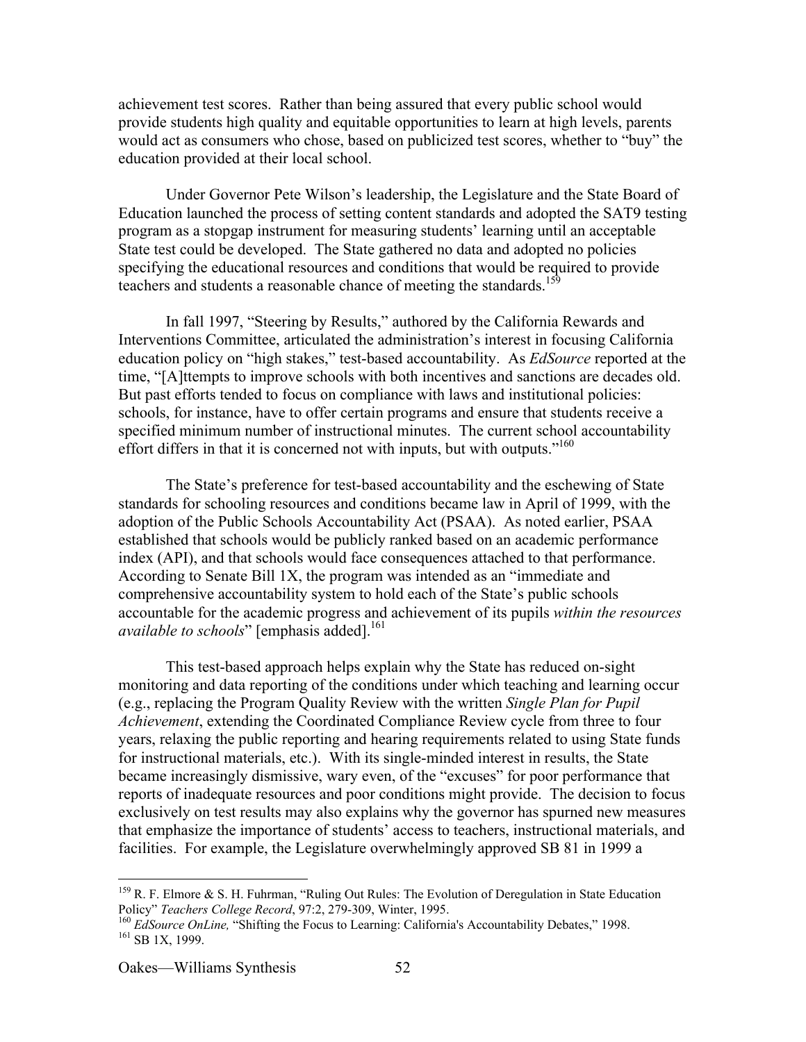achievement test scores. Rather than being assured that every public school would provide students high quality and equitable opportunities to learn at high levels, parents would act as consumers who chose, based on publicized test scores, whether to "buy" the education provided at their local school.

Under Governor Pete Wilson's leadership, the Legislature and the State Board of Education launched the process of setting content standards and adopted the SAT9 testing program as a stopgap instrument for measuring students' learning until an acceptable State test could be developed. The State gathered no data and adopted no policies specifying the educational resources and conditions that would be required to provide teachers and students a reasonable chance of meeting the standards.[159]

In fall 1997, "Steering by Results," authored by the California Rewards and Interventions Committee, articulated the administration's interest in focusing California education policy on "high stakes," test-based accountability. As *EdSource* reported at the time, "[A]ttempts to improve schools with both incentives and sanctions are decades old. But past efforts tended to focus on compliance with laws and institutional policies: schools, for instance, have to offer certain programs and ensure that students receive a specified minimum number of instructional minutes. The current school accountability effort differs in that it is concerned not with inputs, but with outputs."[160]

The State's preference for test-based accountability and the eschewing of State standards for schooling resources and conditions became law in April of 1999, with the adoption of the Public Schools Accountability Act (PSAA). As noted earlier, PSAA established that schools would be publicly ranked based on an academic performance index (API), and that schools would face consequences attached to that performance. According to Senate Bill 1X, the program was intended as an "immediate and comprehensive accountability system to hold each of the State's public schools accountable for the academic progress and achievement of its pupils *within the resources available to schools*" [emphasis added].[161]

This test-based approach helps explain why the State has reduced on-sight monitoring and data reporting of the conditions under which teaching and learning occur (e.g., replacing the Program Quality Review with the written *Single Plan for Pupil Achievement*, extending the Coordinated Compliance Review cycle from three to four years, relaxing the public reporting and hearing requirements related to using State funds for instructional materials, etc.). With its single-minded interest in results, the State became increasingly dismissive, wary even, of the "excuses" for poor performance that reports of inadequate resources and poor conditions might provide. The decision to focus exclusively on test results may also explains why the governor has spurned new measures that emphasize the importance of students' access to teachers, instructional materials, and facilities. For example, the Legislature overwhelmingly approved SB 81 in 1999 a

---

[159] R. F. Elmore & S. H. Fuhrman, "Ruling Out Rules: The Evolution of Deregulation in State Education Policy" *Teachers College Record*, 97:2, 279-309, Winter, 1995.

[160] *EdSource OnLine,* "Shifting the Focus to Learning: California's Accountability Debates," 1998.

[161] SB 1X, 1999.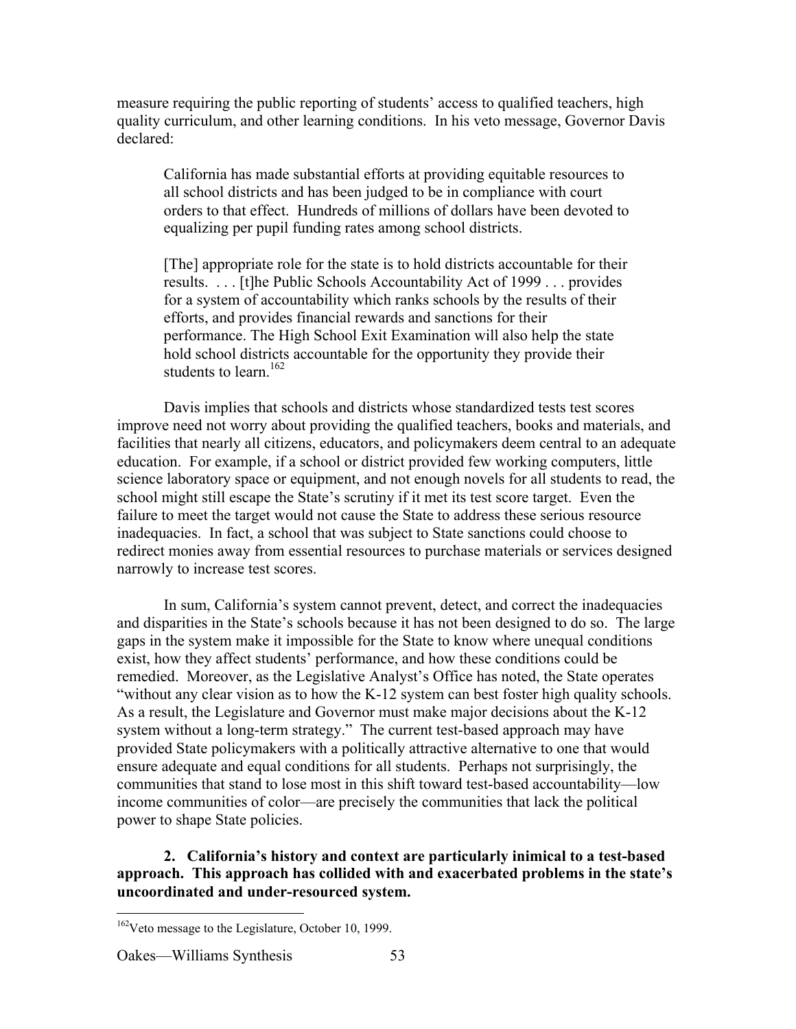measure requiring the public reporting of students' access to qualified teachers, high quality curriculum, and other learning conditions. In his veto message, Governor Davis declared:

> California has made substantial efforts at providing equitable resources to all school districts and has been judged to be in compliance with court orders to that effect. Hundreds of millions of dollars have been devoted to equalizing per pupil funding rates among school districts.
>
> [The] appropriate role for the state is to hold districts accountable for their results. . . . [t]he Public Schools Accountability Act of 1999 . . . provides for a system of accountability which ranks schools by the results of their efforts, and provides financial rewards and sanctions for their performance. The High School Exit Examination will also help the state hold school districts accountable for the opportunity they provide their students to learn.[162]

Davis implies that schools and districts whose standardized tests test scores improve need not worry about providing the qualified teachers, books and materials, and facilities that nearly all citizens, educators, and policymakers deem central to an adequate education. For example, if a school or district provided few working computers, little science laboratory space or equipment, and not enough novels for all students to read, the school might still escape the State's scrutiny if it met its test score target. Even the failure to meet the target would not cause the State to address these serious resource inadequacies. In fact, a school that was subject to State sanctions could choose to redirect monies away from essential resources to purchase materials or services designed narrowly to increase test scores.

In sum, California's system cannot prevent, detect, and correct the inadequacies and disparities in the State's schools because it has not been designed to do so. The large gaps in the system make it impossible for the State to know where unequal conditions exist, how they affect students' performance, and how these conditions could be remedied. Moreover, as the Legislative Analyst's Office has noted, the State operates "without any clear vision as to how the K-12 system can best foster high quality schools. As a result, the Legislature and Governor must make major decisions about the K-12 system without a long-term strategy." The current test-based approach may have provided State policymakers with a politically attractive alternative to one that would ensure adequate and equal conditions for all students. Perhaps not surprisingly, the communities that stand to lose most in this shift toward test-based accountability—low income communities of color—are precisely the communities that lack the political power to shape State policies.

**2. California's history and context are particularly inimical to a test-based approach. This approach has collided with and exacerbated problems in the state's uncoordinated and under-resourced system.**

---

[162] Veto message to the Legislature, October 10, 1999.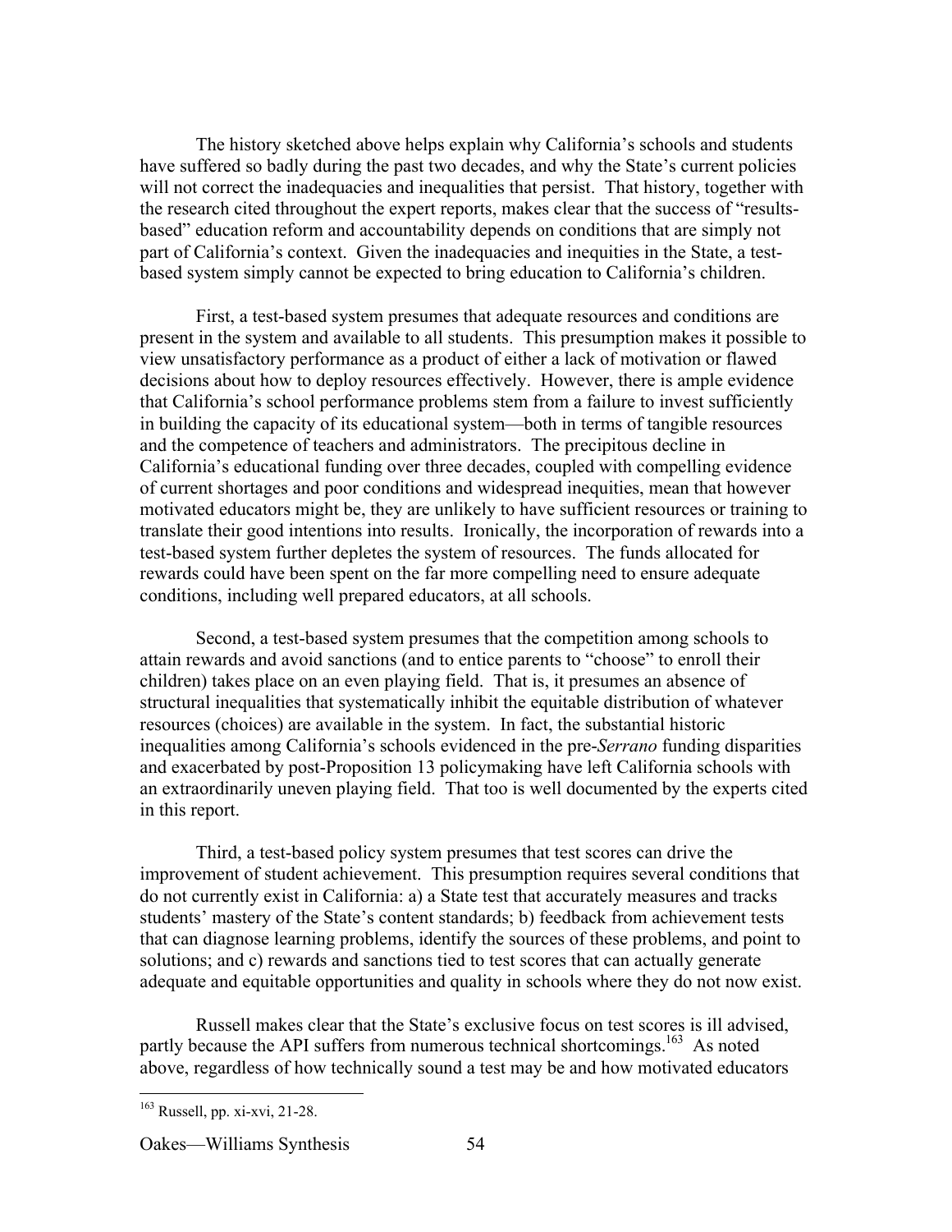The history sketched above helps explain why California's schools and students have suffered so badly during the past two decades, and why the State's current policies will not correct the inadequacies and inequalities that persist. That history, together with the research cited throughout the expert reports, makes clear that the success of "results-based" education reform and accountability depends on conditions that are simply not part of California's context. Given the inadequacies and inequities in the State, a test-based system simply cannot be expected to bring education to California's children.

First, a test-based system presumes that adequate resources and conditions are present in the system and available to all students. This presumption makes it possible to view unsatisfactory performance as a product of either a lack of motivation or flawed decisions about how to deploy resources effectively. However, there is ample evidence that California's school performance problems stem from a failure to invest sufficiently in building the capacity of its educational system—both in terms of tangible resources and the competence of teachers and administrators. The precipitous decline in California's educational funding over three decades, coupled with compelling evidence of current shortages and poor conditions and widespread inequities, mean that however motivated educators might be, they are unlikely to have sufficient resources or training to translate their good intentions into results. Ironically, the incorporation of rewards into a test-based system further depletes the system of resources. The funds allocated for rewards could have been spent on the far more compelling need to ensure adequate conditions, including well prepared educators, at all schools.

Second, a test-based system presumes that the competition among schools to attain rewards and avoid sanctions (and to entice parents to "choose" to enroll their children) takes place on an even playing field. That is, it presumes an absence of structural inequalities that systematically inhibit the equitable distribution of whatever resources (choices) are available in the system. In fact, the substantial historic inequalities among California's schools evidenced in the pre-*Serrano* funding disparities and exacerbated by post-Proposition 13 policymaking have left California schools with an extraordinarily uneven playing field. That too is well documented by the experts cited in this report.

Third, a test-based policy system presumes that test scores can drive the improvement of student achievement. This presumption requires several conditions that do not currently exist in California: a) a State test that accurately measures and tracks students' mastery of the State's content standards; b) feedback from achievement tests that can diagnose learning problems, identify the sources of these problems, and point to solutions; and c) rewards and sanctions tied to test scores that can actually generate adequate and equitable opportunities and quality in schools where they do not now exist.

Russell makes clear that the State's exclusive focus on test scores is ill advised, partly because the API suffers from numerous technical shortcomings.[163] As noted above, regardless of how technically sound a test may be and how motivated educators

[163] Russell, pp. xi-xvi, 21-28.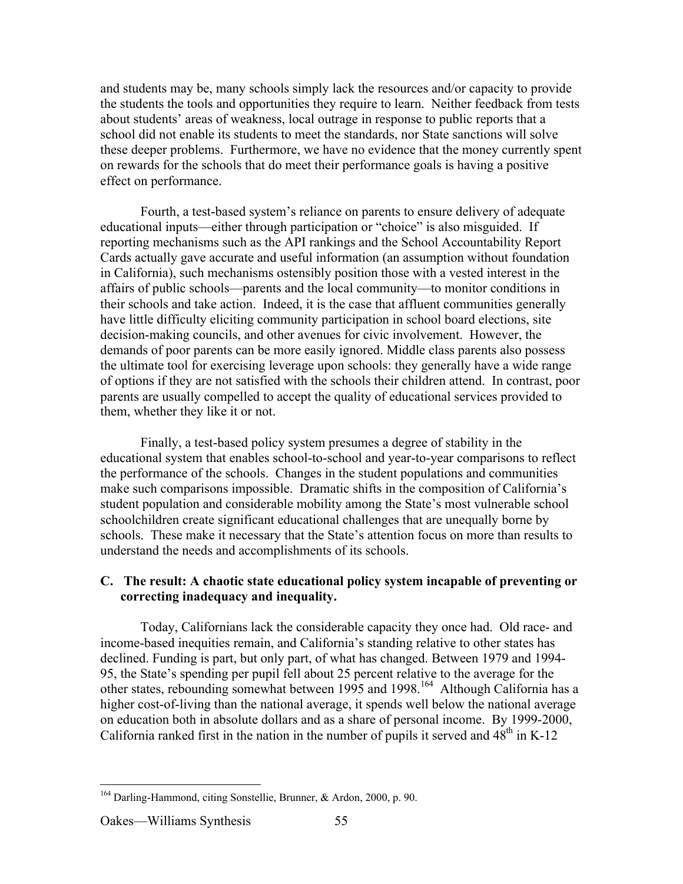and students may be, many schools simply lack the resources and/or capacity to provide the students the tools and opportunities they require to learn. Neither feedback from tests about students' areas of weakness, local outrage in response to public reports that a school did not enable its students to meet the standards, nor State sanctions will solve these deeper problems. Furthermore, we have no evidence that the money currently spent on rewards for the schools that do meet their performance goals is having a positive effect on performance.

Fourth, a test-based system's reliance on parents to ensure delivery of adequate educational inputs—either through participation or "choice" is also misguided. If reporting mechanisms such as the API rankings and the School Accountability Report Cards actually gave accurate and useful information (an assumption without foundation in California), such mechanisms ostensibly position those with a vested interest in the affairs of public schools—parents and the local community—to monitor conditions in their schools and take action. Indeed, it is the case that affluent communities generally have little difficulty eliciting community participation in school board elections, site decision-making councils, and other avenues for civic involvement. However, the demands of poor parents can be more easily ignored. Middle class parents also possess the ultimate tool for exercising leverage upon schools: they generally have a wide range of options if they are not satisfied with the schools their children attend. In contrast, poor parents are usually compelled to accept the quality of educational services provided to them, whether they like it or not.

Finally, a test-based policy system presumes a degree of stability in the educational system that enables school-to-school and year-to-year comparisons to reflect the performance of the schools. Changes in the student populations and communities make such comparisons impossible. Dramatic shifts in the composition of California's student population and considerable mobility among the State's most vulnerable school schoolchildren create significant educational challenges that are unequally borne by schools. These make it necessary that the State's attention focus on more than results to understand the needs and accomplishments of its schools.

### C. The result: A chaotic state educational policy system incapable of preventing or correcting inadequacy and inequality.

Today, Californians lack the considerable capacity they once had. Old race- and income-based inequities remain, and California's standing relative to other states has declined. Funding is part, but only part, of what has changed. Between 1979 and 1994-95, the State's spending per pupil fell about 25 percent relative to the average for the other states, rebounding somewhat between 1995 and 1998.[164] Although California has a higher cost-of-living than the national average, it spends well below the national average on education both in absolute dollars and as a share of personal income. By 1999-2000, California ranked first in the nation in the number of pupils it served and 48th in K-12

---

[164] Darling-Hammond, citing Sonstellie, Brunner, & Ardon, 2000, p. 90.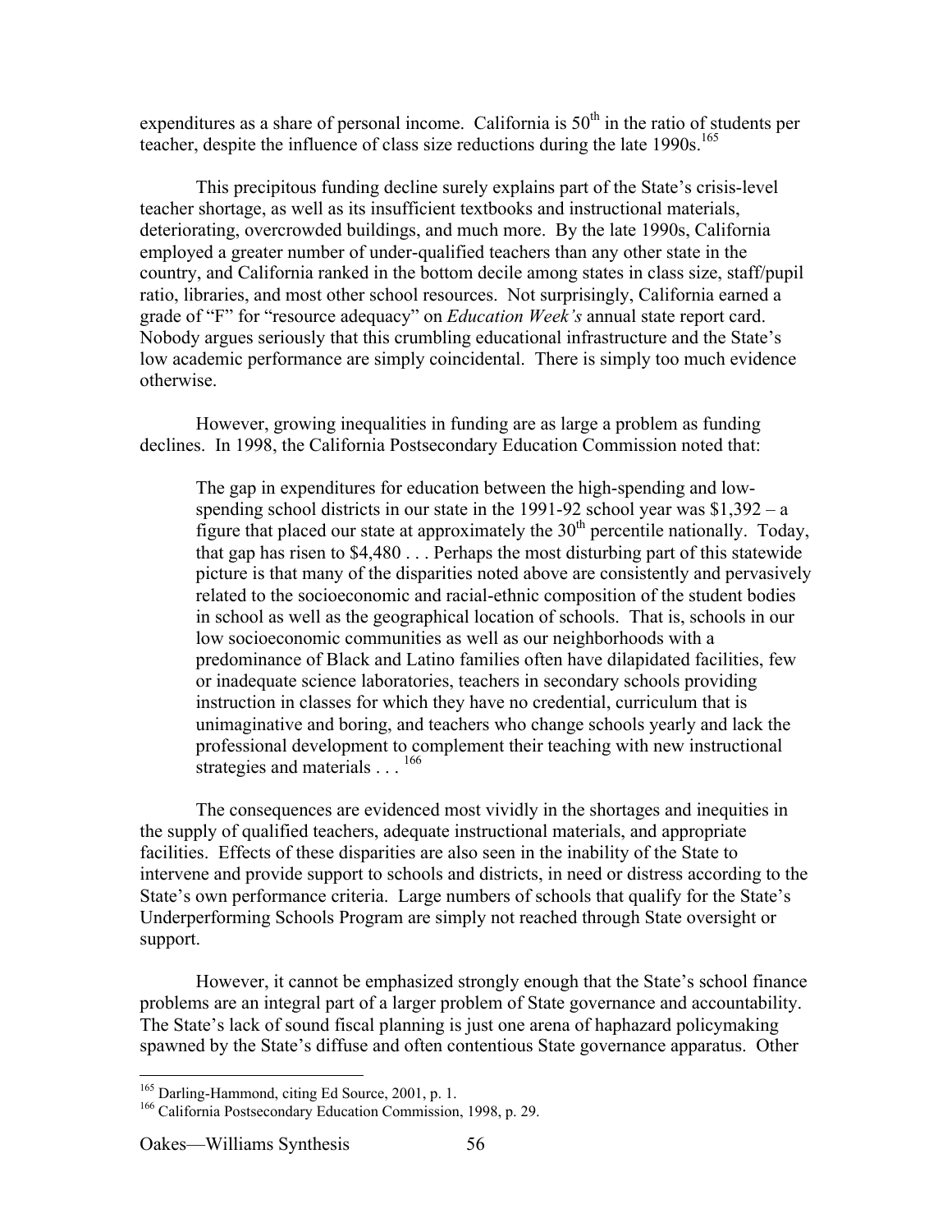expenditures as a share of personal income. California is 50th in the ratio of students per teacher, despite the influence of class size reductions during the late 1990s.[165]

This precipitous funding decline surely explains part of the State's crisis-level teacher shortage, as well as its insufficient textbooks and instructional materials, deteriorating, overcrowded buildings, and much more. By the late 1990s, California employed a greater number of under-qualified teachers than any other state in the country, and California ranked in the bottom decile among states in class size, staff/pupil ratio, libraries, and most other school resources. Not surprisingly, California earned a grade of "F" for "resource adequacy" on *Education Week's* annual state report card. Nobody argues seriously that this crumbling educational infrastructure and the State's low academic performance are simply coincidental. There is simply too much evidence otherwise.

However, growing inequalities in funding are as large a problem as funding declines. In 1998, the California Postsecondary Education Commission noted that:

> The gap in expenditures for education between the high-spending and low-spending school districts in our state in the 1991-92 school year was $1,392 – a figure that placed our state at approximately the 30th percentile nationally. Today, that gap has risen to $4,480 . . . Perhaps the most disturbing part of this statewide picture is that many of the disparities noted above are consistently and pervasively related to the socioeconomic and racial-ethnic composition of the student bodies in school as well as the geographical location of schools. That is, schools in our low socioeconomic communities as well as our neighborhoods with a predominance of Black and Latino families often have dilapidated facilities, few or inadequate science laboratories, teachers in secondary schools providing instruction in classes for which they have no credential, curriculum that is unimaginative and boring, and teachers who change schools yearly and lack the professional development to complement their teaching with new instructional strategies and materials . . . [166]

The consequences are evidenced most vividly in the shortages and inequities in the supply of qualified teachers, adequate instructional materials, and appropriate facilities. Effects of these disparities are also seen in the inability of the State to intervene and provide support to schools and districts, in need or distress according to the State's own performance criteria. Large numbers of schools that qualify for the State's Underperforming Schools Program are simply not reached through State oversight or support.

However, it cannot be emphasized strongly enough that the State's school finance problems are an integral part of a larger problem of State governance and accountability. The State's lack of sound fiscal planning is just one arena of haphazard policymaking spawned by the State's diffuse and often contentious State governance apparatus. Other

---

[165] Darling-Hammond, citing Ed Source, 2001, p. 1.

[166] California Postsecondary Education Commission, 1998, p. 29.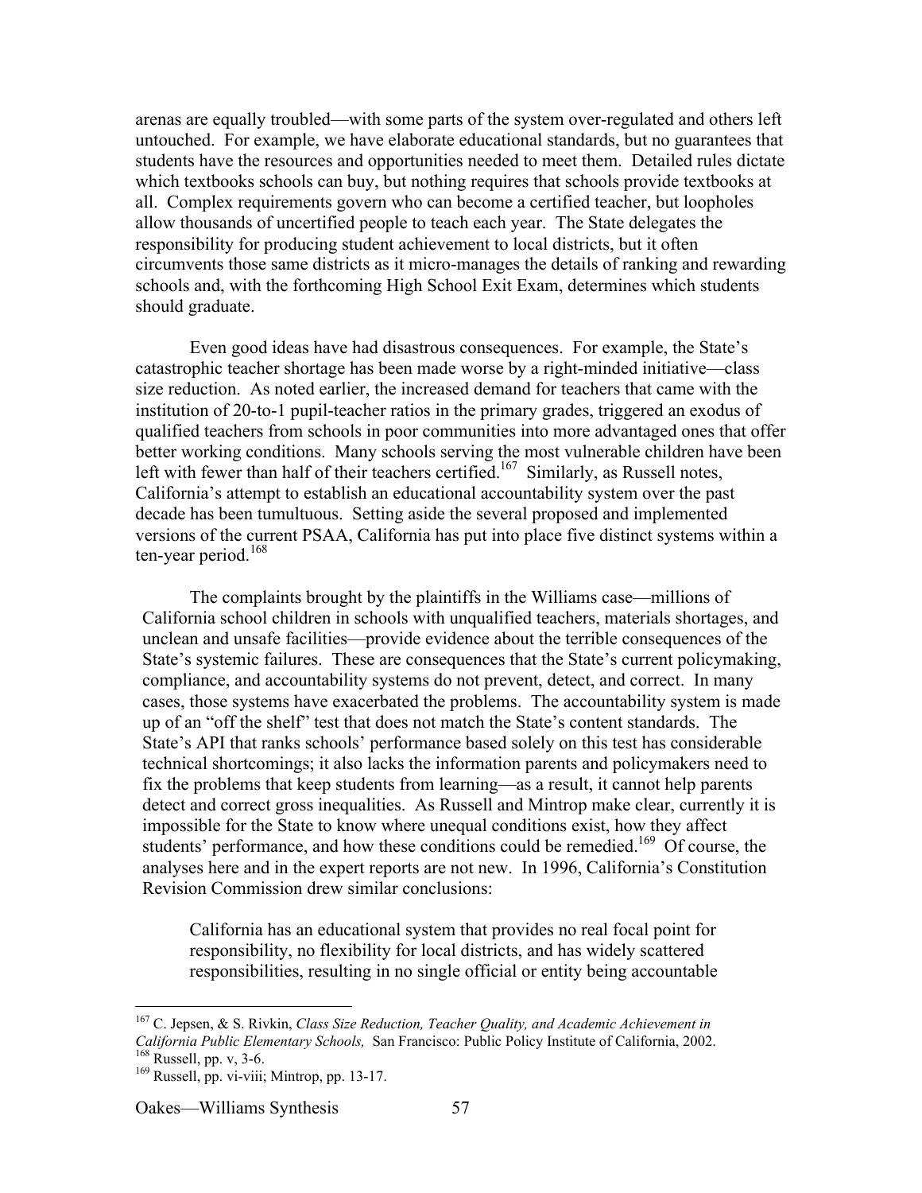arenas are equally troubled—with some parts of the system over-regulated and others left untouched. For example, we have elaborate educational standards, but no guarantees that students have the resources and opportunities needed to meet them. Detailed rules dictate which textbooks schools can buy, but nothing requires that schools provide textbooks at all. Complex requirements govern who can become a certified teacher, but loopholes allow thousands of uncertified people to teach each year. The State delegates the responsibility for producing student achievement to local districts, but it often circumvents those same districts as it micro-manages the details of ranking and rewarding schools and, with the forthcoming High School Exit Exam, determines which students should graduate.

Even good ideas have had disastrous consequences. For example, the State's catastrophic teacher shortage has been made worse by a right-minded initiative—class size reduction. As noted earlier, the increased demand for teachers that came with the institution of 20-to-1 pupil-teacher ratios in the primary grades, triggered an exodus of qualified teachers from schools in poor communities into more advantaged ones that offer better working conditions. Many schools serving the most vulnerable children have been left with fewer than half of their teachers certified.[167] Similarly, as Russell notes, California's attempt to establish an educational accountability system over the past decade has been tumultuous. Setting aside the several proposed and implemented versions of the current PSAA, California has put into place five distinct systems within a ten-year period.[168]

The complaints brought by the plaintiffs in the Williams case—millions of California school children in schools with unqualified teachers, materials shortages, and unclean and unsafe facilities—provide evidence about the terrible consequences of the State's systemic failures. These are consequences that the State's current policymaking, compliance, and accountability systems do not prevent, detect, and correct. In many cases, those systems have exacerbated the problems. The accountability system is made up of an "off the shelf" test that does not match the State's content standards. The State's API that ranks schools' performance based solely on this test has considerable technical shortcomings; it also lacks the information parents and policymakers need to fix the problems that keep students from learning—as a result, it cannot help parents detect and correct gross inequalities. As Russell and Mintrop make clear, currently it is impossible for the State to know where unequal conditions exist, how they affect students' performance, and how these conditions could be remedied.[169] Of course, the analyses here and in the expert reports are not new. In 1996, California's Constitution Revision Commission drew similar conclusions:

> California has an educational system that provides no real focal point for responsibility, no flexibility for local districts, and has widely scattered responsibilities, resulting in no single official or entity being accountable

---

[167] C. Jepsen, & S. Rivkin, *Class Size Reduction, Teacher Quality, and Academic Achievement in California Public Elementary Schools,* San Francisco: Public Policy Institute of California, 2002.

[168] Russell, pp. v, 3-6.

[169] Russell, pp. vi-viii; Mintrop, pp. 13-17.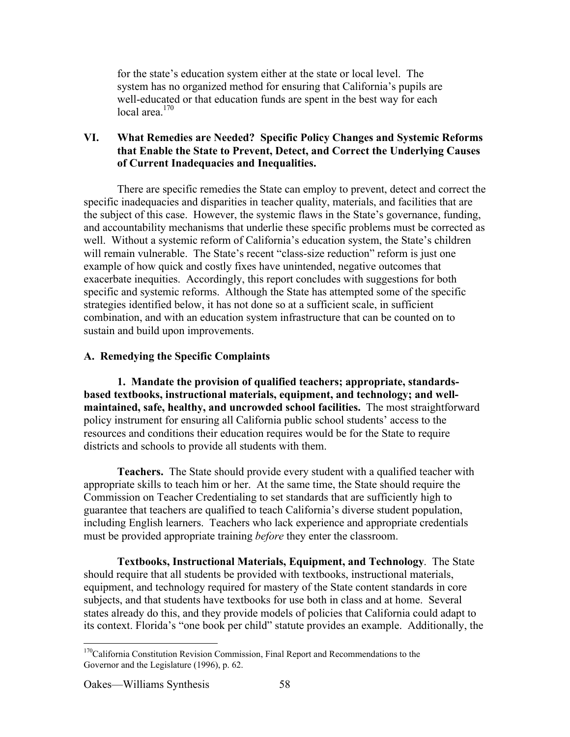for the state's education system either at the state or local level. The system has no organized method for ensuring that California's pupils are well-educated or that education funds are spent in the best way for each local area.[170]

## VI. What Remedies are Needed? Specific Policy Changes and Systemic Reforms that Enable the State to Prevent, Detect, and Correct the Underlying Causes of Current Inadequacies and Inequalities.

There are specific remedies the State can employ to prevent, detect and correct the specific inadequacies and disparities in teacher quality, materials, and facilities that are the subject of this case. However, the systemic flaws in the State's governance, funding, and accountability mechanisms that underlie these specific problems must be corrected as well. Without a systemic reform of California's education system, the State's children will remain vulnerable. The State's recent "class-size reduction" reform is just one example of how quick and costly fixes have unintended, negative outcomes that exacerbate inequities. Accordingly, this report concludes with suggestions for both specific and systemic reforms. Although the State has attempted some of the specific strategies identified below, it has not done so at a sufficient scale, in sufficient combination, and with an education system infrastructure that can be counted on to sustain and build upon improvements.

### A. Remedying the Specific Complaints

**1. Mandate the provision of qualified teachers; appropriate, standards-based textbooks, instructional materials, equipment, and technology; and well-maintained, safe, healthy, and uncrowded school facilities.** The most straightforward policy instrument for ensuring all California public school students' access to the resources and conditions their education requires would be for the State to require districts and schools to provide all students with them.

**Teachers.** The State should provide every student with a qualified teacher with appropriate skills to teach him or her. At the same time, the State should require the Commission on Teacher Credentialing to set standards that are sufficiently high to guarantee that teachers are qualified to teach California's diverse student population, including English learners. Teachers who lack experience and appropriate credentials must be provided appropriate training *before* they enter the classroom.

**Textbooks, Instructional Materials, Equipment, and Technology**. The State should require that all students be provided with textbooks, instructional materials, equipment, and technology required for mastery of the State content standards in core subjects, and that students have textbooks for use both in class and at home. Several states already do this, and they provide models of policies that California could adapt to its context. Florida's "one book per child" statute provides an example. Additionally, the

---

[170] California Constitution Revision Commission, Final Report and Recommendations to the Governor and the Legislature (1996), p. 62.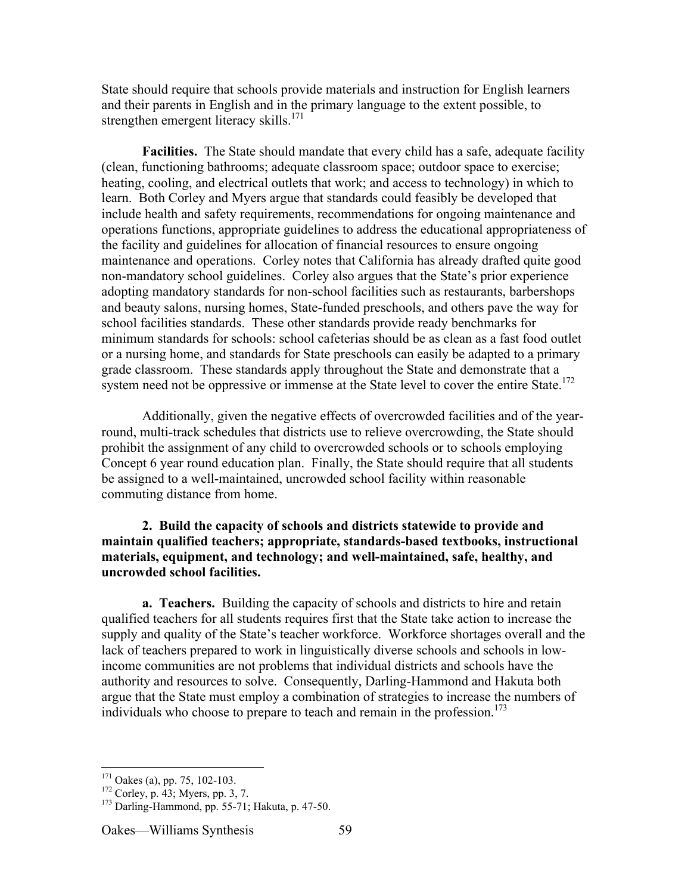State should require that schools provide materials and instruction for English learners and their parents in English and in the primary language to the extent possible, to strengthen emergent literacy skills.[171]

**Facilities.** The State should mandate that every child has a safe, adequate facility (clean, functioning bathrooms; adequate classroom space; outdoor space to exercise; heating, cooling, and electrical outlets that work; and access to technology) in which to learn. Both Corley and Myers argue that standards could feasibly be developed that include health and safety requirements, recommendations for ongoing maintenance and operations functions, appropriate guidelines to address the educational appropriateness of the facility and guidelines for allocation of financial resources to ensure ongoing maintenance and operations. Corley notes that California has already drafted quite good non-mandatory school guidelines. Corley also argues that the State's prior experience adopting mandatory standards for non-school facilities such as restaurants, barbershops and beauty salons, nursing homes, State-funded preschools, and others pave the way for school facilities standards. These other standards provide ready benchmarks for minimum standards for schools: school cafeterias should be as clean as a fast food outlet or a nursing home, and standards for State preschools can easily be adapted to a primary grade classroom. These standards apply throughout the State and demonstrate that a system need not be oppressive or immense at the State level to cover the entire State.[172]

Additionally, given the negative effects of overcrowded facilities and of the year-round, multi-track schedules that districts use to relieve overcrowding, the State should prohibit the assignment of any child to overcrowded schools or to schools employing Concept 6 year round education plan. Finally, the State should require that all students be assigned to a well-maintained, uncrowded school facility within reasonable commuting distance from home.

**2. Build the capacity of schools and districts statewide to provide and maintain qualified teachers; appropriate, standards-based textbooks, instructional materials, equipment, and technology; and well-maintained, safe, healthy, and uncrowded school facilities.**

**a. Teachers.** Building the capacity of schools and districts to hire and retain qualified teachers for all students requires first that the State take action to increase the supply and quality of the State's teacher workforce. Workforce shortages overall and the lack of teachers prepared to work in linguistically diverse schools and schools in low-income communities are not problems that individual districts and schools have the authority and resources to solve. Consequently, Darling-Hammond and Hakuta both argue that the State must employ a combination of strategies to increase the numbers of individuals who choose to prepare to teach and remain in the profession.[173]

---

[171] Oakes (a), pp. 75, 102-103.

[172] Corley, p. 43; Myers, pp. 3, 7.

[173] Darling-Hammond, pp. 55-71; Hakuta, p. 47-50.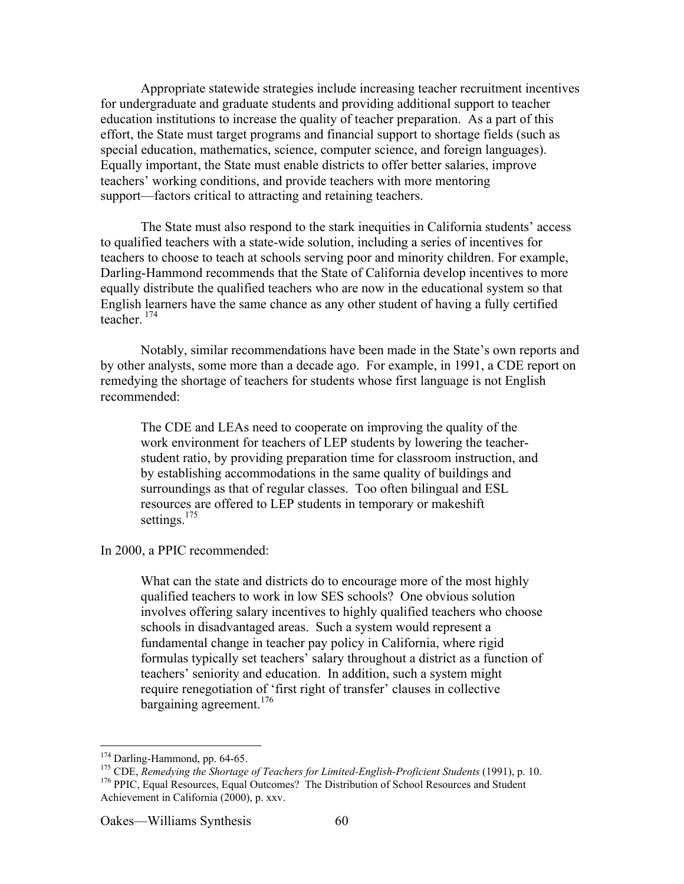Appropriate statewide strategies include increasing teacher recruitment incentives for undergraduate and graduate students and providing additional support to teacher education institutions to increase the quality of teacher preparation. As a part of this effort, the State must target programs and financial support to shortage fields (such as special education, mathematics, science, computer science, and foreign languages). Equally important, the State must enable districts to offer better salaries, improve teachers' working conditions, and provide teachers with more mentoring support—factors critical to attracting and retaining teachers.

The State must also respond to the stark inequities in California students' access to qualified teachers with a state-wide solution, including a series of incentives for teachers to choose to teach at schools serving poor and minority children. For example, Darling-Hammond recommends that the State of California develop incentives to more equally distribute the qualified teachers who are now in the educational system so that English learners have the same chance as any other student of having a fully certified teacher. [174]

Notably, similar recommendations have been made in the State's own reports and by other analysts, some more than a decade ago. For example, in 1991, a CDE report on remedying the shortage of teachers for students whose first language is not English recommended:

> The CDE and LEAs need to cooperate on improving the quality of the work environment for teachers of LEP students by lowering the teacher-student ratio, by providing preparation time for classroom instruction, and by establishing accommodations in the same quality of buildings and surroundings as that of regular classes. Too often bilingual and ESL resources are offered to LEP students in temporary or makeshift settings.[175]

In 2000, a PPIC recommended:

> What can the state and districts do to encourage more of the most highly qualified teachers to work in low SES schools? One obvious solution involves offering salary incentives to highly qualified teachers who choose schools in disadvantaged areas. Such a system would represent a fundamental change in teacher pay policy in California, where rigid formulas typically set teachers' salary throughout a district as a function of teachers' seniority and education. In addition, such a system might require renegotiation of 'first right of transfer' clauses in collective bargaining agreement.[176]

---

[174] Darling-Hammond, pp. 64-65.

[175] CDE, *Remedying the Shortage of Teachers for Limited-English-Proficient Students* (1991), p. 10.

[176] PPIC, Equal Resources, Equal Outcomes? The Distribution of School Resources and Student Achievement in California (2000), p. xxv.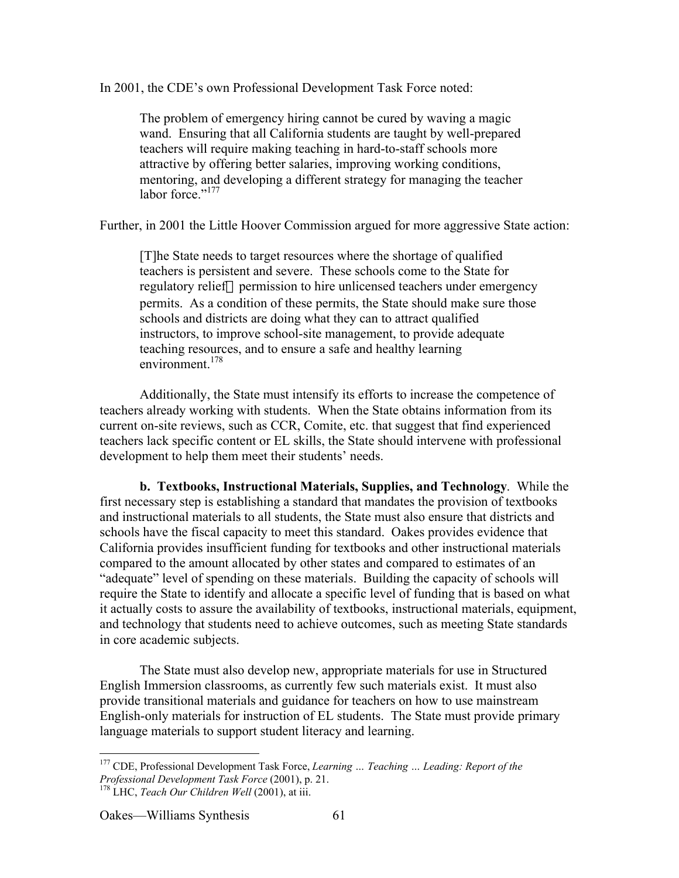In 2001, the CDE's own Professional Development Task Force noted:

> The problem of emergency hiring cannot be cured by waving a magic wand. Ensuring that all California students are taught by well-prepared teachers will require making teaching in hard-to-staff schools more attractive by offering better salaries, improving working conditions, mentoring, and developing a different strategy for managing the teacher labor force."[177]

Further, in 2001 the Little Hoover Commission argued for more aggressive State action:

> [T]he State needs to target resources where the shortage of qualified teachers is persistent and severe. These schools come to the State for regulatory relief — permission to hire unlicensed teachers under emergency permits. As a condition of these permits, the State should make sure those schools and districts are doing what they can to attract qualified instructors, to improve school-site management, to provide adequate teaching resources, and to ensure a safe and healthy learning environment.[178]

Additionally, the State must intensify its efforts to increase the competence of teachers already working with students. When the State obtains information from its current on-site reviews, such as CCR, Comite, etc. that suggest that find experienced teachers lack specific content or EL skills, the State should intervene with professional development to help them meet their students' needs.

**b. Textbooks, Instructional Materials, Supplies, and Technology**. While the first necessary step is establishing a standard that mandates the provision of textbooks and instructional materials to all students, the State must also ensure that districts and schools have the fiscal capacity to meet this standard. Oakes provides evidence that California provides insufficient funding for textbooks and other instructional materials compared to the amount allocated by other states and compared to estimates of an "adequate" level of spending on these materials. Building the capacity of schools will require the State to identify and allocate a specific level of funding that is based on what it actually costs to assure the availability of textbooks, instructional materials, equipment, and technology that students need to achieve outcomes, such as meeting State standards in core academic subjects.

The State must also develop new, appropriate materials for use in Structured English Immersion classrooms, as currently few such materials exist. It must also provide transitional materials and guidance for teachers on how to use mainstream English-only materials for instruction of EL students. The State must provide primary language materials to support student literacy and learning.

---

[177] CDE, Professional Development Task Force, *Learning … Teaching … Leading: Report of the Professional Development Task Force* (2001), p. 21.

[178] LHC, *Teach Our Children Well* (2001), at iii.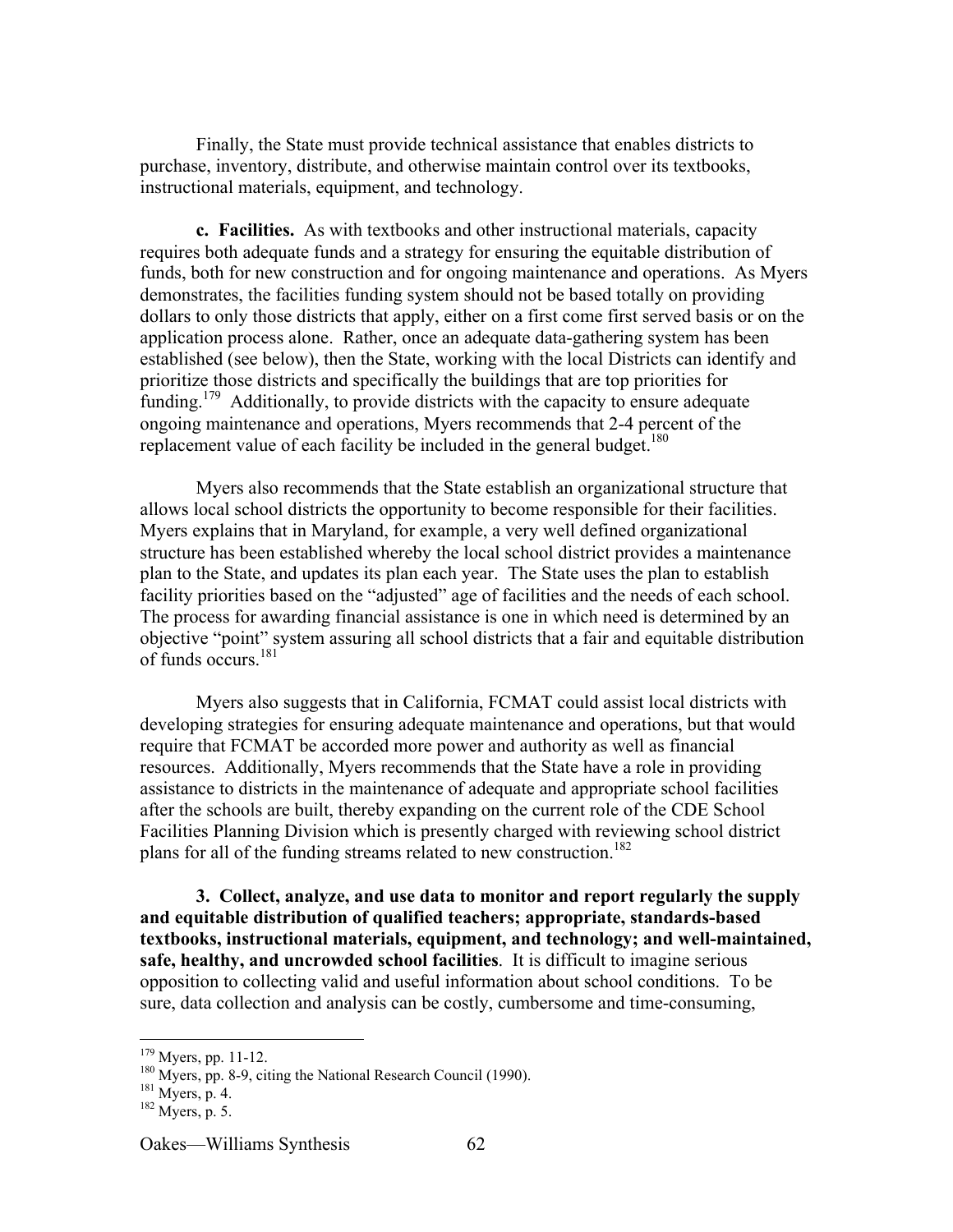Finally, the State must provide technical assistance that enables districts to purchase, inventory, distribute, and otherwise maintain control over its textbooks, instructional materials, equipment, and technology.

**c. Facilities.** As with textbooks and other instructional materials, capacity requires both adequate funds and a strategy for ensuring the equitable distribution of funds, both for new construction and for ongoing maintenance and operations. As Myers demonstrates, the facilities funding system should not be based totally on providing dollars to only those districts that apply, either on a first come first served basis or on the application process alone. Rather, once an adequate data-gathering system has been established (see below), then the State, working with the local Districts can identify and prioritize those districts and specifically the buildings that are top priorities for funding.[179] Additionally, to provide districts with the capacity to ensure adequate ongoing maintenance and operations, Myers recommends that 2-4 percent of the replacement value of each facility be included in the general budget.[180]

Myers also recommends that the State establish an organizational structure that allows local school districts the opportunity to become responsible for their facilities. Myers explains that in Maryland, for example, a very well defined organizational structure has been established whereby the local school district provides a maintenance plan to the State, and updates its plan each year. The State uses the plan to establish facility priorities based on the "adjusted" age of facilities and the needs of each school. The process for awarding financial assistance is one in which need is determined by an objective "point" system assuring all school districts that a fair and equitable distribution of funds occurs.[181]

Myers also suggests that in California, FCMAT could assist local districts with developing strategies for ensuring adequate maintenance and operations, but that would require that FCMAT be accorded more power and authority as well as financial resources. Additionally, Myers recommends that the State have a role in providing assistance to districts in the maintenance of adequate and appropriate school facilities after the schools are built, thereby expanding on the current role of the CDE School Facilities Planning Division which is presently charged with reviewing school district plans for all of the funding streams related to new construction.[182]

**3. Collect, analyze, and use data to monitor and report regularly the supply and equitable distribution of qualified teachers; appropriate, standards-based textbooks, instructional materials, equipment, and technology; and well-maintained, safe, healthy, and uncrowded school facilities**. It is difficult to imagine serious opposition to collecting valid and useful information about school conditions. To be sure, data collection and analysis can be costly, cumbersome and time-consuming,

---

[179] Myers, pp. 11-12.
[180] Myers, pp. 8-9, citing the National Research Council (1990).
[181] Myers, p. 4.
[182] Myers, p. 5.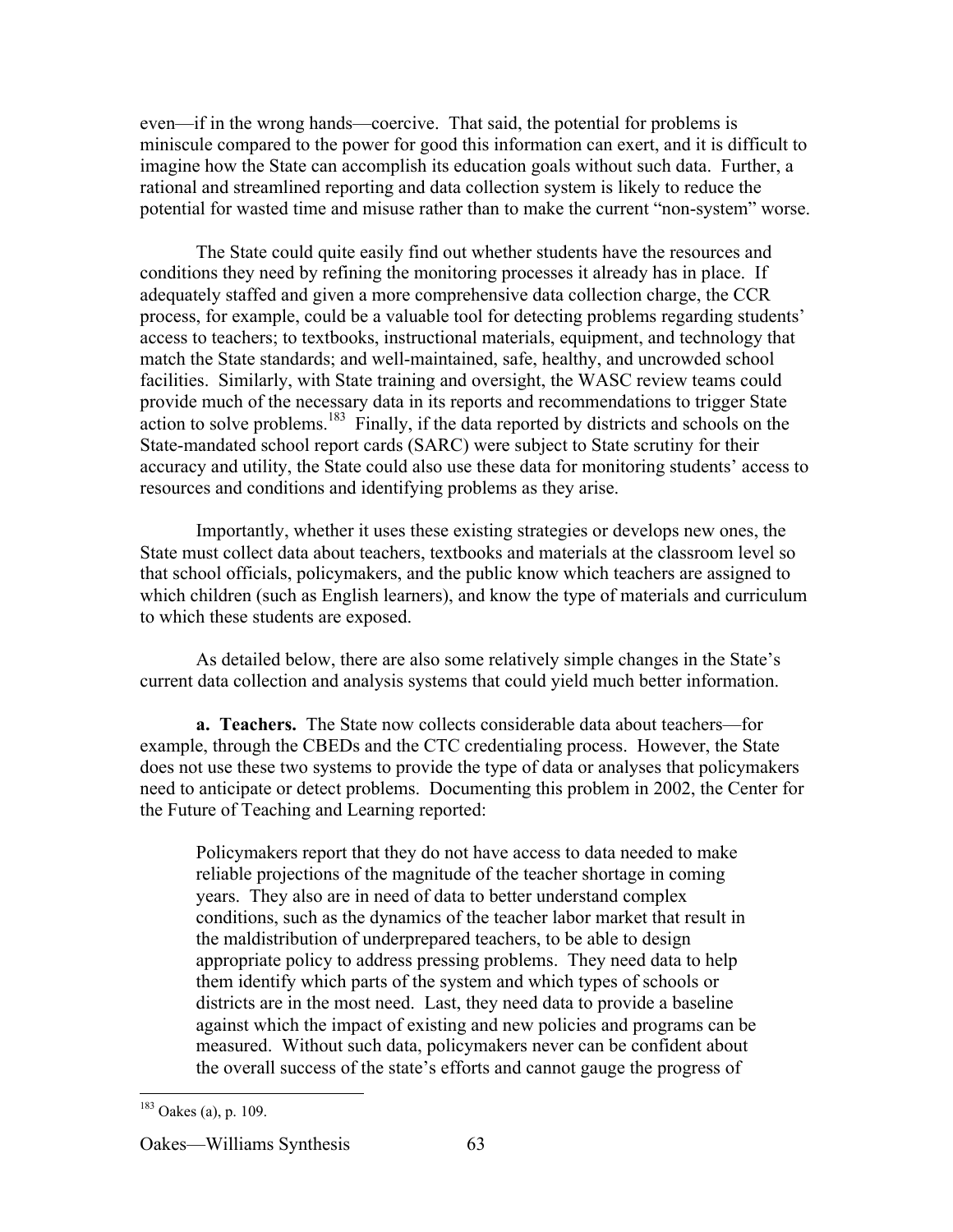even—if in the wrong hands—coercive. That said, the potential for problems is miniscule compared to the power for good this information can exert, and it is difficult to imagine how the State can accomplish its education goals without such data. Further, a rational and streamlined reporting and data collection system is likely to reduce the potential for wasted time and misuse rather than to make the current "non-system" worse.

The State could quite easily find out whether students have the resources and conditions they need by refining the monitoring processes it already has in place. If adequately staffed and given a more comprehensive data collection charge, the CCR process, for example, could be a valuable tool for detecting problems regarding students' access to teachers; to textbooks, instructional materials, equipment, and technology that match the State standards; and well-maintained, safe, healthy, and uncrowded school facilities. Similarly, with State training and oversight, the WASC review teams could provide much of the necessary data in its reports and recommendations to trigger State action to solve problems.[183] Finally, if the data reported by districts and schools on the State-mandated school report cards (SARC) were subject to State scrutiny for their accuracy and utility, the State could also use these data for monitoring students' access to resources and conditions and identifying problems as they arise.

Importantly, whether it uses these existing strategies or develops new ones, the State must collect data about teachers, textbooks and materials at the classroom level so that school officials, policymakers, and the public know which teachers are assigned to which children (such as English learners), and know the type of materials and curriculum to which these students are exposed.

As detailed below, there are also some relatively simple changes in the State's current data collection and analysis systems that could yield much better information.

**a. Teachers.** The State now collects considerable data about teachers—for example, through the CBEDs and the CTC credentialing process. However, the State does not use these two systems to provide the type of data or analyses that policymakers need to anticipate or detect problems. Documenting this problem in 2002, the Center for the Future of Teaching and Learning reported:

> Policymakers report that they do not have access to data needed to make reliable projections of the magnitude of the teacher shortage in coming years. They also are in need of data to better understand complex conditions, such as the dynamics of the teacher labor market that result in the maldistribution of underprepared teachers, to be able to design appropriate policy to address pressing problems. They need data to help them identify which parts of the system and which types of schools or districts are in the most need. Last, they need data to provide a baseline against which the impact of existing and new policies and programs can be measured. Without such data, policymakers never can be confident about the overall success of the state's efforts and cannot gauge the progress of

---

[183] Oakes (a), p. 109.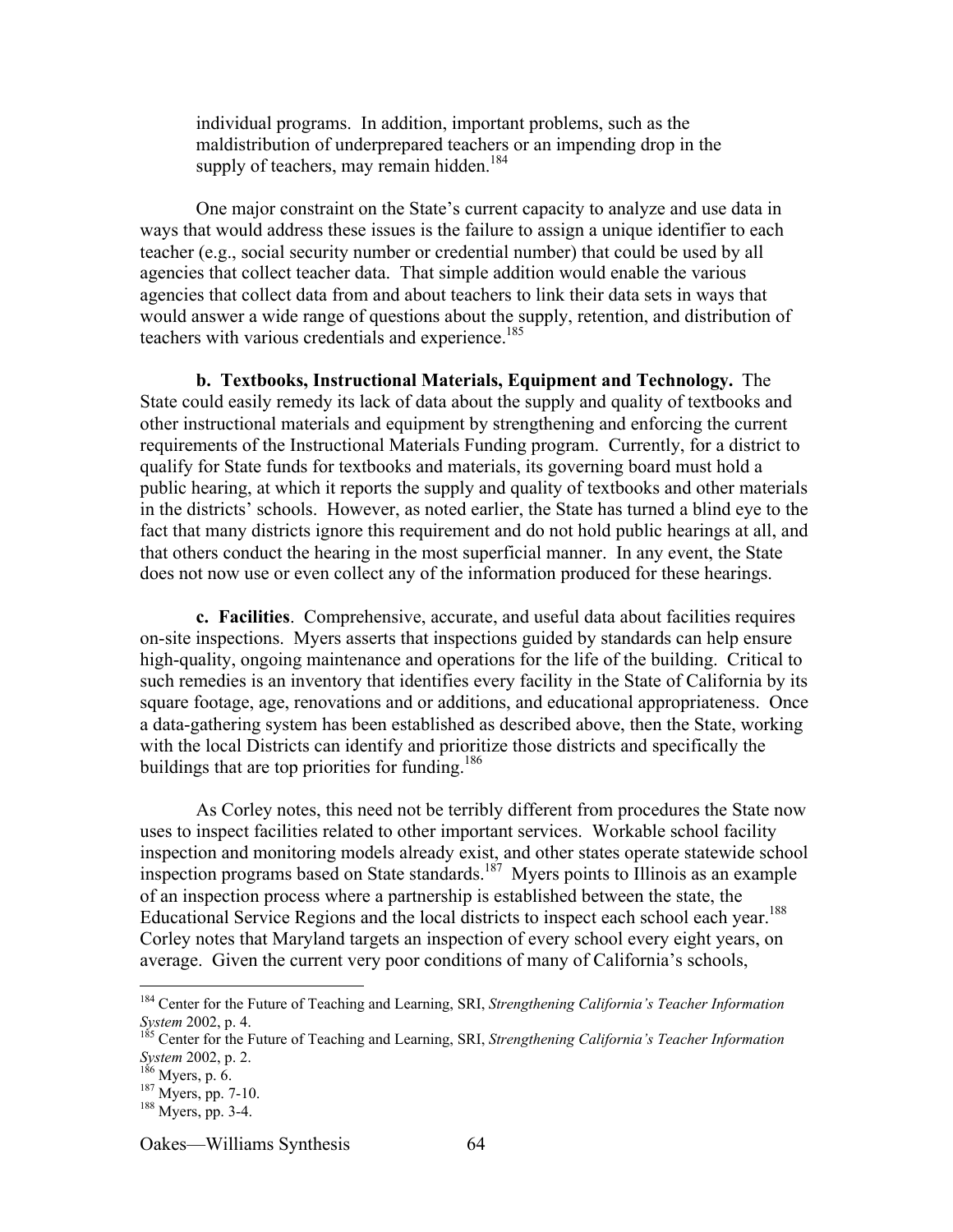> individual programs. In addition, important problems, such as the maldistribution of underprepared teachers or an impending drop in the supply of teachers, may remain hidden.[184]

One major constraint on the State's current capacity to analyze and use data in ways that would address these issues is the failure to assign a unique identifier to each teacher (e.g., social security number or credential number) that could be used by all agencies that collect teacher data. That simple addition would enable the various agencies that collect data from and about teachers to link their data sets in ways that would answer a wide range of questions about the supply, retention, and distribution of teachers with various credentials and experience.[185]

**b. Textbooks, Instructional Materials, Equipment and Technology.** The State could easily remedy its lack of data about the supply and quality of textbooks and other instructional materials and equipment by strengthening and enforcing the current requirements of the Instructional Materials Funding program. Currently, for a district to qualify for State funds for textbooks and materials, its governing board must hold a public hearing, at which it reports the supply and quality of textbooks and other materials in the districts' schools. However, as noted earlier, the State has turned a blind eye to the fact that many districts ignore this requirement and do not hold public hearings at all, and that others conduct the hearing in the most superficial manner. In any event, the State does not now use or even collect any of the information produced for these hearings.

**c. Facilities**. Comprehensive, accurate, and useful data about facilities requires on-site inspections. Myers asserts that inspections guided by standards can help ensure high-quality, ongoing maintenance and operations for the life of the building. Critical to such remedies is an inventory that identifies every facility in the State of California by its square footage, age, renovations and or additions, and educational appropriateness. Once a data-gathering system has been established as described above, then the State, working with the local Districts can identify and prioritize those districts and specifically the buildings that are top priorities for funding.[186]

As Corley notes, this need not be terribly different from procedures the State now uses to inspect facilities related to other important services. Workable school facility inspection and monitoring models already exist, and other states operate statewide school inspection programs based on State standards.[187] Myers points to Illinois as an example of an inspection process where a partnership is established between the state, the Educational Service Regions and the local districts to inspect each school each year.[188] Corley notes that Maryland targets an inspection of every school every eight years, on average. Given the current very poor conditions of many of California's schools,

---

[184] Center for the Future of Teaching and Learning, SRI, *Strengthening California's Teacher Information System* 2002, p. 4.

[185] Center for the Future of Teaching and Learning, SRI, *Strengthening California's Teacher Information System* 2002, p. 2.

[186] Myers, p. 6.

[187] Myers, pp. 7-10.

[188] Myers, pp. 3-4.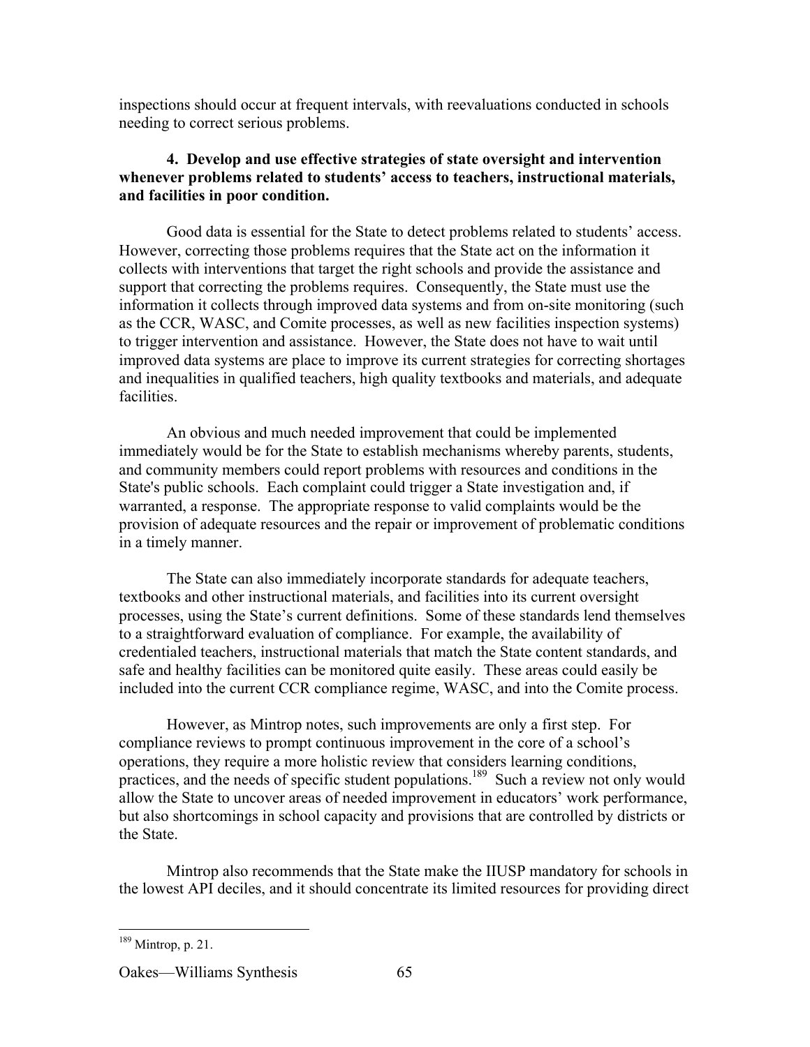inspections should occur at frequent intervals, with reevaluations conducted in schools needing to correct serious problems.

**4. Develop and use effective strategies of state oversight and intervention whenever problems related to students' access to teachers, instructional materials, and facilities in poor condition.**

Good data is essential for the State to detect problems related to students' access. However, correcting those problems requires that the State act on the information it collects with interventions that target the right schools and provide the assistance and support that correcting the problems requires. Consequently, the State must use the information it collects through improved data systems and from on-site monitoring (such as the CCR, WASC, and Comite processes, as well as new facilities inspection systems) to trigger intervention and assistance. However, the State does not have to wait until improved data systems are place to improve its current strategies for correcting shortages and inequalities in qualified teachers, high quality textbooks and materials, and adequate facilities.

An obvious and much needed improvement that could be implemented immediately would be for the State to establish mechanisms whereby parents, students, and community members could report problems with resources and conditions in the State's public schools. Each complaint could trigger a State investigation and, if warranted, a response. The appropriate response to valid complaints would be the provision of adequate resources and the repair or improvement of problematic conditions in a timely manner.

The State can also immediately incorporate standards for adequate teachers, textbooks and other instructional materials, and facilities into its current oversight processes, using the State's current definitions. Some of these standards lend themselves to a straightforward evaluation of compliance. For example, the availability of credentialed teachers, instructional materials that match the State content standards, and safe and healthy facilities can be monitored quite easily. These areas could easily be included into the current CCR compliance regime, WASC, and into the Comite process.

However, as Mintrop notes, such improvements are only a first step. For compliance reviews to prompt continuous improvement in the core of a school's operations, they require a more holistic review that considers learning conditions, practices, and the needs of specific student populations.[189] Such a review not only would allow the State to uncover areas of needed improvement in educators' work performance, but also shortcomings in school capacity and provisions that are controlled by districts or the State.

Mintrop also recommends that the State make the IIUSP mandatory for schools in the lowest API deciles, and it should concentrate its limited resources for providing direct

---

[189] Mintrop, p. 21.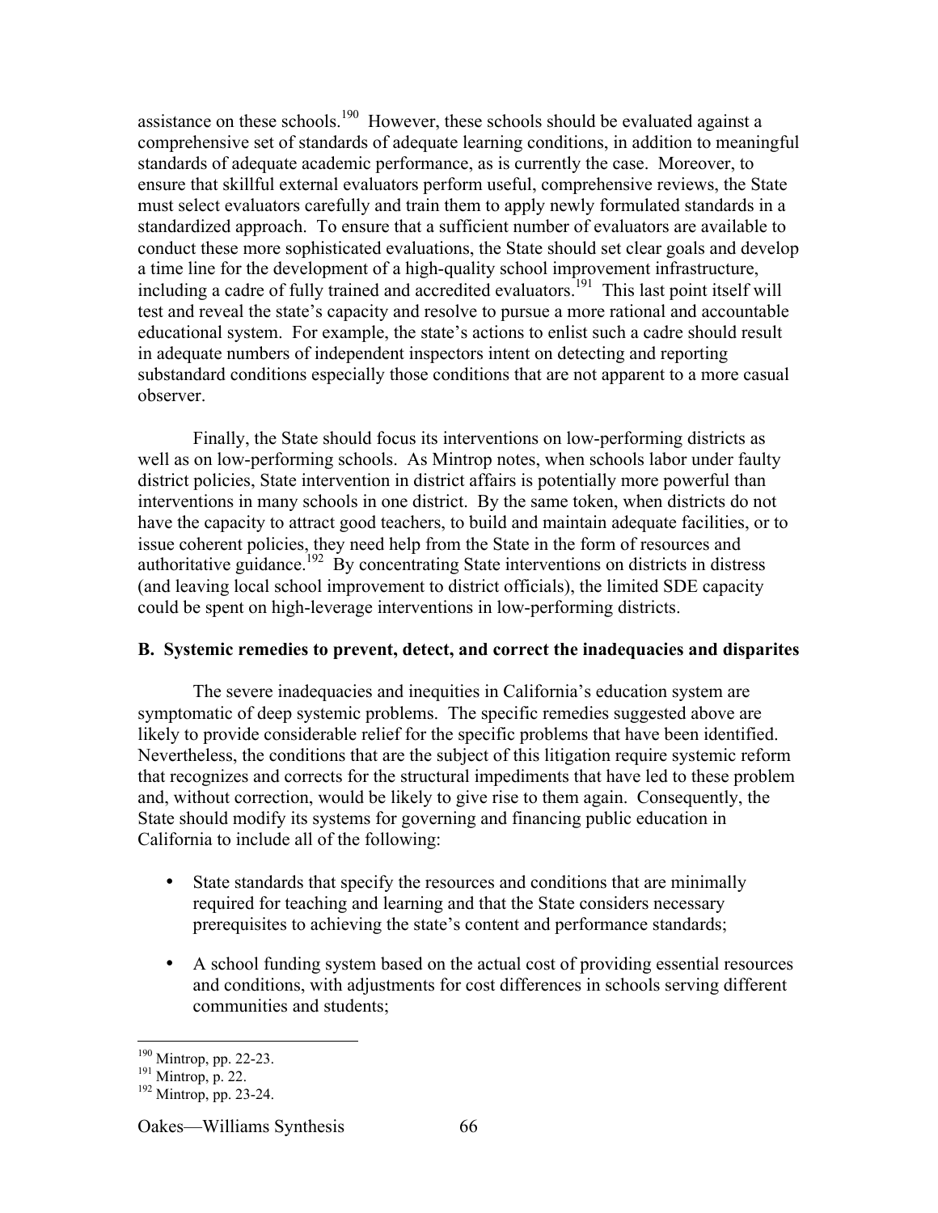assistance on these schools.[190] However, these schools should be evaluated against a comprehensive set of standards of adequate learning conditions, in addition to meaningful standards of adequate academic performance, as is currently the case. Moreover, to ensure that skillful external evaluators perform useful, comprehensive reviews, the State must select evaluators carefully and train them to apply newly formulated standards in a standardized approach. To ensure that a sufficient number of evaluators are available to conduct these more sophisticated evaluations, the State should set clear goals and develop a time line for the development of a high-quality school improvement infrastructure, including a cadre of fully trained and accredited evaluators.[191] This last point itself will test and reveal the state's capacity and resolve to pursue a more rational and accountable educational system. For example, the state's actions to enlist such a cadre should result in adequate numbers of independent inspectors intent on detecting and reporting substandard conditions especially those conditions that are not apparent to a more casual observer.

Finally, the State should focus its interventions on low-performing districts as well as on low-performing schools. As Mintrop notes, when schools labor under faulty district policies, State intervention in district affairs is potentially more powerful than interventions in many schools in one district. By the same token, when districts do not have the capacity to attract good teachers, to build and maintain adequate facilities, or to issue coherent policies, they need help from the State in the form of resources and authoritative guidance.[192] By concentrating State interventions on districts in distress (and leaving local school improvement to district officials), the limited SDE capacity could be spent on high-leverage interventions in low-performing districts.

**B. Systemic remedies to prevent, detect, and correct the inadequacies and disparites**

The severe inadequacies and inequities in California's education system are symptomatic of deep systemic problems. The specific remedies suggested above are likely to provide considerable relief for the specific problems that have been identified. Nevertheless, the conditions that are the subject of this litigation require systemic reform that recognizes and corrects for the structural impediments that have led to these problem and, without correction, would be likely to give rise to them again. Consequently, the State should modify its systems for governing and financing public education in California to include all of the following:

- State standards that specify the resources and conditions that are minimally required for teaching and learning and that the State considers necessary prerequisites to achieving the state's content and performance standards;
- A school funding system based on the actual cost of providing essential resources and conditions, with adjustments for cost differences in schools serving different communities and students;

---

[190] Mintrop, pp. 22-23.
[191] Mintrop, p. 22.
[192] Mintrop, pp. 23-24.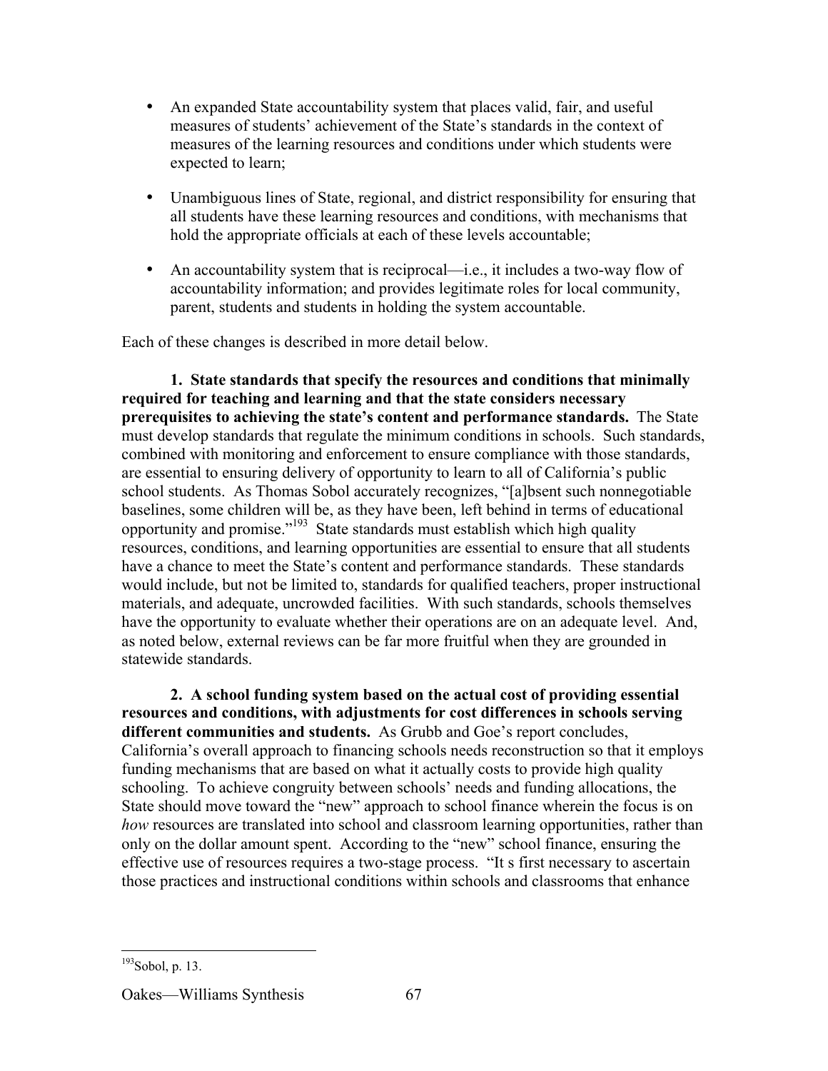- An expanded State accountability system that places valid, fair, and useful measures of students' achievement of the State's standards in the context of measures of the learning resources and conditions under which students were expected to learn;

- Unambiguous lines of State, regional, and district responsibility for ensuring that all students have these learning resources and conditions, with mechanisms that hold the appropriate officials at each of these levels accountable;

- An accountability system that is reciprocal—i.e., it includes a two-way flow of accountability information; and provides legitimate roles for local community, parent, students and students in holding the system accountable.

Each of these changes is described in more detail below.

**1. State standards that specify the resources and conditions that minimally required for teaching and learning and that the state considers necessary prerequisites to achieving the state's content and performance standards.** The State must develop standards that regulate the minimum conditions in schools. Such standards, combined with monitoring and enforcement to ensure compliance with those standards, are essential to ensuring delivery of opportunity to learn to all of California's public school students. As Thomas Sobol accurately recognizes, "[a]bsent such nonnegotiable baselines, some children will be, as they have been, left behind in terms of educational opportunity and promise."[193] State standards must establish which high quality resources, conditions, and learning opportunities are essential to ensure that all students have a chance to meet the State's content and performance standards. These standards would include, but not be limited to, standards for qualified teachers, proper instructional materials, and adequate, uncrowded facilities. With such standards, schools themselves have the opportunity to evaluate whether their operations are on an adequate level. And, as noted below, external reviews can be far more fruitful when they are grounded in statewide standards.

**2. A school funding system based on the actual cost of providing essential resources and conditions, with adjustments for cost differences in schools serving different communities and students.** As Grubb and Goe's report concludes, California's overall approach to financing schools needs reconstruction so that it employs funding mechanisms that are based on what it actually costs to provide high quality schooling. To achieve congruity between schools' needs and funding allocations, the State should move toward the "new" approach to school finance wherein the focus is on *how* resources are translated into school and classroom learning opportunities, rather than only on the dollar amount spent. According to the "new" school finance, ensuring the effective use of resources requires a two-stage process. "It s first necessary to ascertain those practices and instructional conditions within schools and classrooms that enhance

---

[193] Sobol, p. 13.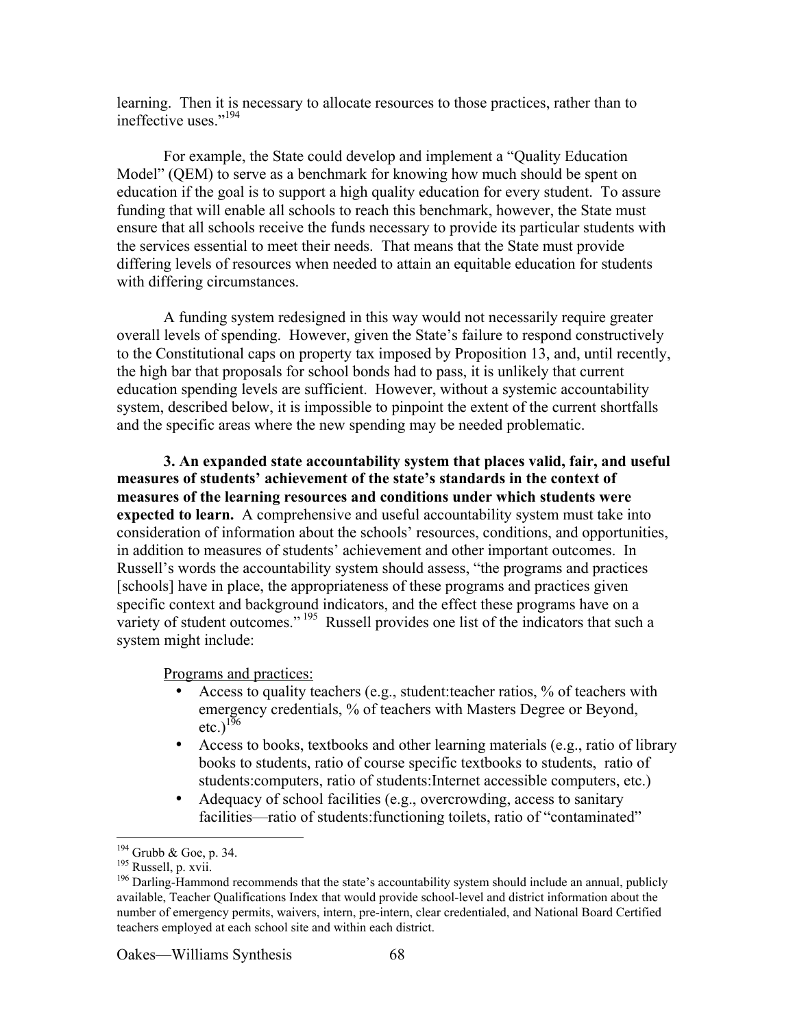learning. Then it is necessary to allocate resources to those practices, rather than to ineffective uses."[194]

For example, the State could develop and implement a "Quality Education Model" (QEM) to serve as a benchmark for knowing how much should be spent on education if the goal is to support a high quality education for every student. To assure funding that will enable all schools to reach this benchmark, however, the State must ensure that all schools receive the funds necessary to provide its particular students with the services essential to meet their needs. That means that the State must provide differing levels of resources when needed to attain an equitable education for students with differing circumstances.

A funding system redesigned in this way would not necessarily require greater overall levels of spending. However, given the State's failure to respond constructively to the Constitutional caps on property tax imposed by Proposition 13, and, until recently, the high bar that proposals for school bonds had to pass, it is unlikely that current education spending levels are sufficient. However, without a systemic accountability system, described below, it is impossible to pinpoint the extent of the current shortfalls and the specific areas where the new spending may be needed problematic.

**3. An expanded state accountability system that places valid, fair, and useful measures of students' achievement of the state's standards in the context of measures of the learning resources and conditions under which students were expected to learn.** A comprehensive and useful accountability system must take into consideration of information about the schools' resources, conditions, and opportunities, in addition to measures of students' achievement and other important outcomes. In Russell's words the accountability system should assess, "the programs and practices [schools] have in place, the appropriateness of these programs and practices given specific context and background indicators, and the effect these programs have on a variety of student outcomes." [195] Russell provides one list of the indicators that such a system might include:

Programs and practices:

- Access to quality teachers (e.g., student:teacher ratios, % of teachers with emergency credentials, % of teachers with Masters Degree or Beyond, etc.)[196]
- Access to books, textbooks and other learning materials (e.g., ratio of library books to students, ratio of course specific textbooks to students, ratio of students:computers, ratio of students:Internet accessible computers, etc.)
- Adequacy of school facilities (e.g., overcrowding, access to sanitary facilities—ratio of students:functioning toilets, ratio of "contaminated"

---

[194] Grubb & Goe, p. 34.

[195] Russell, p. xvii.

[196] Darling-Hammond recommends that the state's accountability system should include an annual, publicly available, Teacher Qualifications Index that would provide school-level and district information about the number of emergency permits, waivers, intern, pre-intern, clear credentialed, and National Board Certified teachers employed at each school site and within each district.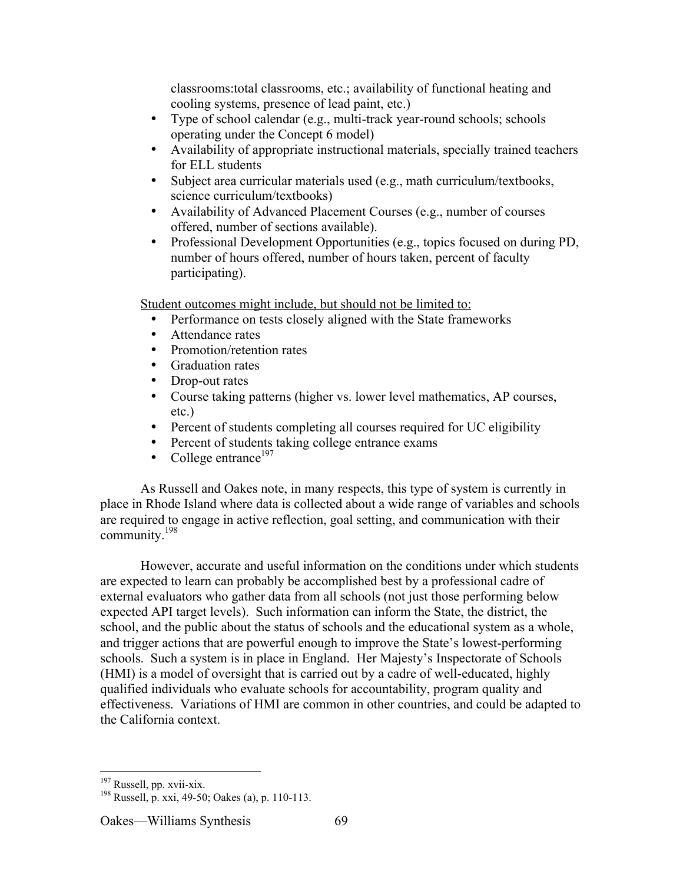classrooms:total classrooms, etc.; availability of functional heating and cooling systems, presence of lead paint, etc.)

- Type of school calendar (e.g., multi-track year-round schools; schools operating under the Concept 6 model)
- Availability of appropriate instructional materials, specially trained teachers for ELL students
- Subject area curricular materials used (e.g., math curriculum/textbooks, science curriculum/textbooks)
- Availability of Advanced Placement Courses (e.g., number of courses offered, number of sections available).
- Professional Development Opportunities (e.g., topics focused on during PD, number of hours offered, number of hours taken, percent of faculty participating).

Student outcomes might include, but should not be limited to:

- Performance on tests closely aligned with the State frameworks
- Attendance rates
- Promotion/retention rates
- Graduation rates
- Drop-out rates
- Course taking patterns (higher vs. lower level mathematics, AP courses, etc.)
- Percent of students completing all courses required for UC eligibility
- Percent of students taking college entrance exams
- College entrance[197]

As Russell and Oakes note, in many respects, this type of system is currently in place in Rhode Island where data is collected about a wide range of variables and schools are required to engage in active reflection, goal setting, and communication with their community.[198]

However, accurate and useful information on the conditions under which students are expected to learn can probably be accomplished best by a professional cadre of external evaluators who gather data from all schools (not just those performing below expected API target levels). Such information can inform the State, the district, the school, and the public about the status of schools and the educational system as a whole, and trigger actions that are powerful enough to improve the State's lowest-performing schools. Such a system is in place in England. Her Majesty's Inspectorate of Schools (HMI) is a model of oversight that is carried out by a cadre of well-educated, highly qualified individuals who evaluate schools for accountability, program quality and effectiveness. Variations of HMI are common in other countries, and could be adapted to the California context.

---

[197] Russell, pp. xvii-xix.

[198] Russell, p. xxi, 49-50; Oakes (a), p. 110-113.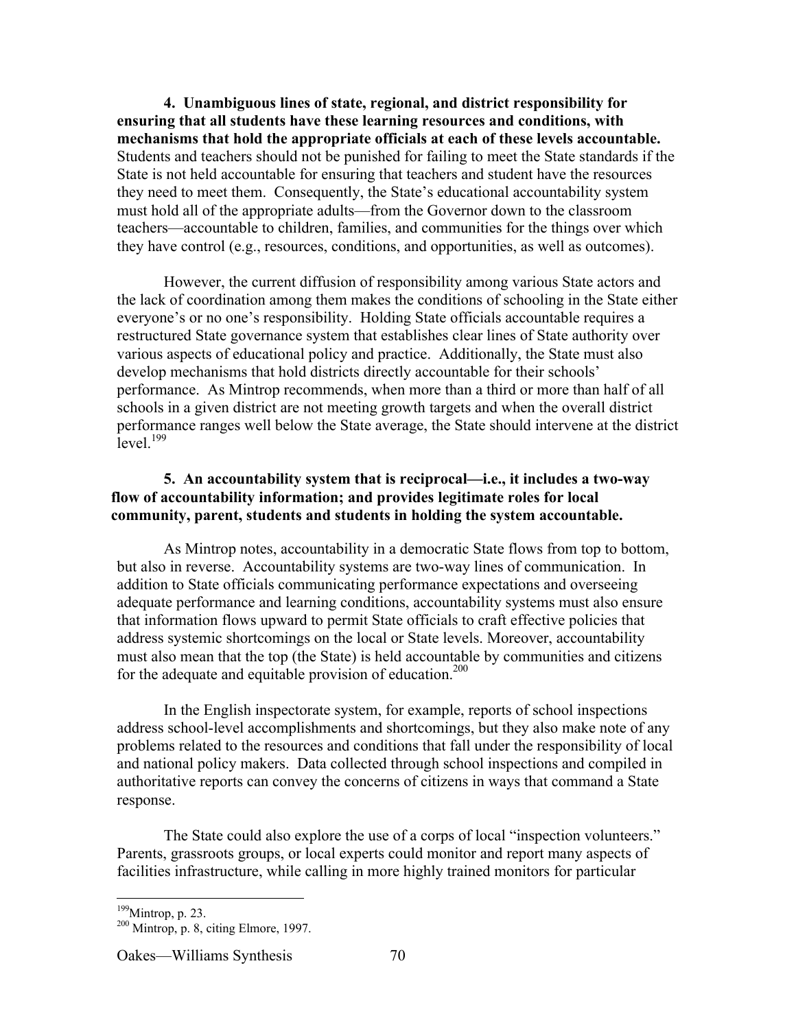**4. Unambiguous lines of state, regional, and district responsibility for ensuring that all students have these learning resources and conditions, with mechanisms that hold the appropriate officials at each of these levels accountable.** Students and teachers should not be punished for failing to meet the State standards if the State is not held accountable for ensuring that teachers and student have the resources they need to meet them. Consequently, the State's educational accountability system must hold all of the appropriate adults—from the Governor down to the classroom teachers—accountable to children, families, and communities for the things over which they have control (e.g., resources, conditions, and opportunities, as well as outcomes).

However, the current diffusion of responsibility among various State actors and the lack of coordination among them makes the conditions of schooling in the State either everyone's or no one's responsibility. Holding State officials accountable requires a restructured State governance system that establishes clear lines of State authority over various aspects of educational policy and practice. Additionally, the State must also develop mechanisms that hold districts directly accountable for their schools' performance. As Mintrop recommends, when more than a third or more than half of all schools in a given district are not meeting growth targets and when the overall district performance ranges well below the State average, the State should intervene at the district level.[199]

**5. An accountability system that is reciprocal—i.e., it includes a two-way flow of accountability information; and provides legitimate roles for local community, parent, students and students in holding the system accountable.**

As Mintrop notes, accountability in a democratic State flows from top to bottom, but also in reverse. Accountability systems are two-way lines of communication. In addition to State officials communicating performance expectations and overseeing adequate performance and learning conditions, accountability systems must also ensure that information flows upward to permit State officials to craft effective policies that address systemic shortcomings on the local or State levels. Moreover, accountability must also mean that the top (the State) is held accountable by communities and citizens for the adequate and equitable provision of education.[200]

In the English inspectorate system, for example, reports of school inspections address school-level accomplishments and shortcomings, but they also make note of any problems related to the resources and conditions that fall under the responsibility of local and national policy makers. Data collected through school inspections and compiled in authoritative reports can convey the concerns of citizens in ways that command a State response.

The State could also explore the use of a corps of local "inspection volunteers." Parents, grassroots groups, or local experts could monitor and report many aspects of facilities infrastructure, while calling in more highly trained monitors for particular

---

[199] Mintrop, p. 23.

[200] Mintrop, p. 8, citing Elmore, 1997.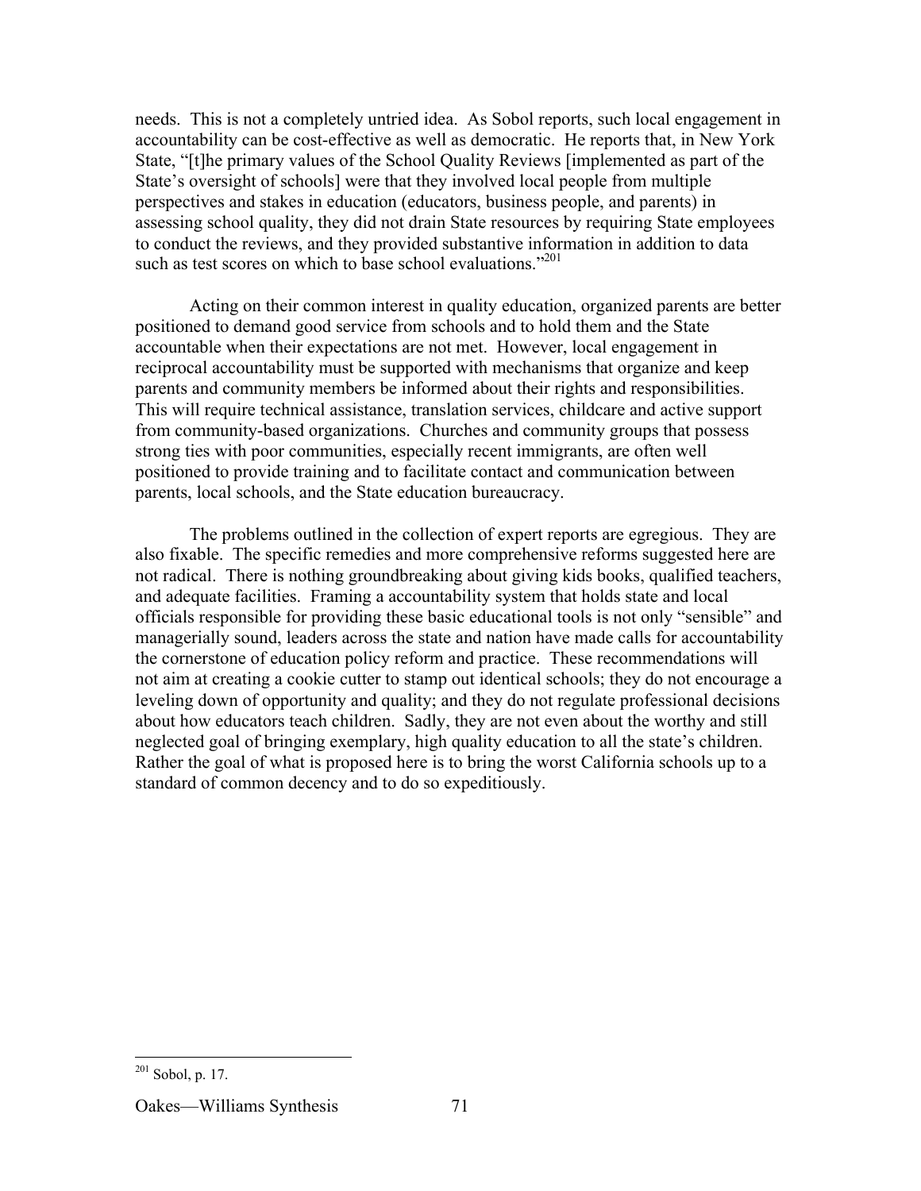needs. This is not a completely untried idea. As Sobol reports, such local engagement in accountability can be cost-effective as well as democratic. He reports that, in New York State, "[t]he primary values of the School Quality Reviews [implemented as part of the State's oversight of schools] were that they involved local people from multiple perspectives and stakes in education (educators, business people, and parents) in assessing school quality, they did not drain State resources by requiring State employees to conduct the reviews, and they provided substantive information in addition to data such as test scores on which to base school evaluations."[201]

Acting on their common interest in quality education, organized parents are better positioned to demand good service from schools and to hold them and the State accountable when their expectations are not met. However, local engagement in reciprocal accountability must be supported with mechanisms that organize and keep parents and community members be informed about their rights and responsibilities. This will require technical assistance, translation services, childcare and active support from community-based organizations. Churches and community groups that possess strong ties with poor communities, especially recent immigrants, are often well positioned to provide training and to facilitate contact and communication between parents, local schools, and the State education bureaucracy.

The problems outlined in the collection of expert reports are egregious. They are also fixable. The specific remedies and more comprehensive reforms suggested here are not radical. There is nothing groundbreaking about giving kids books, qualified teachers, and adequate facilities. Framing a accountability system that holds state and local officials responsible for providing these basic educational tools is not only "sensible" and managerially sound, leaders across the state and nation have made calls for accountability the cornerstone of education policy reform and practice. These recommendations will not aim at creating a cookie cutter to stamp out identical schools; they do not encourage a leveling down of opportunity and quality; and they do not regulate professional decisions about how educators teach children. Sadly, they are not even about the worthy and still neglected goal of bringing exemplary, high quality education to all the state's children. Rather the goal of what is proposed here is to bring the worst California schools up to a standard of common decency and to do so expeditiously.

---

[201] Sobol, p. 17.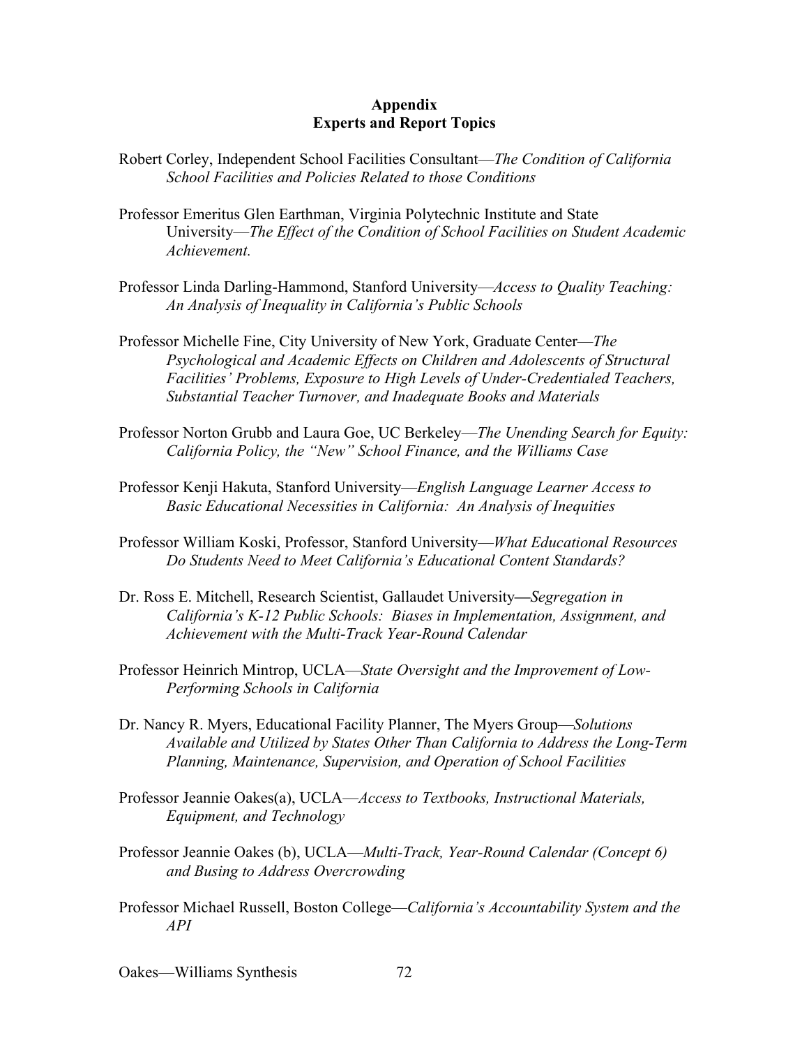# Appendix
## Experts and Report Topics

Robert Corley, Independent School Facilities Consultant—*The Condition of California School Facilities and Policies Related to those Conditions*

Professor Emeritus Glen Earthman, Virginia Polytechnic Institute and State University—*The Effect of the Condition of School Facilities on Student Academic Achievement.*

Professor Linda Darling-Hammond, Stanford University—*Access to Quality Teaching: An Analysis of Inequality in California's Public Schools*

Professor Michelle Fine, City University of New York, Graduate Center—*The Psychological and Academic Effects on Children and Adolescents of Structural Facilities' Problems, Exposure to High Levels of Under-Credentialed Teachers, Substantial Teacher Turnover, and Inadequate Books and Materials*

Professor Norton Grubb and Laura Goe, UC Berkeley—*The Unending Search for Equity: California Policy, the "New" School Finance, and the Williams Case*

Professor Kenji Hakuta, Stanford University—*English Language Learner Access to Basic Educational Necessities in California: An Analysis of Inequities*

Professor William Koski, Professor, Stanford University—*What Educational Resources Do Students Need to Meet California's Educational Content Standards?*

Dr. Ross E. Mitchell, Research Scientist, Gallaudet University—*Segregation in California's K-12 Public Schools: Biases in Implementation, Assignment, and Achievement with the Multi-Track Year-Round Calendar*

Professor Heinrich Mintrop, UCLA—*State Oversight and the Improvement of Low-Performing Schools in California*

Dr. Nancy R. Myers, Educational Facility Planner, The Myers Group—*Solutions Available and Utilized by States Other Than California to Address the Long-Term Planning, Maintenance, Supervision, and Operation of School Facilities*

Professor Jeannie Oakes(a), UCLA—*Access to Textbooks, Instructional Materials, Equipment, and Technology*

Professor Jeannie Oakes (b), UCLA—*Multi-Track, Year-Round Calendar (Concept 6) and Busing to Address Overcrowding*

Professor Michael Russell, Boston College—*California's Accountability System and the API*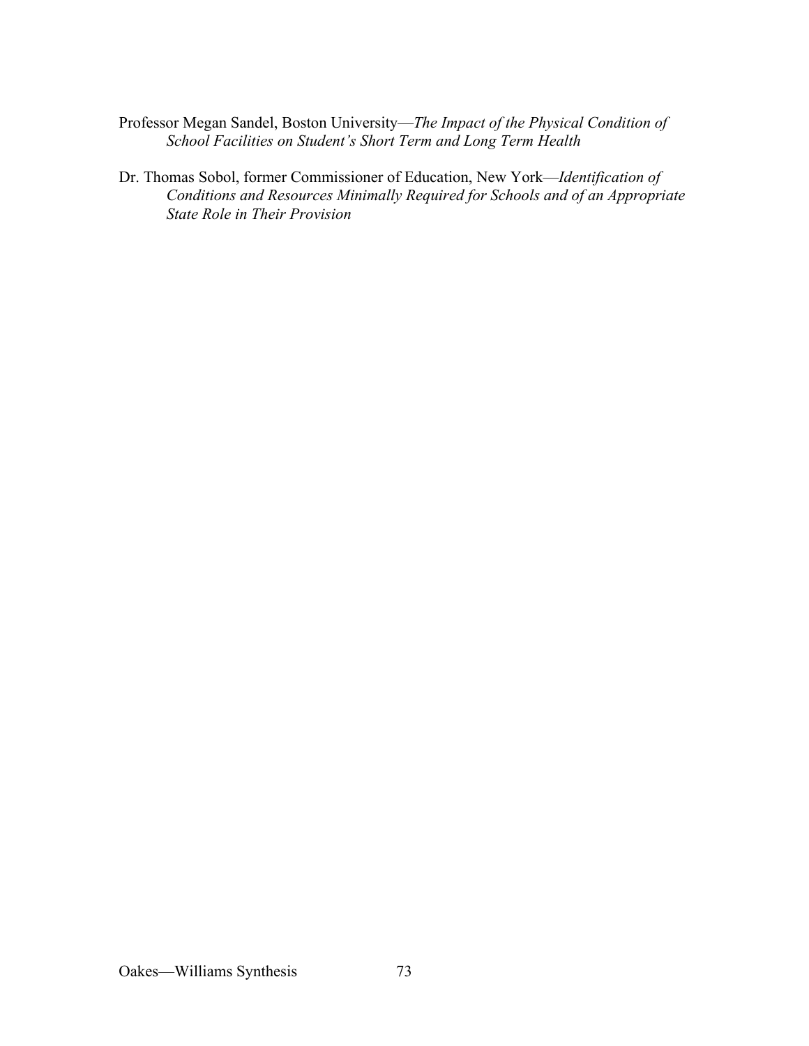Professor Megan Sandel, Boston University—*The Impact of the Physical Condition of School Facilities on Student's Short Term and Long Term Health*

Dr. Thomas Sobol, former Commissioner of Education, New York—*Identification of Conditions and Resources Minimally Required for Schools and of an Appropriate State Role in Their Provision*